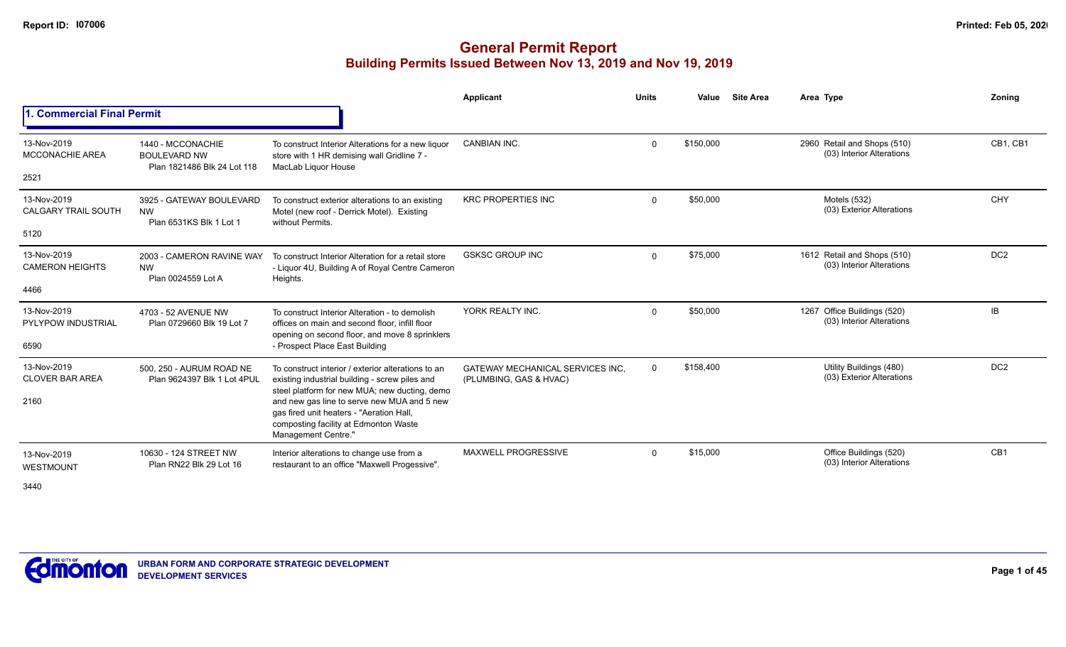# General Permit Report

## Building Permits Issued Between Nov 13, 2019 and Nov 19, 2019

### 1. Commercial Final Permit

| Date / Neighbourhood | Address / Legal | Description | Applicant | Units | Value | Site Area | Area | Type | Zoning |
|---|---|---|---|---|---|---|---|---|---|
| 13-Nov-2019 MCCONACHIE AREA 2521 | 1440 - MCCONACHIE BOULEVARD NW Plan 1821486 Blk 24 Lot 118 | To construct Interior Alterations for a new liquor store with 1 HR demising wall Gridline 7 - MacLab Liquor House | CANBIAN INC. | 0 | $150,000 | | 2960 | Retail and Shops (510) (03) Interior Alterations | CB1, CB1 |
| 13-Nov-2019 CALGARY TRAIL SOUTH 5120 | 3925 - GATEWAY BOULEVARD NW Plan 6531KS Blk 1 Lot 1 | To construct exterior alterations to an existing Motel (new roof - Derrick Motel). Existing without Permits. | KRC PROPERTIES INC | 0 | $50,000 | | | Motels (532) (03) Exterior Alterations | CHY |
| 13-Nov-2019 CAMERON HEIGHTS 4466 | 2003 - CAMERON RAVINE WAY NW Plan 0024559 Lot A | To construct Interior Alteration for a retail store - Liquor 4U, Building A of Royal Centre Cameron Heights. | GSKSC GROUP INC | 0 | $75,000 | | 1612 | Retail and Shops (510) (03) Interior Alterations | DC2 |
| 13-Nov-2019 PYLYPOW INDUSTRIAL 6590 | 4703 - 52 AVENUE NW Plan 0729660 Blk 19 Lot 7 | To construct Interior Alteration - to demolish offices on main and second floor, infill floor opening on second floor, and move 8 sprinklers - Prospect Place East Building | YORK REALTY INC. | 0 | $50,000 | | 1267 | Office Buildings (520) (03) Interior Alterations | IB |
| 13-Nov-2019 CLOVER BAR AREA 2160 | 500, 250 - AURUM ROAD NE Plan 9624397 Blk 1 Lot 4PUL | To construct interior / exterior alterations to an existing industrial building - screw piles and steel platform for new MUA; new ducting, demo and new gas line to serve new MUA and 5 new gas fired unit heaters - "Aeration Hall, composting facility at Edmonton Waste Management Centre." | GATEWAY MECHANICAL SERVICES INC. (PLUMBING, GAS & HVAC) | 0 | $158,400 | | | Utility Buildings (480) (03) Exterior Alterations | DC2 |
| 13-Nov-2019 WESTMOUNT 3440 | 10630 - 124 STREET NW Plan RN22 Blk 29 Lot 16 | Interior alterations to change use from a restaurant to an office "Maxwell Progessive". | MAXWELL PROGRESSIVE | 0 | $15,000 | | | Office Buildings (520) (03) Interior Alterations | CB1 |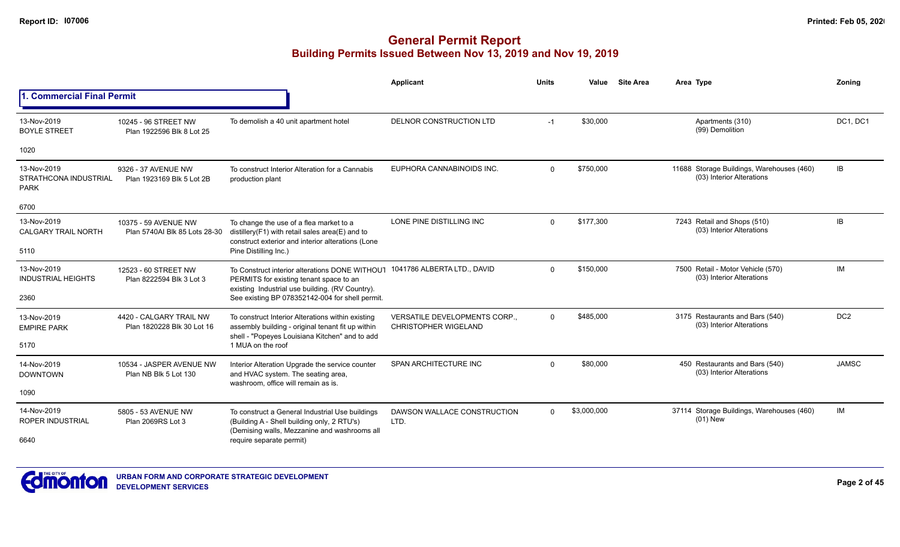# General Permit Report

## Building Permits Issued Between Nov 13, 2019 and Nov 19, 2019

### 1. Commercial Final Permit

| Date / Neighbourhood | Address / Legal | Description | Applicant | Units | Value | Site Area | Area | Type | Zoning |
|---|---|---|---|---|---|---|---|---|---|
| 13-Nov-2019 BOYLE STREET 1020 | 10245 - 96 STREET NW Plan 1922596 Blk 8 Lot 25 | To demolish a 40 unit apartment hotel | DELNOR CONSTRUCTION LTD | -1 | $30,000 | | | Apartments (310) (99) Demolition | DC1, DC1 |
| 13-Nov-2019 STRATHCONA INDUSTRIAL PARK 6700 | 9326 - 37 AVENUE NW Plan 1923169 Blk 5 Lot 2B | To construct Interior Alteration for a Cannabis production plant | EUPHORA CANNABINOIDS INC. | 0 | $750,000 | | 11688 | Storage Buildings, Warehouses (460) (03) Interior Alterations | IB |
| 13-Nov-2019 CALGARY TRAIL NORTH 5110 | 10375 - 59 AVENUE NW Plan 5740AI Blk 85 Lots 28-30 | To change the use of a flea market to a distillery(F1) with retail sales area(E) and to construct exterior and interior alterations (Lone Pine Distilling Inc.) | LONE PINE DISTILLING INC | 0 | $177,300 | | 7243 | Retail and Shops (510) (03) Interior Alterations | IB |
| 13-Nov-2019 INDUSTRIAL HEIGHTS 2360 | 12523 - 60 STREET NW Plan 8222594 Blk 3 Lot 3 | To Construct interior alterations DONE WITHOUT PERMITS for existing tenant space to an existing Industrial use building. (RV Country). See existing BP 078352142-004 for shell permit. | 1041786 ALBERTA LTD., DAVID | 0 | $150,000 | | 7500 | Retail - Motor Vehicle (570) (03) Interior Alterations | IM |
| 13-Nov-2019 EMPIRE PARK 5170 | 4420 - CALGARY TRAIL NW Plan 1820228 Blk 30 Lot 16 | To construct Interior Alterations within existing assembly building - original tenant fit up within shell - "Popeyes Louisiana Kitchen" and to add 1 MUA on the roof | VERSATILE DEVELOPMENTS CORP., CHRISTOPHER WIGELAND | 0 | $485,000 | | 3175 | Restaurants and Bars (540) (03) Interior Alterations | DC2 |
| 14-Nov-2019 DOWNTOWN 1090 | 10534 - JASPER AVENUE NW Plan NB Blk 5 Lot 130 | Interior Alteration Upgrade the service counter and HVAC system. The seating area, washroom, office will remain as is. | SPAN ARCHITECTURE INC | 0 | $80,000 | | 450 | Restaurants and Bars (540) (03) Interior Alterations | JAMSC |
| 14-Nov-2019 ROPER INDUSTRIAL 6640 | 5805 - 53 AVENUE NW Plan 2069RS Lot 3 | To construct a General Industrial Use buildings (Building A - Shell building only, 2 RTU's) (Demising walls, Mezzanine and washrooms all require separate permit) | DAWSON WALLACE CONSTRUCTION LTD. | 0 | $3,000,000 | | 37114 | Storage Buildings, Warehouses (460) (01) New | IM |

URBAN FORM AND CORPORATE STRATEGIC DEVELOPMENT
DEVELOPMENT SERVICES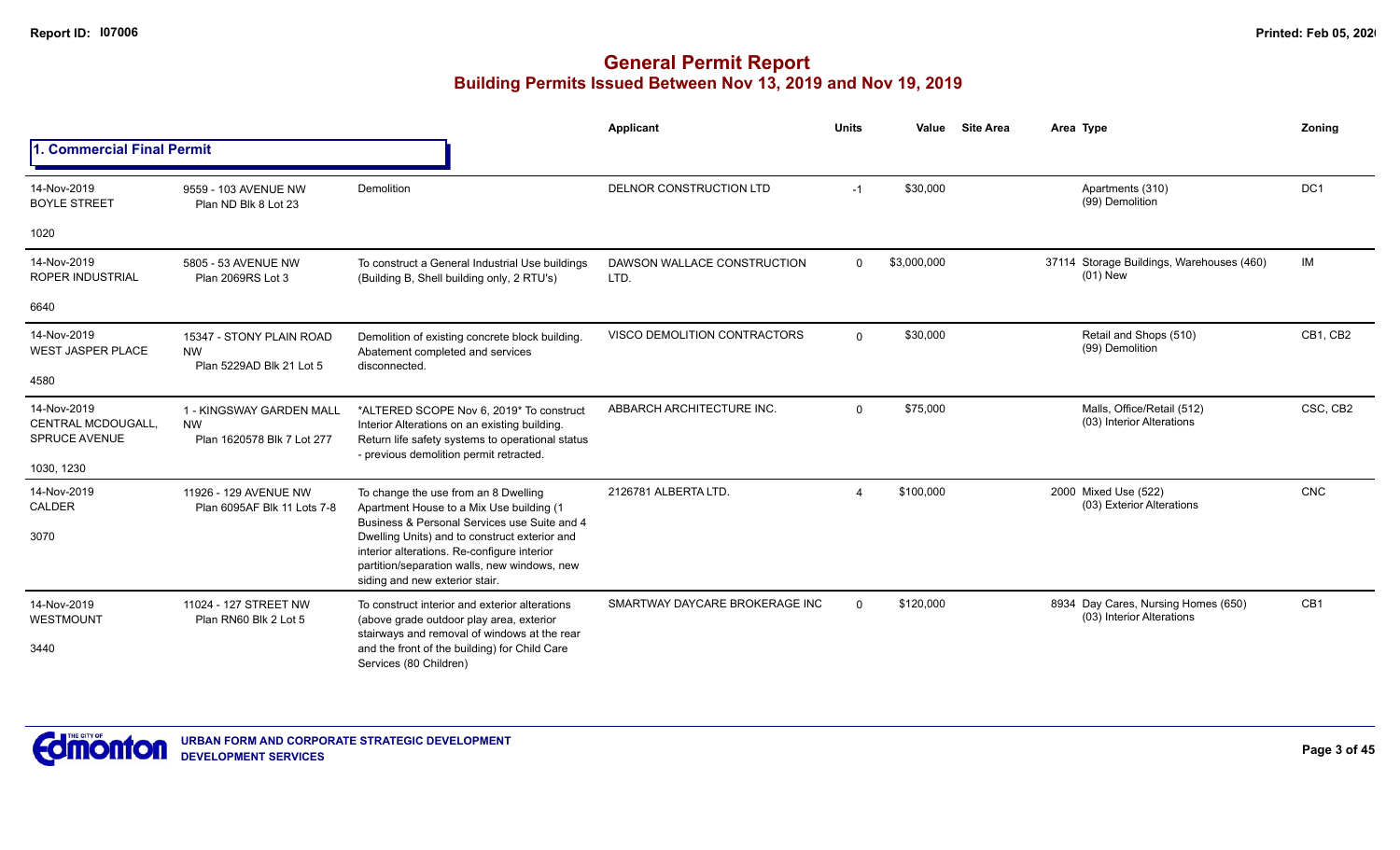# General Permit Report
## Building Permits Issued Between Nov 13, 2019 and Nov 19, 2019

### 1. Commercial Final Permit

| Date / Neighbourhood | Address / Legal | Description | Applicant | Units | Value | Site Area | Area | Type | Zoning |
|---|---|---|---|---|---|---|---|---|---|
| 14-Nov-2019 BOYLE STREET 1020 | 9559 - 103 AVENUE NW Plan ND Blk 8 Lot 23 | Demolition | DELNOR CONSTRUCTION LTD | -1 | $30,000 | | | Apartments (310) (99) Demolition | DC1 |
| 14-Nov-2019 ROPER INDUSTRIAL 6640 | 5805 - 53 AVENUE NW Plan 2069RS Lot 3 | To construct a General Industrial Use buildings (Building B, Shell building only, 2 RTU's) | DAWSON WALLACE CONSTRUCTION LTD. | 0 | $3,000,000 | | 37114 | Storage Buildings, Warehouses (460) (01) New | IM |
| 14-Nov-2019 WEST JASPER PLACE 4580 | 15347 - STONY PLAIN ROAD NW Plan 5229AD Blk 21 Lot 5 | Demolition of existing concrete block building. Abatement completed and services disconnected. | VISCO DEMOLITION CONTRACTORS | 0 | $30,000 | | | Retail and Shops (510) (99) Demolition | CB1, CB2 |
| 14-Nov-2019 CENTRAL MCDOUGALL, SPRUCE AVENUE 1030, 1230 | 1 - KINGSWAY GARDEN MALL NW Plan 1620578 Blk 7 Lot 277 | *ALTERED SCOPE Nov 6, 2019* To construct Interior Alterations on an existing building. Return life safety systems to operational status - previous demolition permit retracted. | ABBARCH ARCHITECTURE INC. | 0 | $75,000 | | | Malls, Office/Retail (512) (03) Interior Alterations | CSC, CB2 |
| 14-Nov-2019 CALDER 3070 | 11926 - 129 AVENUE NW Plan 6095AF Blk 11 Lots 7-8 | To change the use from an 8 Dwelling Apartment House to a Mix Use building (1 Business & Personal Services use Suite and 4 Dwelling Units) and to construct exterior and interior alterations. Re-configure interior partition/separation walls, new windows, new siding and new exterior stair. | 2126781 ALBERTA LTD. | 4 | $100,000 | | 2000 | Mixed Use (522) (03) Exterior Alterations | CNC |
| 14-Nov-2019 WESTMOUNT 3440 | 11024 - 127 STREET NW Plan RN60 Blk 2 Lot 5 | To construct interior and exterior alterations (above grade outdoor play area, exterior stairways and removal of windows at the rear and the front of the building) for Child Care Services (80 Children) | SMARTWAY DAYCARE BROKERAGE INC | 0 | $120,000 | | 8934 | Day Cares, Nursing Homes (650) (03) Interior Alterations | CB1 |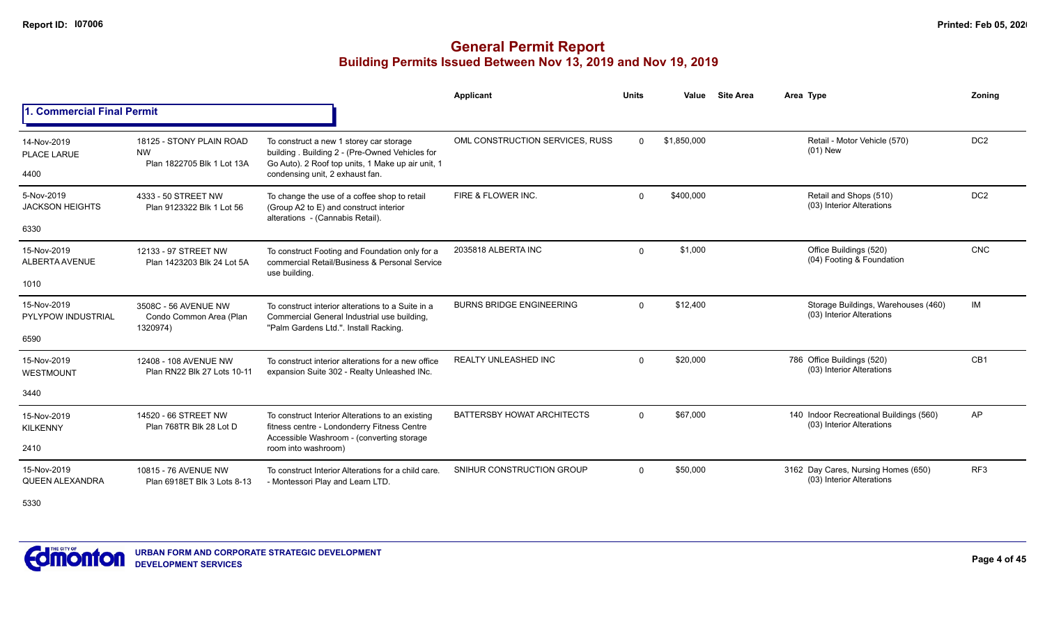# General Permit Report
## Building Permits Issued Between Nov 13, 2019 and Nov 19, 2019

### 1. Commercial Final Permit

| Date / Neighbourhood | Address / Legal | Description | Applicant | Units | Value | Site Area | Area | Type | Zoning |
|---|---|---|---|---|---|---|---|---|---|
| 14-Nov-2019 PLACE LARUE 4400 | 18125 - STONY PLAIN ROAD NW Plan 1822705 Blk 1 Lot 13A | To construct a new 1 storey car storage building . Building 2 - (Pre-Owned Vehicles for Go Auto). 2 Roof top units, 1 Make up air unit, 1 condensing unit, 2 exhaust fan. | OML CONSTRUCTION SERVICES, RUSS | 0 | $1,850,000 | | | Retail - Motor Vehicle (570) (01) New | DC2 |
| 5-Nov-2019 JACKSON HEIGHTS 6330 | 4333 - 50 STREET NW Plan 9123322 Blk 1 Lot 56 | To change the use of a coffee shop to retail (Group A2 to E) and construct interior alterations - (Cannabis Retail). | FIRE & FLOWER INC. | 0 | $400,000 | | | Retail and Shops (510) (03) Interior Alterations | DC2 |
| 15-Nov-2019 ALBERTA AVENUE 1010 | 12133 - 97 STREET NW Plan 1423203 Blk 24 Lot 5A | To construct Footing and Foundation only for a commercial Retail/Business & Personal Service use building. | 2035818 ALBERTA INC | 0 | $1,000 | | | Office Buildings (520) (04) Footing & Foundation | CNC |
| 15-Nov-2019 PYLYPOW INDUSTRIAL 6590 | 3508C - 56 AVENUE NW Condo Common Area (Plan 1320974) | To construct interior alterations to a Suite in a Commercial General Industrial use building, "Palm Gardens Ltd.". Install Racking. | BURNS BRIDGE ENGINEERING | 0 | $12,400 | | | Storage Buildings, Warehouses (460) (03) Interior Alterations | IM |
| 15-Nov-2019 WESTMOUNT 3440 | 12408 - 108 AVENUE NW Plan RN22 Blk 27 Lots 10-11 | To construct interior alterations for a new office expansion Suite 302 - Realty Unleashed INc. | REALTY UNLEASHED INC | 0 | $20,000 | | 786 | Office Buildings (520) (03) Interior Alterations | CB1 |
| 15-Nov-2019 KILKENNY 2410 | 14520 - 66 STREET NW Plan 768TR Blk 28 Lot D | To construct Interior Alterations to an existing fitness centre - Londonderry Fitness Centre Accessible Washroom - (converting storage room into washroom) | BATTERSBY HOWAT ARCHITECTS | 0 | $67,000 | | 140 | Indoor Recreational Buildings (560) (03) Interior Alterations | AP |
| 15-Nov-2019 QUEEN ALEXANDRA 5330 | 10815 - 76 AVENUE NW Plan 6918ET Blk 3 Lots 8-13 | To construct Interior Alterations for a child care. - Montessori Play and Learn LTD. | SNIHUR CONSTRUCTION GROUP | 0 | $50,000 | | 3162 | Day Cares, Nursing Homes (650) (03) Interior Alterations | RF3 |

URBAN FORM AND CORPORATE STRATEGIC DEVELOPMENT
DEVELOPMENT SERVICES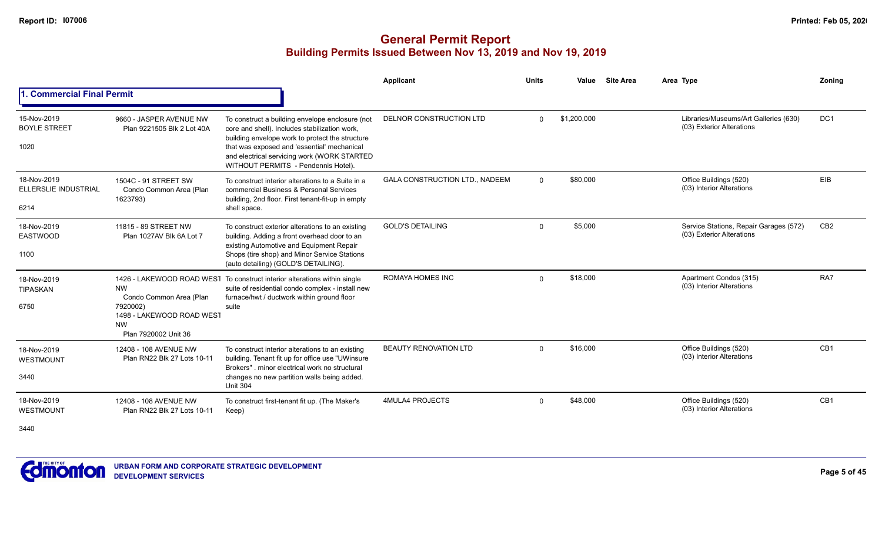# General Permit Report
## Building Permits Issued Between Nov 13, 2019 and Nov 19, 2019

### 1. Commercial Final Permit

| Date / Neighbourhood | Address / Legal | Description | Applicant | Units | Value | Site Area | Area Type | Zoning |
|---|---|---|---|---|---|---|---|---|
| 15-Nov-2019 BOYLE STREET 1020 | 9660 - JASPER AVENUE NW Plan 9221505 Blk 2 Lot 40A | To construct a building envelope enclosure (not core and shell). Includes stabilization work, building envelope work to protect the structure that was exposed and 'essential' mechanical and electrical servicing work (WORK STARTED WITHOUT PERMITS - Pendennis Hotel). | DELNOR CONSTRUCTION LTD | 0 | $1,200,000 | | Libraries/Museums/Art Galleries (630) (03) Exterior Alterations | DC1 |
| 18-Nov-2019 ELLERSLIE INDUSTRIAL 6214 | 1504C - 91 STREET SW Condo Common Area (Plan 1623793) | To construct interior alterations to a Suite in a commercial Business & Personal Services building, 2nd floor. First tenant-fit-up in empty shell space. | GALA CONSTRUCTION LTD., NADEEM | 0 | $80,000 | | Office Buildings (520) (03) Interior Alterations | EIB |
| 18-Nov-2019 EASTWOOD 1100 | 11815 - 89 STREET NW Plan 1027AV Blk 6A Lot 7 | To construct exterior alterations to an existing building. Adding a front overhead door to an existing Automotive and Equipment Repair Shops (tire shop) and Minor Service Stations (auto detailing) (GOLD'S DETAILING). | GOLD'S DETAILING | 0 | $5,000 | | Service Stations, Repair Garages (572) (03) Exterior Alterations | CB2 |
| 18-Nov-2019 TIPASKAN 6750 | 1426 - LAKEWOOD ROAD WEST NW Condo Common Area (Plan 7920002) 1498 - LAKEWOOD ROAD WEST NW Plan 7920002 Unit 36 | To construct interior alterations within single suite of residential condo complex - install new furnace/hwt / ductwork within ground floor suite | ROMAYA HOMES INC | 0 | $18,000 | | Apartment Condos (315) (03) Interior Alterations | RA7 |
| 18-Nov-2019 WESTMOUNT 3440 | 12408 - 108 AVENUE NW Plan RN22 Blk 27 Lots 10-11 | To construct interior alterations to an existing building. Tenant fit up for office use "UWinsure Brokers" . minor electrical work no structural changes no new partition walls being added. Unit 304 | BEAUTY RENOVATION LTD | 0 | $16,000 | | Office Buildings (520) (03) Interior Alterations | CB1 |
| 18-Nov-2019 WESTMOUNT 3440 | 12408 - 108 AVENUE NW Plan RN22 Blk 27 Lots 10-11 | To construct first-tenant fit up. (The Maker's Keep) | 4MULA4 PROJECTS | 0 | $48,000 | | Office Buildings (520) (03) Interior Alterations | CB1 |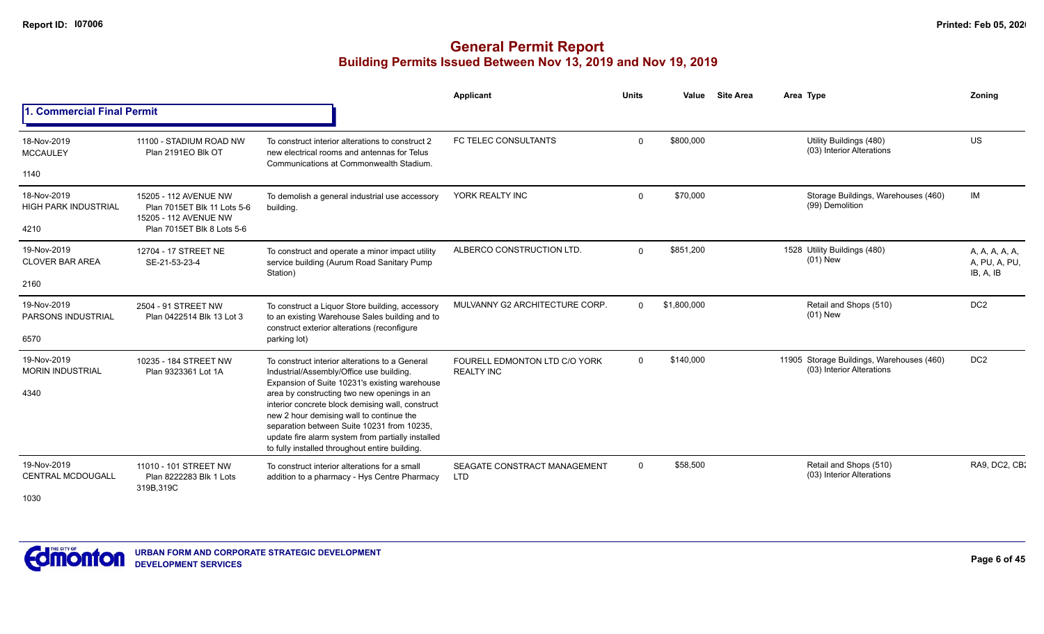# General Permit Report
## Building Permits Issued Between Nov 13, 2019 and Nov 19, 2019

### 1. Commercial Final Permit

| Date / Neighbourhood | Address / Legal | Description | Applicant | Units | Value | Site Area | Area | Type | Zoning |
|---|---|---|---|---|---|---|---|---|---|
| 18-Nov-2019 MCCAULEY 1140 | 11100 - STADIUM ROAD NW Plan 2191EO Blk OT | To construct interior alterations to construct 2 new electrical rooms and antennas for Telus Communications at Commonwealth Stadium. | FC TELEC CONSULTANTS | 0 | $800,000 | | | Utility Buildings (480) (03) Interior Alterations | US |
| 18-Nov-2019 HIGH PARK INDUSTRIAL 4210 | 15205 - 112 AVENUE NW Plan 7015ET Blk 11 Lots 5-6 15205 - 112 AVENUE NW Plan 7015ET Blk 8 Lots 5-6 | To demolish a general industrial use accessory building. | YORK REALTY INC | 0 | $70,000 | | | Storage Buildings, Warehouses (460) (99) Demolition | IM |
| 19-Nov-2019 CLOVER BAR AREA 2160 | 12704 - 17 STREET NE SE-21-53-23-4 | To construct and operate a minor impact utility service building (Aurum Road Sanitary Pump Station) | ALBERCO CONSTRUCTION LTD. | 0 | $851,200 | | 1528 | Utility Buildings (480) (01) New | A, A, A, A, A, A, PU, A, PU, IB, A, IB |
| 19-Nov-2019 PARSONS INDUSTRIAL 6570 | 2504 - 91 STREET NW Plan 0422514 Blk 13 Lot 3 | To construct a Liquor Store building, accessory to an existing Warehouse Sales building and to construct exterior alterations (reconfigure parking lot) | MULVANNY G2 ARCHITECTURE CORP. | 0 | $1,800,000 | | | Retail and Shops (510) (01) New | DC2 |
| 19-Nov-2019 MORIN INDUSTRIAL 4340 | 10235 - 184 STREET NW Plan 9323361 Lot 1A | To construct interior alterations to a General Industrial/Assembly/Office use building. Expansion of Suite 10231's existing warehouse area by constructing two new openings in an interior concrete block demising wall, construct new 2 hour demising wall to continue the separation between Suite 10231 from 10235, update fire alarm system from partially installed to fully installed throughout entire building. | FOURELL EDMONTON LTD C/O YORK REALTY INC | 0 | $140,000 | | 11905 | Storage Buildings, Warehouses (460) (03) Interior Alterations | DC2 |
| 19-Nov-2019 CENTRAL MCDOUGALL 1030 | 11010 - 101 STREET NW Plan 8222283 Blk 1 Lots 319B,319C | To construct interior alterations for a small addition to a pharmacy - Hys Centre Pharmacy | SEAGATE CONSTRACT MANAGEMENT LTD | 0 | $58,500 | | | Retail and Shops (510) (03) Interior Alterations | RA9, DC2, CB2 |

URBAN FORM AND CORPORATE STRATEGIC DEVELOPMENT
DEVELOPMENT SERVICES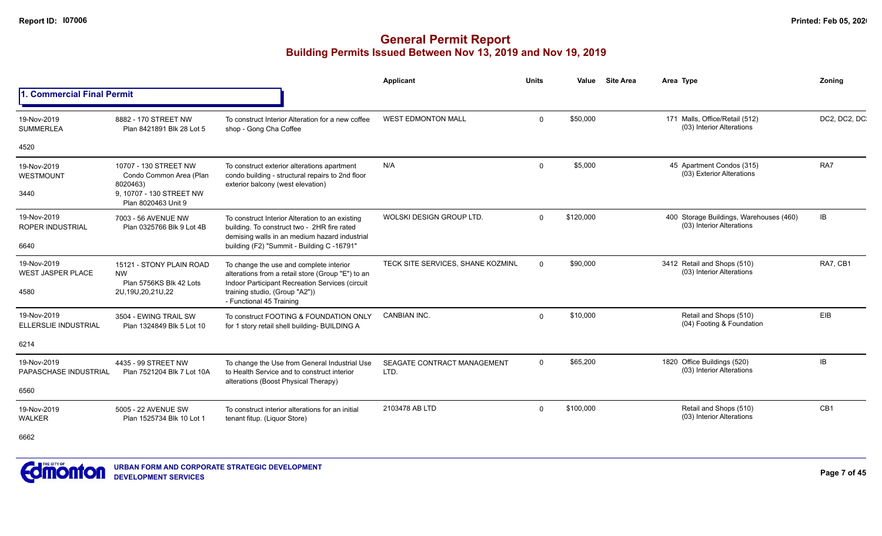# General Permit Report
## Building Permits Issued Between Nov 13, 2019 and Nov 19, 2019

### 1. Commercial Final Permit

| Date / Neighbourhood | Address / Legal | Description | Applicant | Units | Value | Site Area | Area Type | Zoning |
|---|---|---|---|---|---|---|---|---|
| 19-Nov-2019 SUMMERLEA 4520 | 8882 - 170 STREET NW Plan 8421891 Blk 28 Lot 5 | To construct Interior Alteration for a new coffee shop - Gong Cha Coffee | WEST EDMONTON MALL | 0 | $50,000 | | 171 Malls, Office/Retail (512) (03) Interior Alterations | DC2, DC2, DC |
| 19-Nov-2019 WESTMOUNT 3440 | 10707 - 130 STREET NW Condo Common Area (Plan 8020463) 9, 10707 - 130 STREET NW Plan 8020463 Unit 9 | To construct exterior alterations apartment condo building - structural repairs to 2nd floor exterior balcony (west elevation) | N/A | 0 | $5,000 | | 45 Apartment Condos (315) (03) Exterior Alterations | RA7 |
| 19-Nov-2019 ROPER INDUSTRIAL 6640 | 7003 - 56 AVENUE NW Plan 0325766 Blk 9 Lot 4B | To construct Interior Alteration to an existing building. To construct two - 2HR fire rated demising walls in an medium hazard industrial building (F2) "Summit - Building C -16791" | WOLSKI DESIGN GROUP LTD. | 0 | $120,000 | | 400 Storage Buildings, Warehouses (460) (03) Interior Alterations | IB |
| 19-Nov-2019 WEST JASPER PLACE 4580 | 15121 - STONY PLAIN ROAD NW Plan 5756KS Blk 42 Lots 2U,19U,20,21U,22 | To change the use and complete interior alterations from a retail store (Group "E") to an Indoor Participant Recreation Services (circuit training studio, (Group "A2")) - Functional 45 Training | TECK SITE SERVICES, SHANE KOZMINU | 0 | $90,000 | | 3412 Retail and Shops (510) (03) Interior Alterations | RA7, CB1 |
| 19-Nov-2019 ELLERSLIE INDUSTRIAL 6214 | 3504 - EWING TRAIL SW Plan 1324849 Blk 5 Lot 10 | To construct FOOTING & FOUNDATION ONLY for 1 story retail shell building- BUILDING A | CANBIAN INC. | 0 | $10,000 | | Retail and Shops (510) (04) Footing & Foundation | EIB |
| 19-Nov-2019 PAPASCHASE INDUSTRIAL 6560 | 4435 - 99 STREET NW Plan 7521204 Blk 7 Lot 10A | To change the Use from General Industrial Use to Health Service and to construct interior alterations (Boost Physical Therapy) | SEAGATE CONTRACT MANAGEMENT LTD. | 0 | $65,200 | | 1820 Office Buildings (520) (03) Interior Alterations | IB |
| 19-Nov-2019 WALKER 6662 | 5005 - 22 AVENUE SW Plan 1525734 Blk 10 Lot 1 | To construct interior alterations for an initial tenant fitup. (Liquor Store) | 2103478 AB LTD | 0 | $100,000 | | Retail and Shops (510) (03) Interior Alterations | CB1 |

URBAN FORM AND CORPORATE STRATEGIC DEVELOPMENT
DEVELOPMENT SERVICES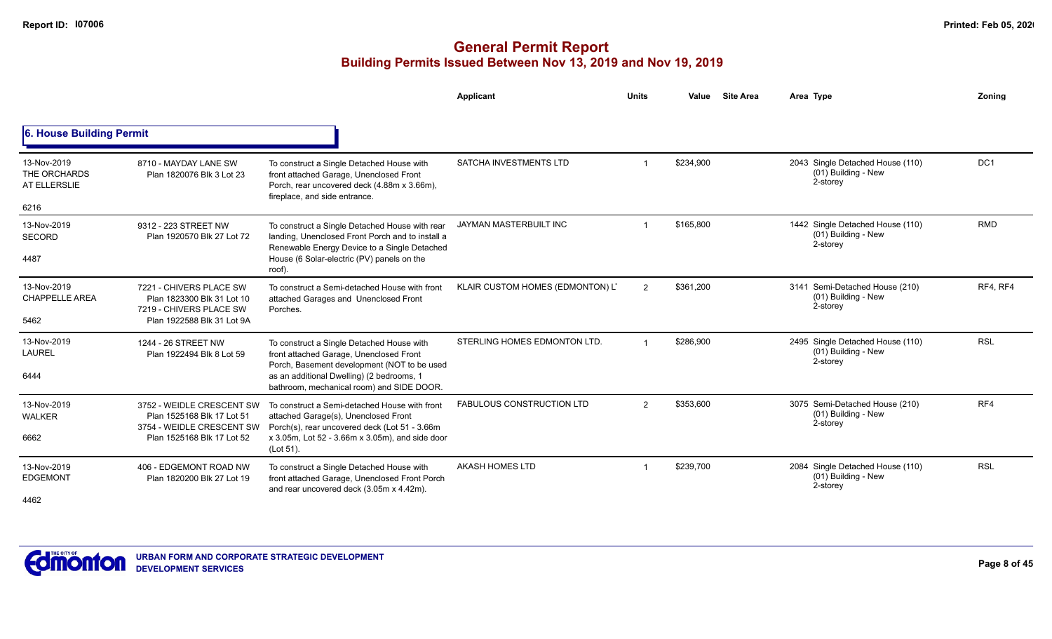# General Permit Report
## Building Permits Issued Between Nov 13, 2019 and Nov 19, 2019

### 6. House Building Permit

| Date / Neighbourhood | Address / Legal | Description | Applicant | Units | Value | Site Area | Area | Type | Zoning |
|---|---|---|---|---|---|---|---|---|---|
| 13-Nov-2019 THE ORCHARDS AT ELLERSLIE 6216 | 8710 - MAYDAY LANE SW Plan 1820076 Blk 3 Lot 23 | To construct a Single Detached House with front attached Garage, Unenclosed Front Porch, rear uncovered deck (4.88m x 3.66m), fireplace, and side entrance. | SATCHA INVESTMENTS LTD | 1 | $234,900 | | 2043 | Single Detached House (110) (01) Building - New 2-storey | DC1 |
| 13-Nov-2019 SECORD 4487 | 9312 - 223 STREET NW Plan 1920570 Blk 27 Lot 72 | To construct a Single Detached House with rear landing, Unenclosed Front Porch and to install a Renewable Energy Device to a Single Detached House (6 Solar-electric (PV) panels on the roof). | JAYMAN MASTERBUILT INC | 1 | $165,800 | | 1442 | Single Detached House (110) (01) Building - New 2-storey | RMD |
| 13-Nov-2019 CHAPPELLE AREA 5462 | 7221 - CHIVERS PLACE SW Plan 1823300 Blk 31 Lot 10 7219 - CHIVERS PLACE SW Plan 1922588 Blk 31 Lot 9A | To construct a Semi-detached House with front attached Garages and Unenclosed Front Porches. | KLAIR CUSTOM HOMES (EDMONTON) L' | 2 | $361,200 | | 3141 | Semi-Detached House (210) (01) Building - New 2-storey | RF4, RF4 |
| 13-Nov-2019 LAUREL 6444 | 1244 - 26 STREET NW Plan 1922494 Blk 8 Lot 59 | To construct a Single Detached House with front attached Garage, Unenclosed Front Porch, Basement development (NOT to be used as an additional Dwelling) (2 bedrooms, 1 bathroom, mechanical room) and SIDE DOOR. | STERLING HOMES EDMONTON LTD. | 1 | $286,900 | | 2495 | Single Detached House (110) (01) Building - New 2-storey | RSL |
| 13-Nov-2019 WALKER 6662 | 3752 - WEIDLE CRESCENT SW Plan 1525168 Blk 17 Lot 51 3754 - WEIDLE CRESCENT SW Plan 1525168 Blk 17 Lot 52 | To construct a Semi-detached House with front attached Garage(s), Unenclosed Front Porch(s), rear uncovered deck (Lot 51 - 3.66m x 3.05m, Lot 52 - 3.66m x 3.05m), and side door (Lot 51). | FABULOUS CONSTRUCTION LTD | 2 | $353,600 | | 3075 | Semi-Detached House (210) (01) Building - New 2-storey | RF4 |
| 13-Nov-2019 EDGEMONT 4462 | 406 - EDGEMONT ROAD NW Plan 1820200 Blk 27 Lot 19 | To construct a Single Detached House with front attached Garage, Unenclosed Front Porch and rear uncovered deck (3.05m x 4.42m). | AKASH HOMES LTD | 1 | $239,700 | | 2084 | Single Detached House (110) (01) Building - New 2-storey | RSL |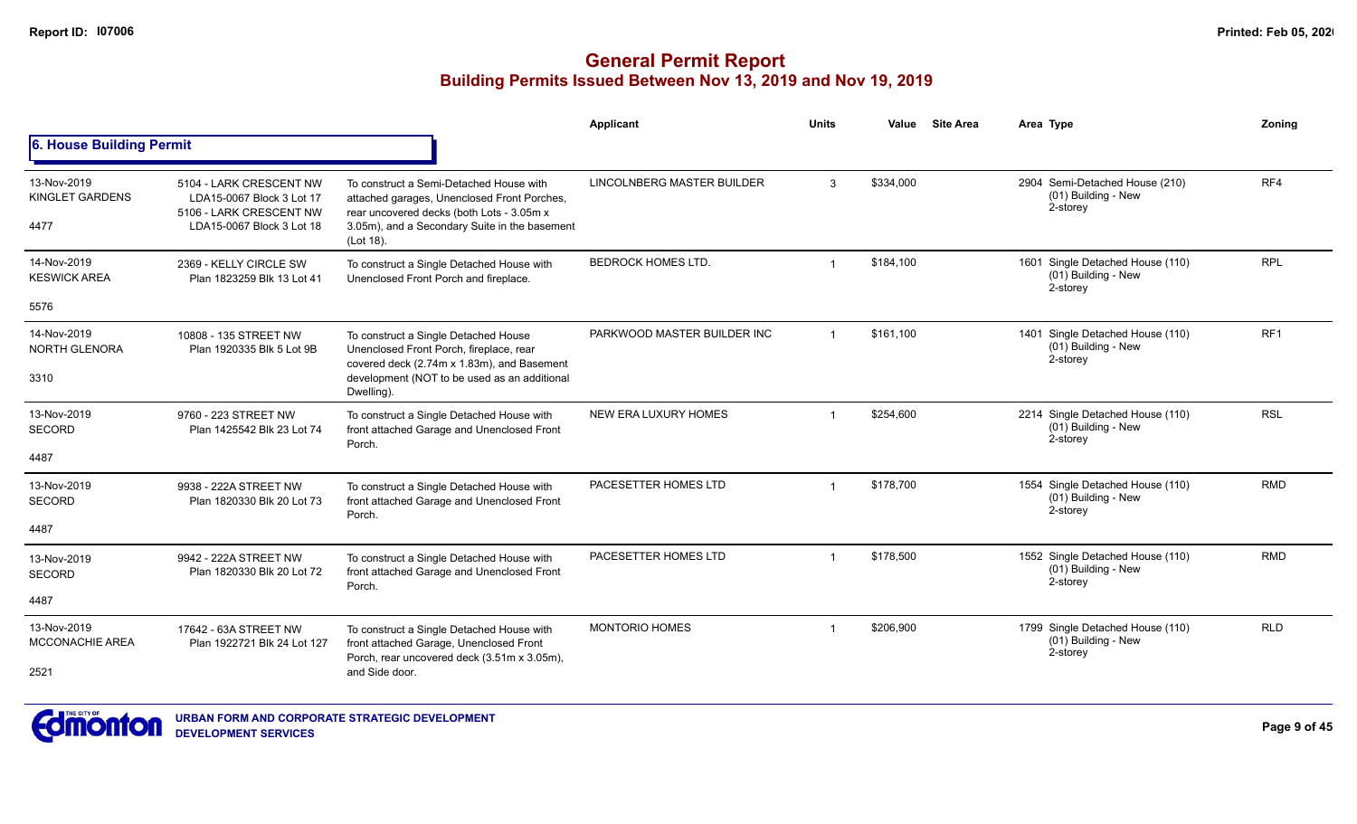# General Permit Report

## Building Permits Issued Between Nov 13, 2019 and Nov 19, 2019

### 6. House Building Permit

| Date / Neighbourhood | Address / Legal | Description | Applicant | Units | Value | Site Area | Area | Type | Zoning |
|---|---|---|---|---|---|---|---|---|---|
| 13-Nov-2019 KINGLET GARDENS 4477 | 5104 - LARK CRESCENT NW LDA15-0067 Block 3 Lot 17 5106 - LARK CRESCENT NW LDA15-0067 Block 3 Lot 18 | To construct a Semi-Detached House with attached garages, Unenclosed Front Porches, rear uncovered decks (both Lots - 3.05m x 3.05m), and a Secondary Suite in the basement (Lot 18). | LINCOLNBERG MASTER BUILDER | 3 | $334,000 | | 2904 | Semi-Detached House (210) (01) Building - New 2-storey | RF4 |
| 14-Nov-2019 KESWICK AREA 5576 | 2369 - KELLY CIRCLE SW Plan 1823259 Blk 13 Lot 41 | To construct a Single Detached House with Unenclosed Front Porch and fireplace. | BEDROCK HOMES LTD. | 1 | $184,100 | | 1601 | Single Detached House (110) (01) Building - New 2-storey | RPL |
| 14-Nov-2019 NORTH GLENORA 3310 | 10808 - 135 STREET NW Plan 1920335 Blk 5 Lot 9B | To construct a Single Detached House Unenclosed Front Porch, fireplace, rear covered deck (2.74m x 1.83m), and Basement development (NOT to be used as an additional Dwelling). | PARKWOOD MASTER BUILDER INC | 1 | $161,100 | | 1401 | Single Detached House (110) (01) Building - New 2-storey | RF1 |
| 13-Nov-2019 SECORD 4487 | 9760 - 223 STREET NW Plan 1425542 Blk 23 Lot 74 | To construct a Single Detached House with front attached Garage and Unenclosed Front Porch. | NEW ERA LUXURY HOMES | 1 | $254,600 | | 2214 | Single Detached House (110) (01) Building - New 2-storey | RSL |
| 13-Nov-2019 SECORD 4487 | 9938 - 222A STREET NW Plan 1820330 Blk 20 Lot 73 | To construct a Single Detached House with front attached Garage and Unenclosed Front Porch. | PACESETTER HOMES LTD | 1 | $178,700 | | 1554 | Single Detached House (110) (01) Building - New 2-storey | RMD |
| 13-Nov-2019 SECORD 4487 | 9942 - 222A STREET NW Plan 1820330 Blk 20 Lot 72 | To construct a Single Detached House with front attached Garage and Unenclosed Front Porch. | PACESETTER HOMES LTD | 1 | $178,500 | | 1552 | Single Detached House (110) (01) Building - New 2-storey | RMD |
| 13-Nov-2019 MCCONACHIE AREA 2521 | 17642 - 63A STREET NW Plan 1922721 Blk 24 Lot 127 | To construct a Single Detached House with front attached Garage, Unenclosed Front Porch, rear uncovered deck (3.51m x 3.05m), and Side door. | MONTORIO HOMES | 1 | $206,900 | | 1799 | Single Detached House (110) (01) Building - New 2-storey | RLD |

URBAN FORM AND CORPORATE STRATEGIC DEVELOPMENT
DEVELOPMENT SERVICES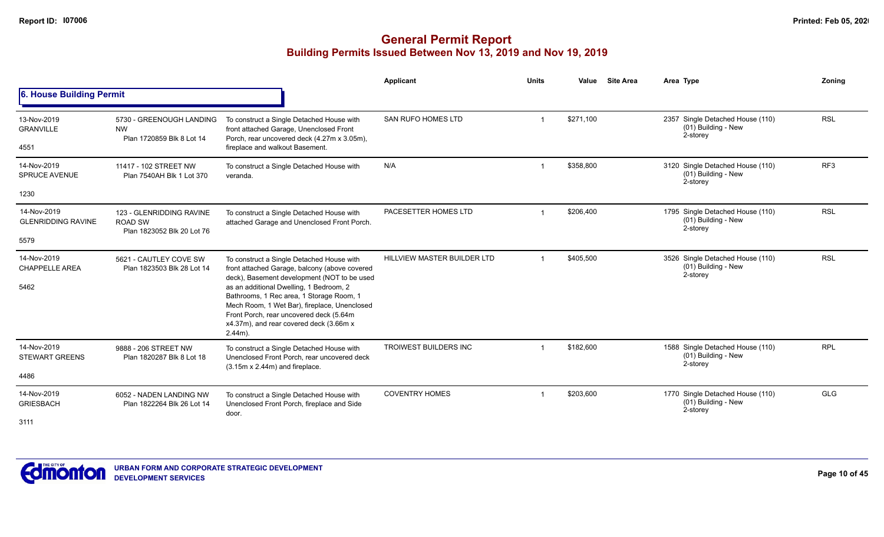# General Permit Report

## Building Permits Issued Between Nov 13, 2019 and Nov 19, 2019

### 6. House Building Permit

| Date / Neighbourhood | Address / Legal | Description | Applicant | Units | Value | Site Area | Area | Type | Zoning |
|---|---|---|---|---|---|---|---|---|---|
| 13-Nov-2019 GRANVILLE 4551 | 5730 - GREENOUGH LANDING NW Plan 1720859 Blk 8 Lot 14 | To construct a Single Detached House with front attached Garage, Unenclosed Front Porch, rear uncovered deck (4.27m x 3.05m), fireplace and walkout Basement. | SAN RUFO HOMES LTD | 1 | $271,100 | | 2357 | Single Detached House (110) (01) Building - New 2-storey | RSL |
| 14-Nov-2019 SPRUCE AVENUE 1230 | 11417 - 102 STREET NW Plan 7540AH Blk 1 Lot 370 | To construct a Single Detached House with veranda. | N/A | 1 | $358,800 | | 3120 | Single Detached House (110) (01) Building - New 2-storey | RF3 |
| 14-Nov-2019 GLENRIDDING RAVINE 5579 | 123 - GLENRIDDING RAVINE ROAD SW Plan 1823052 Blk 20 Lot 76 | To construct a Single Detached House with attached Garage and Unenclosed Front Porch. | PACESETTER HOMES LTD | 1 | $206,400 | | 1795 | Single Detached House (110) (01) Building - New 2-storey | RSL |
| 14-Nov-2019 CHAPPELLE AREA 5462 | 5621 - CAUTLEY COVE SW Plan 1823503 Blk 28 Lot 14 | To construct a Single Detached House with front attached Garage, balcony (above covered deck), Basement development (NOT to be used as an additional Dwelling, 1 Bedroom, 2 Bathrooms, 1 Rec area, 1 Storage Room, 1 Mech Room, 1 Wet Bar), fireplace, Unenclosed Front Porch, rear uncovered deck (5.64m x4.37m), and rear covered deck (3.66m x 2.44m). | HILLVIEW MASTER BUILDER LTD | 1 | $405,500 | | 3526 | Single Detached House (110) (01) Building - New 2-storey | RSL |
| 14-Nov-2019 STEWART GREENS 4486 | 9888 - 206 STREET NW Plan 1820287 Blk 8 Lot 18 | To construct a Single Detached House with Unenclosed Front Porch, rear uncovered deck (3.15m x 2.44m) and fireplace. | TROIWEST BUILDERS INC | 1 | $182,600 | | 1588 | Single Detached House (110) (01) Building - New 2-storey | RPL |
| 14-Nov-2019 GRIESBACH 3111 | 6052 - NADEN LANDING NW Plan 1822264 Blk 26 Lot 14 | To construct a Single Detached House with Unenclosed Front Porch, fireplace and Side door. | COVENTRY HOMES | 1 | $203,600 | | 1770 | Single Detached House (110) (01) Building - New 2-storey | GLG |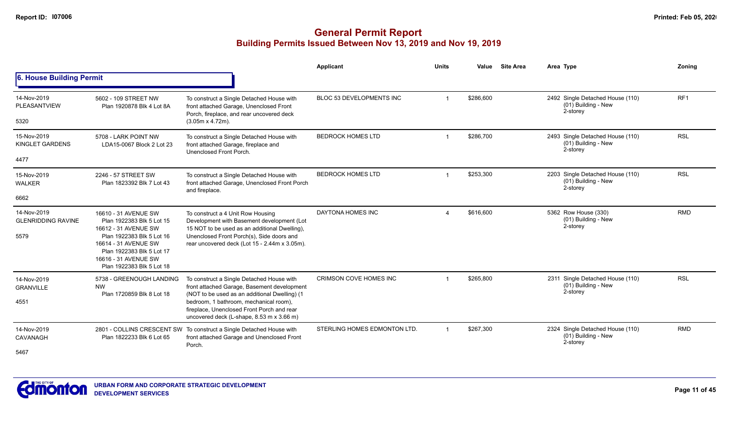# General Permit Report

## Building Permits Issued Between Nov 13, 2019 and Nov 19, 2019

### 6. House Building Permit

| Date / Neighbourhood | Address / Legal | Description | Applicant | Units | Value | Site Area | Area | Type | Zoning |
|---|---|---|---|---|---|---|---|---|---|
| 14-Nov-2019 PLEASANTVIEW 5320 | 5602 - 109 STREET NW Plan 1920878 Blk 4 Lot 8A | To construct a Single Detached House with front attached Garage, Unenclosed Front Porch, fireplace, and rear uncovered deck (3.05m x 4.72m). | BLOC 53 DEVELOPMENTS INC | 1 | $286,600 | | 2492 | Single Detached House (110) (01) Building - New 2-storey | RF1 |
| 15-Nov-2019 KINGLET GARDENS 4477 | 5708 - LARK POINT NW LDA15-0067 Block 2 Lot 23 | To construct a Single Detached House with front attached Garage, fireplace and Unenclosed Front Porch. | BEDROCK HOMES LTD | 1 | $286,700 | | 2493 | Single Detached House (110) (01) Building - New 2-storey | RSL |
| 15-Nov-2019 WALKER 6662 | 2246 - 57 STREET SW Plan 1823392 Blk 7 Lot 43 | To construct a Single Detached House with front attached Garage, Unenclosed Front Porch and fireplace. | BEDROCK HOMES LTD | 1 | $253,300 | | 2203 | Single Detached House (110) (01) Building - New 2-storey | RSL |
| 14-Nov-2019 GLENRIDDING RAVINE 5579 | 16610 - 31 AVENUE SW Plan 1922383 Blk 5 Lot 15 16612 - 31 AVENUE SW Plan 1922383 Blk 5 Lot 16 16614 - 31 AVENUE SW Plan 1922383 Blk 5 Lot 17 16616 - 31 AVENUE SW Plan 1922383 Blk 5 Lot 18 | To construct a 4 Unit Row Housing Development with Basement development (Lot 15 NOT to be used as an additional Dwelling), Unenclosed Front Porch(s), Side doors and rear uncovered deck (Lot 15 - 2.44m x 3.05m). | DAYTONA HOMES INC | 4 | $616,600 | | 5362 | Row House (330) (01) Building - New 2-storey | RMD |
| 14-Nov-2019 GRANVILLE 4551 | 5738 - GREENOUGH LANDING NW Plan 1720859 Blk 8 Lot 18 | To construct a Single Detached House with front attached Garage, Basement development (NOT to be used as an additional Dwelling) (1 bedroom, 1 bathroom, mechanical room), fireplace, Unenclosed Front Porch and rear uncovered deck (L-shape, 8.53 m x 3.66 m) | CRIMSON COVE HOMES INC | 1 | $265,800 | | 2311 | Single Detached House (110) (01) Building - New 2-storey | RSL |
| 14-Nov-2019 CAVANAGH 5467 | 2801 - COLLINS CRESCENT SW Plan 1822233 Blk 6 Lot 65 | To construct a Single Detached House with front attached Garage and Unenclosed Front Porch. | STERLING HOMES EDMONTON LTD. | 1 | $267,300 | | 2324 | Single Detached House (110) (01) Building - New 2-storey | RMD |

URBAN FORM AND CORPORATE STRATEGIC DEVELOPMENT
DEVELOPMENT SERVICES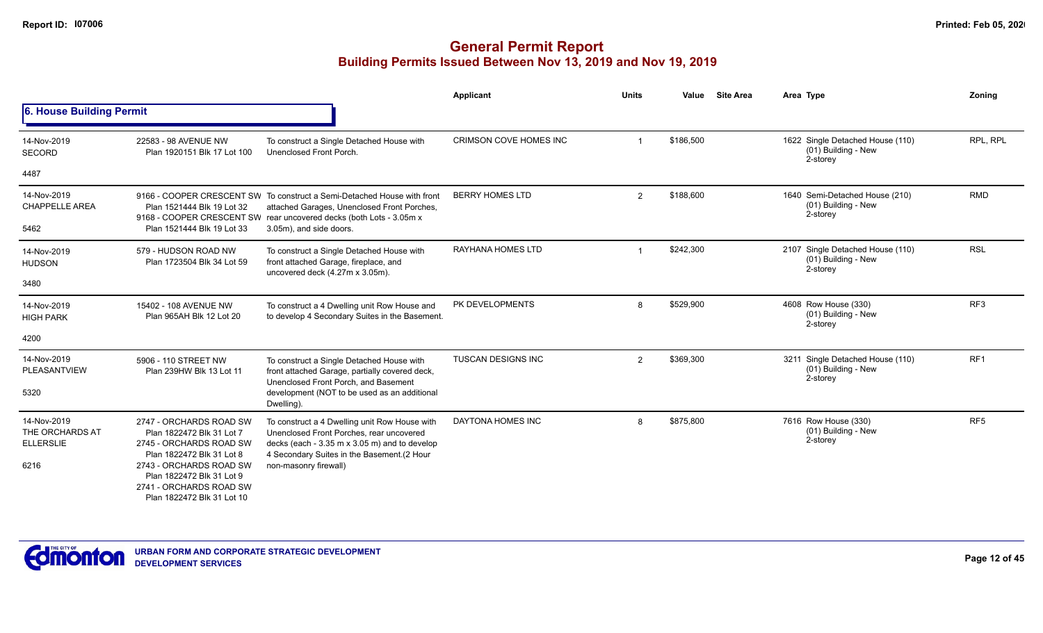# General Permit Report

## Building Permits Issued Between Nov 13, 2019 and Nov 19, 2019

### 6. House Building Permit

| Date / Neighbourhood / Code | Address / Legal | Description | Applicant | Units | Value | Site Area | Area Type | Zoning |
|---|---|---|---|---|---|---|---|---|
| 14-Nov-2019 SECORD 4487 | 22583 - 98 AVENUE NW Plan 1920151 Blk 17 Lot 100 | To construct a Single Detached House with Unenclosed Front Porch. | CRIMSON COVE HOMES INC | 1 | $186,500 | | 1622 Single Detached House (110) (01) Building - New 2-storey | RPL, RPL |
| 14-Nov-2019 CHAPPELLE AREA 5462 | 9166 - COOPER CRESCENT SW Plan 1521444 Blk 19 Lot 32 9168 - COOPER CRESCENT SW Plan 1521444 Blk 19 Lot 33 | To construct a Semi-Detached House with front attached Garages, Unenclosed Front Porches, rear uncovered decks (both Lots - 3.05m x 3.05m), and side doors. | BERRY HOMES LTD | 2 | $188,600 | | 1640 Semi-Detached House (210) (01) Building - New 2-storey | RMD |
| 14-Nov-2019 HUDSON 3480 | 579 - HUDSON ROAD NW Plan 1723504 Blk 34 Lot 59 | To construct a Single Detached House with front attached Garage, fireplace, and uncovered deck (4.27m x 3.05m). | RAYHANA HOMES LTD | 1 | $242,300 | | 2107 Single Detached House (110) (01) Building - New 2-storey | RSL |
| 14-Nov-2019 HIGH PARK 4200 | 15402 - 108 AVENUE NW Plan 965AH Blk 12 Lot 20 | To construct a 4 Dwelling unit Row House and to develop 4 Secondary Suites in the Basement. | PK DEVELOPMENTS | 8 | $529,900 | | 4608 Row House (330) (01) Building - New 2-storey | RF3 |
| 14-Nov-2019 PLEASANTVIEW 5320 | 5906 - 110 STREET NW Plan 239HW Blk 13 Lot 11 | To construct a Single Detached House with front attached Garage, partially covered deck, Unenclosed Front Porch, and Basement development (NOT to be used as an additional Dwelling). | TUSCAN DESIGNS INC | 2 | $369,300 | | 3211 Single Detached House (110) (01) Building - New 2-storey | RF1 |
| 14-Nov-2019 THE ORCHARDS AT ELLERSLIE 6216 | 2747 - ORCHARDS ROAD SW Plan 1822472 Blk 31 Lot 7 2745 - ORCHARDS ROAD SW Plan 1822472 Blk 31 Lot 8 2743 - ORCHARDS ROAD SW Plan 1822472 Blk 31 Lot 9 2741 - ORCHARDS ROAD SW Plan 1822472 Blk 31 Lot 10 | To construct a 4 Dwelling unit Row House with Unenclosed Front Porches, rear uncovered decks (each - 3.35 m x 3.05 m) and to develop 4 Secondary Suites in the Basement.(2 Hour non-masonry firewall) | DAYTONA HOMES INC | 8 | $875,800 | | 7616 Row House (330) (01) Building - New 2-storey | RF5 |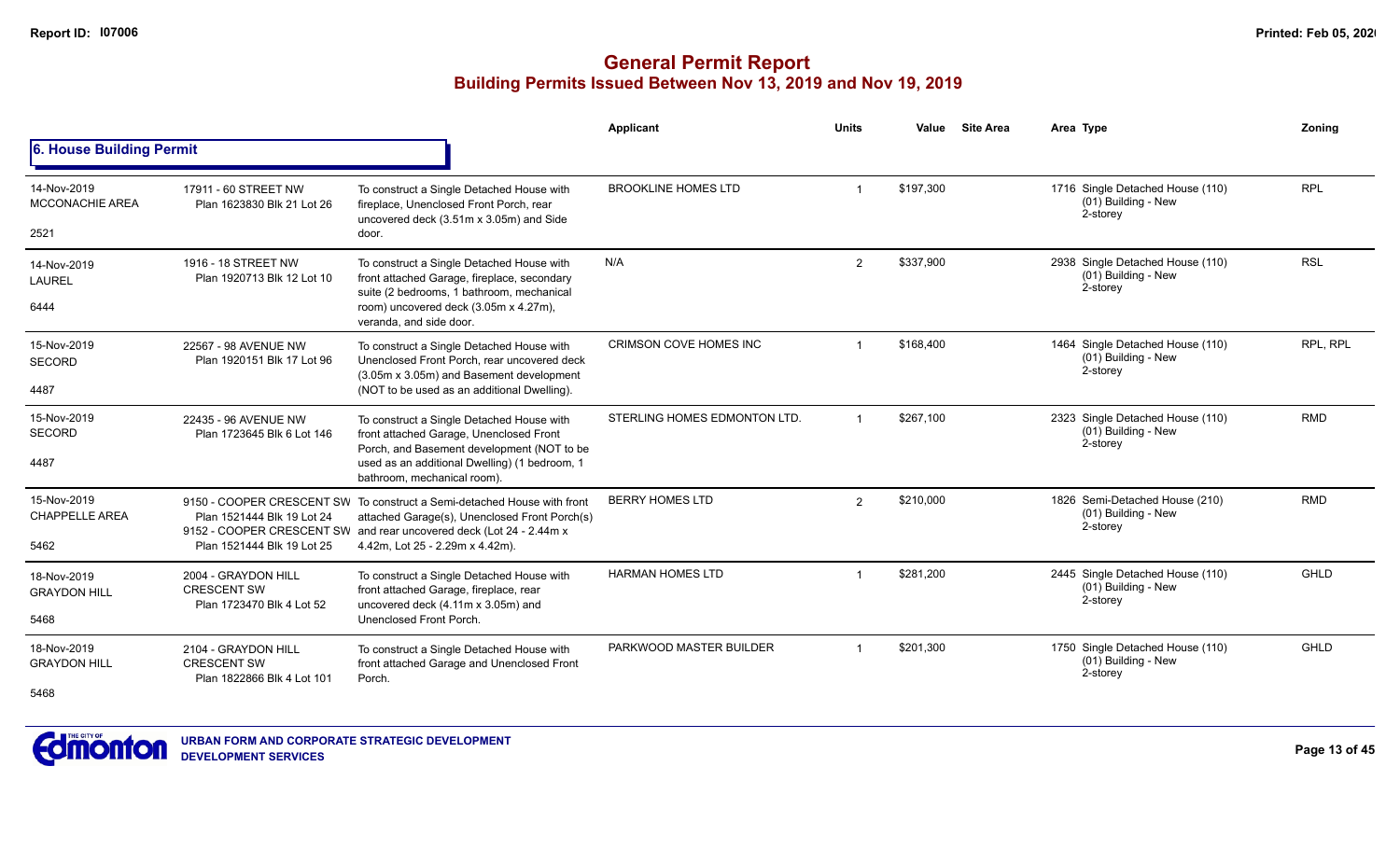# General Permit Report

## Building Permits Issued Between Nov 13, 2019 and Nov 19, 2019

### 6. House Building Permit

| Date / Neighbourhood | Address / Legal | Description | Applicant | Units | Value | Site Area | Area | Type | Zoning |
|---|---|---|---|---|---|---|---|---|---|
| 14-Nov-2019 MCCONACHIE AREA 2521 | 17911 - 60 STREET NW Plan 1623830 Blk 21 Lot 26 | To construct a Single Detached House with fireplace, Unenclosed Front Porch, rear uncovered deck (3.51m x 3.05m) and Side door. | BROOKLINE HOMES LTD | 1 | $197,300 | | 1716 | Single Detached House (110) (01) Building - New 2-storey | RPL |
| 14-Nov-2019 LAUREL 6444 | 1916 - 18 STREET NW Plan 1920713 Blk 12 Lot 10 | To construct a Single Detached House with front attached Garage, fireplace, secondary suite (2 bedrooms, 1 bathroom, mechanical room) uncovered deck (3.05m x 4.27m), veranda, and side door. | N/A | 2 | $337,900 | | 2938 | Single Detached House (110) (01) Building - New 2-storey | RSL |
| 15-Nov-2019 SECORD 4487 | 22567 - 98 AVENUE NW Plan 1920151 Blk 17 Lot 96 | To construct a Single Detached House with Unenclosed Front Porch, rear uncovered deck (3.05m x 3.05m) and Basement development (NOT to be used as an additional Dwelling). | CRIMSON COVE HOMES INC | 1 | $168,400 | | 1464 | Single Detached House (110) (01) Building - New 2-storey | RPL, RPL |
| 15-Nov-2019 SECORD 4487 | 22435 - 96 AVENUE NW Plan 1723645 Blk 6 Lot 146 | To construct a Single Detached House with front attached Garage, Unenclosed Front Porch, and Basement development (NOT to be used as an additional Dwelling) (1 bedroom, 1 bathroom, mechanical room). | STERLING HOMES EDMONTON LTD. | 1 | $267,100 | | 2323 | Single Detached House (110) (01) Building - New 2-storey | RMD |
| 15-Nov-2019 CHAPPELLE AREA 5462 | 9150 - COOPER CRESCENT SW Plan 1521444 Blk 19 Lot 24 9152 - COOPER CRESCENT SW Plan 1521444 Blk 19 Lot 25 | To construct a Semi-detached House with front attached Garage(s), Unenclosed Front Porch(s) and rear uncovered deck (Lot 24 - 2.44m x 4.42m, Lot 25 - 2.29m x 4.42m). | BERRY HOMES LTD | 2 | $210,000 | | 1826 | Semi-Detached House (210) (01) Building - New 2-storey | RMD |
| 18-Nov-2019 GRAYDON HILL 5468 | 2004 - GRAYDON HILL CRESCENT SW Plan 1723470 Blk 4 Lot 52 | To construct a Single Detached House with front attached Garage, fireplace, rear uncovered deck (4.11m x 3.05m) and Unenclosed Front Porch. | HARMAN HOMES LTD | 1 | $281,200 | | 2445 | Single Detached House (110) (01) Building - New 2-storey | GHLD |
| 18-Nov-2019 GRAYDON HILL 5468 | 2104 - GRAYDON HILL CRESCENT SW Plan 1822866 Blk 4 Lot 101 | To construct a Single Detached House with front attached Garage and Unenclosed Front Porch. | PARKWOOD MASTER BUILDER | 1 | $201,300 | | 1750 | Single Detached House (110) (01) Building - New 2-storey | GHLD |

URBAN FORM AND CORPORATE STRATEGIC DEVELOPMENT
DEVELOPMENT SERVICES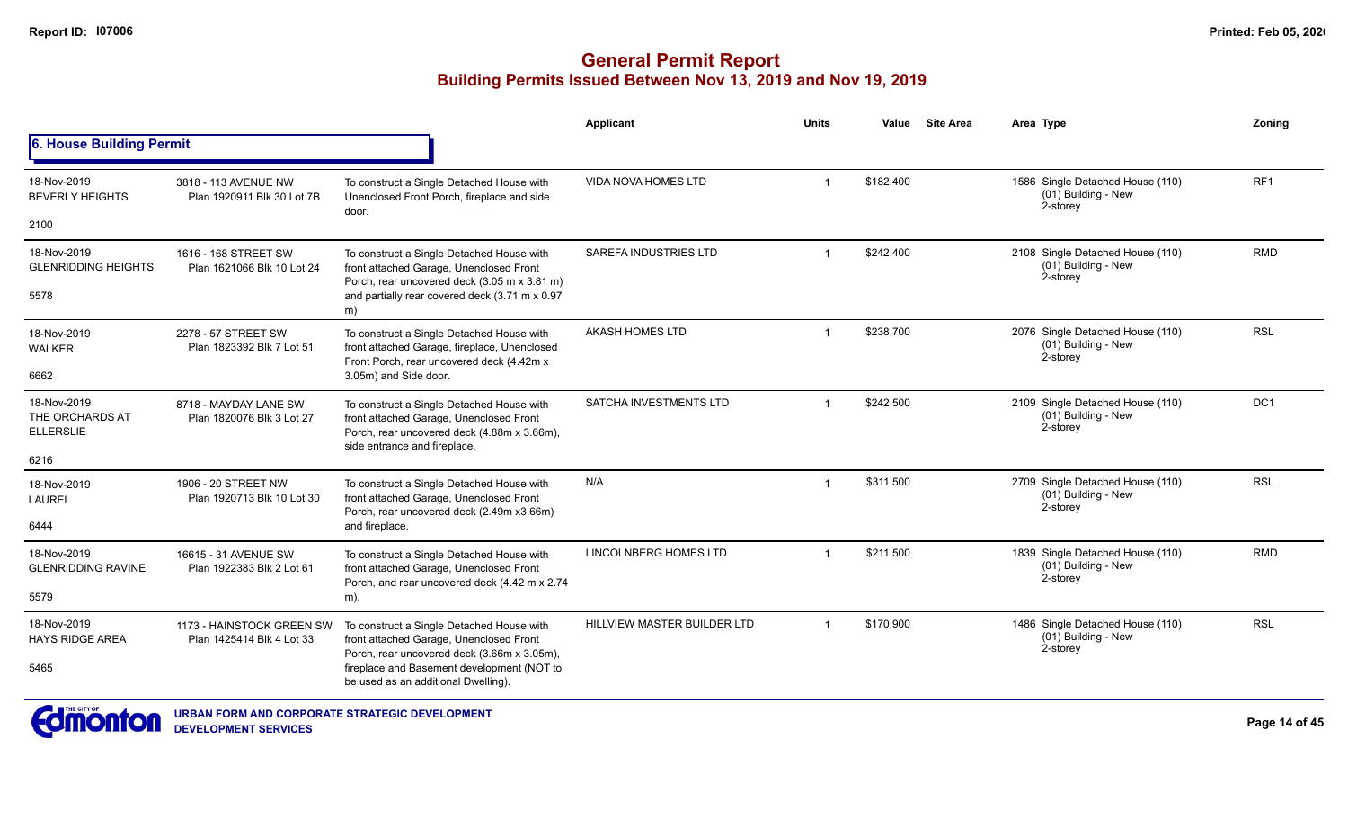# General Permit Report

## Building Permits Issued Between Nov 13, 2019 and Nov 19, 2019

### 6. House Building Permit

| Date / Neighbourhood | Address / Legal | Description | Applicant | Units | Value | Site Area | Area | Type | Zoning |
|---|---|---|---|---|---|---|---|---|---|
| 18-Nov-2019 BEVERLY HEIGHTS 2100 | 3818 - 113 AVENUE NW Plan 1920911 Blk 30 Lot 7B | To construct a Single Detached House with Unenclosed Front Porch, fireplace and side door. | VIDA NOVA HOMES LTD | 1 | $182,400 | | 1586 | Single Detached House (110) (01) Building - New 2-storey | RF1 |
| 18-Nov-2019 GLENRIDDING HEIGHTS 5578 | 1616 - 168 STREET SW Plan 1621066 Blk 10 Lot 24 | To construct a Single Detached House with front attached Garage, Unenclosed Front Porch, rear uncovered deck (3.05 m x 3.81 m) and partially rear covered deck (3.71 m x 0.97 m) | SAREFA INDUSTRIES LTD | 1 | $242,400 | | 2108 | Single Detached House (110) (01) Building - New 2-storey | RMD |
| 18-Nov-2019 WALKER 6662 | 2278 - 57 STREET SW Plan 1823392 Blk 7 Lot 51 | To construct a Single Detached House with front attached Garage, fireplace, Unenclosed Front Porch, rear uncovered deck (4.42m x 3.05m) and Side door. | AKASH HOMES LTD | 1 | $238,700 | | 2076 | Single Detached House (110) (01) Building - New 2-storey | RSL |
| 18-Nov-2019 THE ORCHARDS AT ELLERSLIE 6216 | 8718 - MAYDAY LANE SW Plan 1820076 Blk 3 Lot 27 | To construct a Single Detached House with front attached Garage, Unenclosed Front Porch, rear uncovered deck (4.88m x 3.66m), side entrance and fireplace. | SATCHA INVESTMENTS LTD | 1 | $242,500 | | 2109 | Single Detached House (110) (01) Building - New 2-storey | DC1 |
| 18-Nov-2019 LAUREL 6444 | 1906 - 20 STREET NW Plan 1920713 Blk 10 Lot 30 | To construct a Single Detached House with front attached Garage, Unenclosed Front Porch, rear uncovered deck (2.49m x3.66m) and fireplace. | N/A | 1 | $311,500 | | 2709 | Single Detached House (110) (01) Building - New 2-storey | RSL |
| 18-Nov-2019 GLENRIDDING RAVINE 5579 | 16615 - 31 AVENUE SW Plan 1922383 Blk 2 Lot 61 | To construct a Single Detached House with front attached Garage, Unenclosed Front Porch, and rear uncovered deck (4.42 m x 2.74 m). | LINCOLNBERG HOMES LTD | 1 | $211,500 | | 1839 | Single Detached House (110) (01) Building - New 2-storey | RMD |
| 18-Nov-2019 HAYS RIDGE AREA 5465 | 1173 - HAINSTOCK GREEN SW Plan 1425414 Blk 4 Lot 33 | To construct a Single Detached House with front attached Garage, Unenclosed Front Porch, rear uncovered deck (3.66m x 3.05m), fireplace and Basement development (NOT to be used as an additional Dwelling). | HILLVIEW MASTER BUILDER LTD | 1 | $170,900 | | 1486 | Single Detached House (110) (01) Building - New 2-storey | RSL |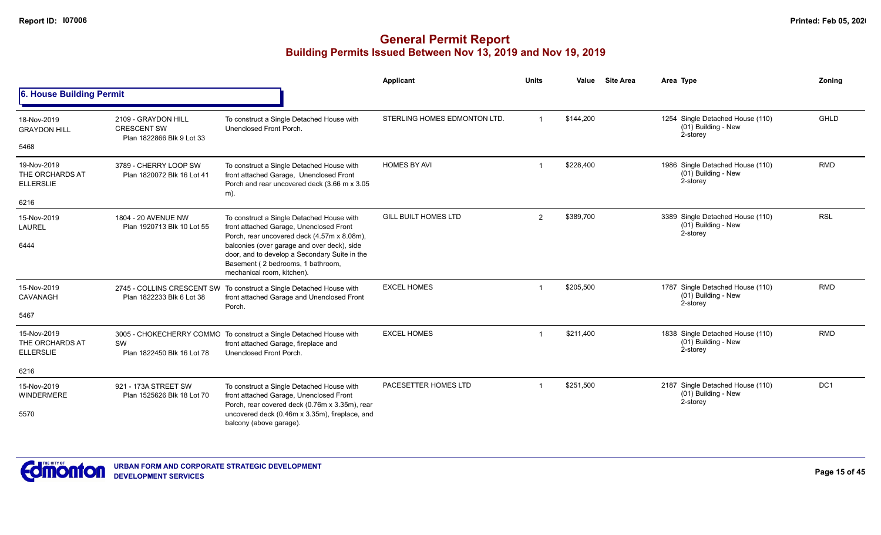## General Permit Report
### Building Permits Issued Between Nov 13, 2019 and Nov 19, 2019

**6. House Building Permit**

| Date / Neighbourhood | Address / Legal | Description | Applicant | Units | Value | Site Area | Area Type | Zoning |
|---|---|---|---|---|---|---|---|---|
| 18-Nov-2019 GRAYDON HILL 5468 | 2109 - GRAYDON HILL CRESCENT SW Plan 1822866 Blk 9 Lot 33 | To construct a Single Detached House with Unenclosed Front Porch. | STERLING HOMES EDMONTON LTD. | 1 | $144,200 | | 1254 Single Detached House (110) (01) Building - New 2-storey | GHLD |
| 19-Nov-2019 THE ORCHARDS AT ELLERSLIE 6216 | 3789 - CHERRY LOOP SW Plan 1820072 Blk 16 Lot 41 | To construct a Single Detached House with front attached Garage, Unenclosed Front Porch and rear uncovered deck (3.66 m x 3.05 m). | HOMES BY AVI | 1 | $228,400 | | 1986 Single Detached House (110) (01) Building - New 2-storey | RMD |
| 15-Nov-2019 LAUREL 6444 | 1804 - 20 AVENUE NW Plan 1920713 Blk 10 Lot 55 | To construct a Single Detached House with front attached Garage, Unenclosed Front Porch, rear uncovered deck (4.57m x 8.08m), balconies (over garage and over deck), side door, and to develop a Secondary Suite in the Basement ( 2 bedrooms, 1 bathroom, mechanical room, kitchen). | GILL BUILT HOMES LTD | 2 | $389,700 | | 3389 Single Detached House (110) (01) Building - New 2-storey | RSL |
| 15-Nov-2019 CAVANAGH 5467 | 2745 - COLLINS CRESCENT SW Plan 1822233 Blk 6 Lot 38 | To construct a Single Detached House with front attached Garage and Unenclosed Front Porch. | EXCEL HOMES | 1 | $205,500 | | 1787 Single Detached House (110) (01) Building - New 2-storey | RMD |
| 15-Nov-2019 THE ORCHARDS AT ELLERSLIE 6216 | 3005 - CHOKECHERRY COMMO SW Plan 1822450 Blk 16 Lot 78 | To construct a Single Detached House with front attached Garage, fireplace and Unenclosed Front Porch. | EXCEL HOMES | 1 | $211,400 | | 1838 Single Detached House (110) (01) Building - New 2-storey | RMD |
| 15-Nov-2019 WINDERMERE 5570 | 921 - 173A STREET SW Plan 1525626 Blk 18 Lot 70 | To construct a Single Detached House with front attached Garage, Unenclosed Front Porch, rear covered deck (0.76m x 3.35m), rear uncovered deck (0.46m x 3.35m), fireplace, and balcony (above garage). | PACESETTER HOMES LTD | 1 | $251,500 | | 2187 Single Detached House (110) (01) Building - New 2-storey | DC1 |

URBAN FORM AND CORPORATE STRATEGIC DEVELOPMENT
DEVELOPMENT SERVICES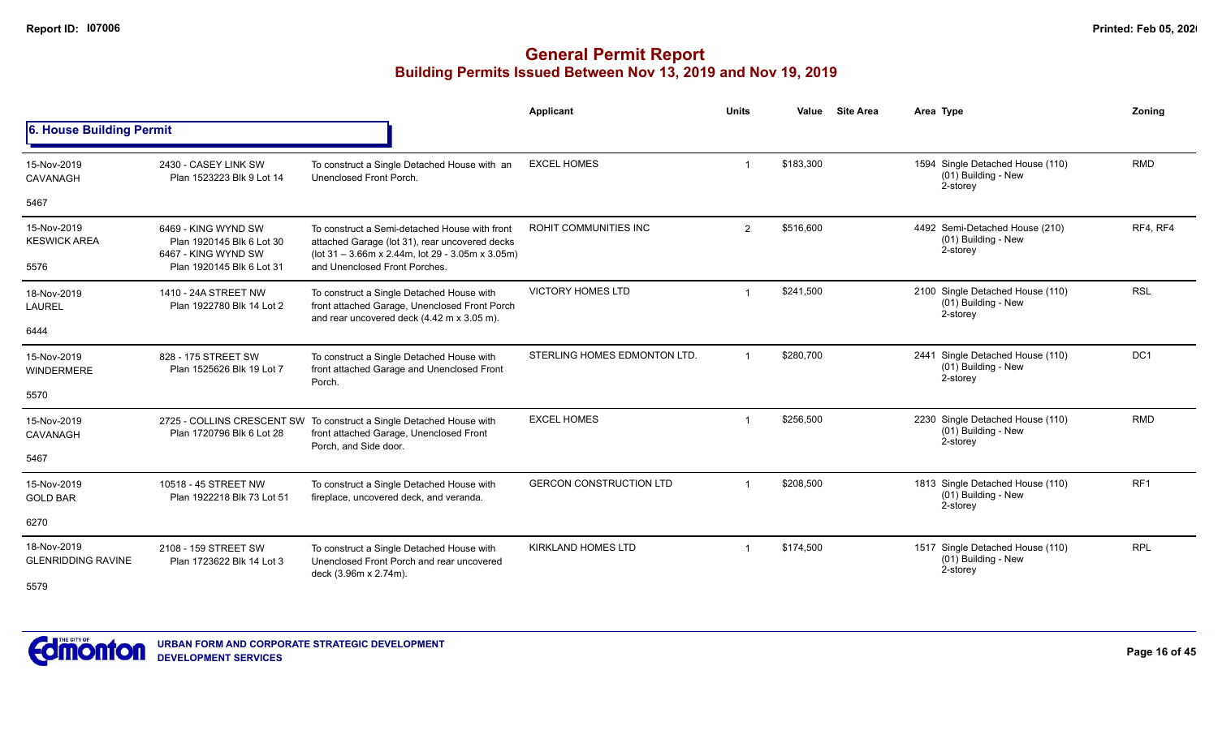# General Permit Report
## Building Permits Issued Between Nov 13, 2019 and Nov 19, 2019

### 6. House Building Permit

| Date / Neighbourhood |  | Description | Applicant | Units | Value | Site Area | Area Type | Zoning |
|---|---|---|---|---|---|---|---|---|
| 15-Nov-2019 CAVANAGH 5467 | 2430 - CASEY LINK SW Plan 1523223 Blk 9 Lot 14 | To construct a Single Detached House with an Unenclosed Front Porch. | EXCEL HOMES | 1 | $183,300 |  | 1594 Single Detached House (110) (01) Building - New 2-storey | RMD |
| 15-Nov-2019 KESWICK AREA 5576 | 6469 - KING WYND SW Plan 1920145 Blk 6 Lot 30 6467 - KING WYND SW Plan 1920145 Blk 6 Lot 31 | To construct a Semi-detached House with front attached Garage (lot 31), rear uncovered decks (lot 31 – 3.66m x 2.44m, lot 29 - 3.05m x 3.05m) and Unenclosed Front Porches. | ROHIT COMMUNITIES INC | 2 | $516,600 |  | 4492 Semi-Detached House (210) (01) Building - New 2-storey | RF4, RF4 |
| 18-Nov-2019 LAUREL 6444 | 1410 - 24A STREET NW Plan 1922780 Blk 14 Lot 2 | To construct a Single Detached House with front attached Garage, Unenclosed Front Porch and rear uncovered deck (4.42 m x 3.05 m). | VICTORY HOMES LTD | 1 | $241,500 |  | 2100 Single Detached House (110) (01) Building - New 2-storey | RSL |
| 15-Nov-2019 WINDERMERE 5570 | 828 - 175 STREET SW Plan 1525626 Blk 19 Lot 7 | To construct a Single Detached House with front attached Garage and Unenclosed Front Porch. | STERLING HOMES EDMONTON LTD. | 1 | $280,700 |  | 2441 Single Detached House (110) (01) Building - New 2-storey | DC1 |
| 15-Nov-2019 CAVANAGH 5467 | 2725 - COLLINS CRESCENT SW Plan 1720796 Blk 6 Lot 28 | To construct a Single Detached House with front attached Garage, Unenclosed Front Porch, and Side door. | EXCEL HOMES | 1 | $256,500 |  | 2230 Single Detached House (110) (01) Building - New 2-storey | RMD |
| 15-Nov-2019 GOLD BAR 6270 | 10518 - 45 STREET NW Plan 1922218 Blk 73 Lot 51 | To construct a Single Detached House with fireplace, uncovered deck, and veranda. | GERCON CONSTRUCTION LTD | 1 | $208,500 |  | 1813 Single Detached House (110) (01) Building - New 2-storey | RF1 |
| 18-Nov-2019 GLENRIDDING RAVINE 5579 | 2108 - 159 STREET SW Plan 1723622 Blk 14 Lot 3 | To construct a Single Detached House with Unenclosed Front Porch and rear uncovered deck (3.96m x 2.74m). | KIRKLAND HOMES LTD | 1 | $174,500 |  | 1517 Single Detached House (110) (01) Building - New 2-storey | RPL |

URBAN FORM AND CORPORATE STRATEGIC DEVELOPMENT
DEVELOPMENT SERVICES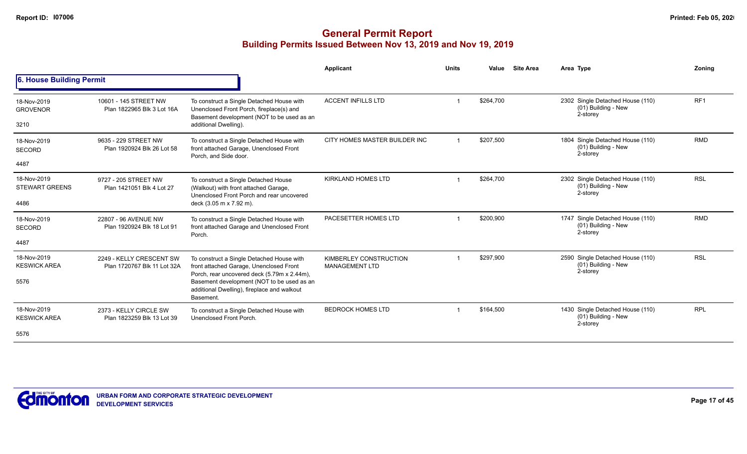# General Permit Report

## Building Permits Issued Between Nov 13, 2019 and Nov 19, 2019

### 6. House Building Permit

| Date / Neighbourhood | Address / Legal | Description | Applicant | Units | Value | Site Area | Area | Type | Zoning |
|---|---|---|---|---|---|---|---|---|---|
| 18-Nov-2019 GROVENOR 3210 | 10601 - 145 STREET NW Plan 1822965 Blk 3 Lot 16A | To construct a Single Detached House with Unenclosed Front Porch, fireplace(s) and Basement development (NOT to be used as an additional Dwelling). | ACCENT INFILLS LTD | 1 | $264,700 | | 2302 | Single Detached House (110) (01) Building - New 2-storey | RF1 |
| 18-Nov-2019 SECORD 4487 | 9635 - 229 STREET NW Plan 1920924 Blk 26 Lot 58 | To construct a Single Detached House with front attached Garage, Unenclosed Front Porch, and Side door. | CITY HOMES MASTER BUILDER INC | 1 | $207,500 | | 1804 | Single Detached House (110) (01) Building - New 2-storey | RMD |
| 18-Nov-2019 STEWART GREENS 4486 | 9727 - 205 STREET NW Plan 1421051 Blk 4 Lot 27 | To construct a Single Detached House (Walkout) with front attached Garage, Unenclosed Front Porch and rear uncovered deck (3.05 m x 7.92 m). | KIRKLAND HOMES LTD | 1 | $264,700 | | 2302 | Single Detached House (110) (01) Building - New 2-storey | RSL |
| 18-Nov-2019 SECORD 4487 | 22807 - 96 AVENUE NW Plan 1920924 Blk 18 Lot 91 | To construct a Single Detached House with front attached Garage and Unenclosed Front Porch. | PACESETTER HOMES LTD | 1 | $200,900 | | 1747 | Single Detached House (110) (01) Building - New 2-storey | RMD |
| 18-Nov-2019 KESWICK AREA 5576 | 2249 - KELLY CRESCENT SW Plan 1720767 Blk 11 Lot 32A | To construct a Single Detached House with front attached Garage, Unenclosed Front Porch, rear uncovered deck (5.79m x 2.44m), Basement development (NOT to be used as an additional Dwelling), fireplace and walkout Basement. | KIMBERLEY CONSTRUCTION MANAGEMENT LTD | 1 | $297,900 | | 2590 | Single Detached House (110) (01) Building - New 2-storey | RSL |
| 18-Nov-2019 KESWICK AREA 5576 | 2373 - KELLY CIRCLE SW Plan 1823259 Blk 13 Lot 39 | To construct a Single Detached House with Unenclosed Front Porch. | BEDROCK HOMES LTD | 1 | $164,500 | | 1430 | Single Detached House (110) (01) Building - New 2-storey | RPL |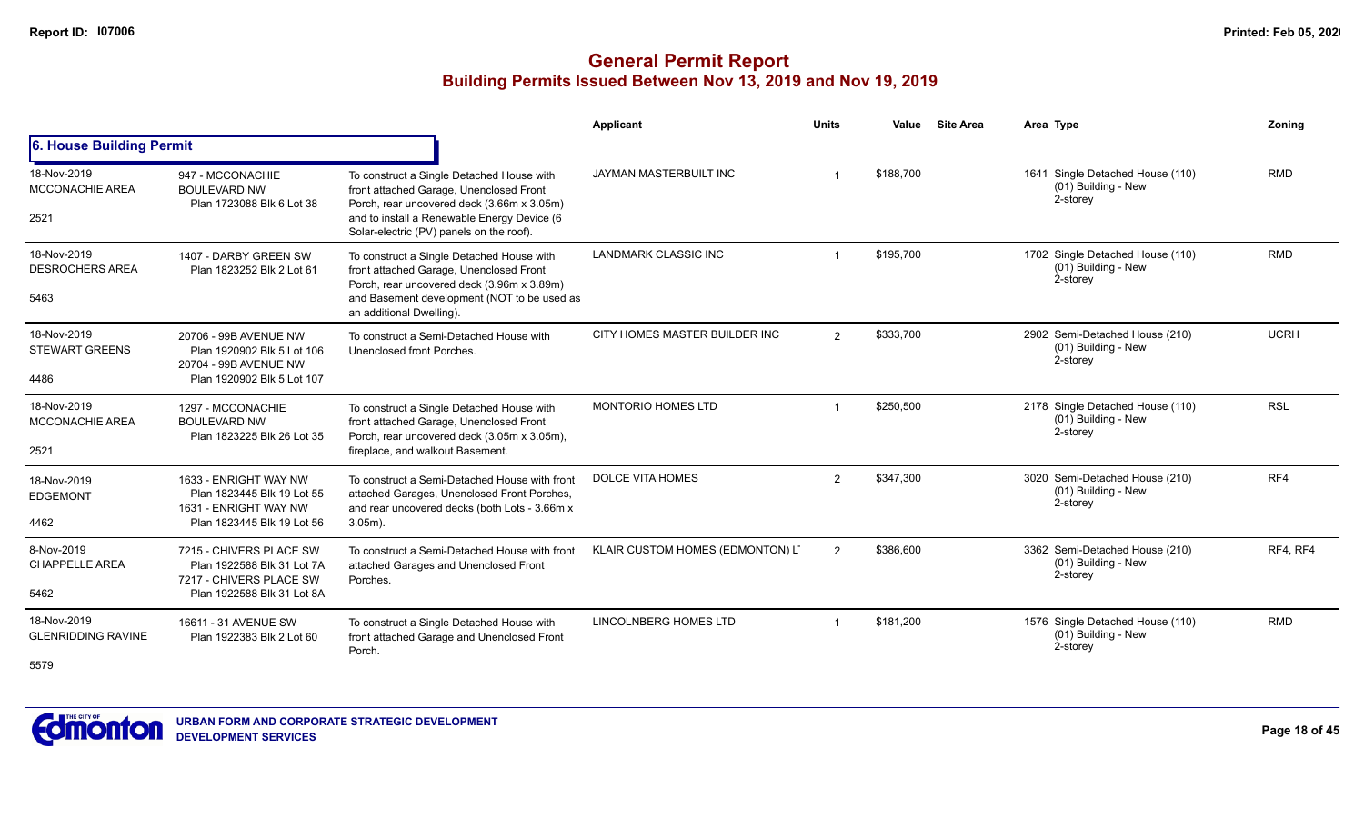# General Permit Report

## Building Permits Issued Between Nov 13, 2019 and Nov 19, 2019

### 6. House Building Permit

| Date / Area | Address / Legal | Description | Applicant | Units | Value | Site Area | Area Type | Zoning |
|---|---|---|---|---|---|---|---|---|
| 18-Nov-2019 MCCONACHIE AREA 2521 | 947 - MCCONACHIE BOULEVARD NW Plan 1723088 Blk 6 Lot 38 | To construct a Single Detached House with front attached Garage, Unenclosed Front Porch, rear uncovered deck (3.66m x 3.05m) and to install a Renewable Energy Device (6 Solar-electric (PV) panels on the roof). | JAYMAN MASTERBUILT INC | 1 | $188,700 | | 1641 Single Detached House (110) (01) Building - New 2-storey | RMD |
| 18-Nov-2019 DESROCHERS AREA 5463 | 1407 - DARBY GREEN SW Plan 1823252 Blk 2 Lot 61 | To construct a Single Detached House with front attached Garage, Unenclosed Front Porch, rear uncovered deck (3.96m x 3.89m) and Basement development (NOT to be used as an additional Dwelling). | LANDMARK CLASSIC INC | 1 | $195,700 | | 1702 Single Detached House (110) (01) Building - New 2-storey | RMD |
| 18-Nov-2019 STEWART GREENS 4486 | 20706 - 99B AVENUE NW Plan 1920902 Blk 5 Lot 106 20704 - 99B AVENUE NW Plan 1920902 Blk 5 Lot 107 | To construct a Semi-Detached House with Unenclosed front Porches. | CITY HOMES MASTER BUILDER INC | 2 | $333,700 | | 2902 Semi-Detached House (210) (01) Building - New 2-storey | UCRH |
| 18-Nov-2019 MCCONACHIE AREA 2521 | 1297 - MCCONACHIE BOULEVARD NW Plan 1823225 Blk 26 Lot 35 | To construct a Single Detached House with front attached Garage, Unenclosed Front Porch, rear uncovered deck (3.05m x 3.05m), fireplace, and walkout Basement. | MONTORIO HOMES LTD | 1 | $250,500 | | 2178 Single Detached House (110) (01) Building - New 2-storey | RSL |
| 18-Nov-2019 EDGEMONT 4462 | 1633 - ENRIGHT WAY NW Plan 1823445 Blk 19 Lot 55 1631 - ENRIGHT WAY NW Plan 1823445 Blk 19 Lot 56 | To construct a Semi-Detached House with front attached Garages, Unenclosed Front Porches, and rear uncovered decks (both Lots - 3.66m x 3.05m). | DOLCE VITA HOMES | 2 | $347,300 | | 3020 Semi-Detached House (210) (01) Building - New 2-storey | RF4 |
| 8-Nov-2019 CHAPPELLE AREA 5462 | 7215 - CHIVERS PLACE SW Plan 1922588 Blk 31 Lot 7A 7217 - CHIVERS PLACE SW Plan 1922588 Blk 31 Lot 8A | To construct a Semi-Detached House with front attached Garages and Unenclosed Front Porches. | KLAIR CUSTOM HOMES (EDMONTON) LT | 2 | $386,600 | | 3362 Semi-Detached House (210) (01) Building - New 2-storey | RF4, RF4 |
| 18-Nov-2019 GLENRIDDING RAVINE 5579 | 16611 - 31 AVENUE SW Plan 1922383 Blk 2 Lot 60 | To construct a Single Detached House with front attached Garage and Unenclosed Front Porch. | LINCOLNBERG HOMES LTD | 1 | $181,200 | | 1576 Single Detached House (110) (01) Building - New 2-storey | RMD |

URBAN FORM AND CORPORATE STRATEGIC DEVELOPMENT
DEVELOPMENT SERVICES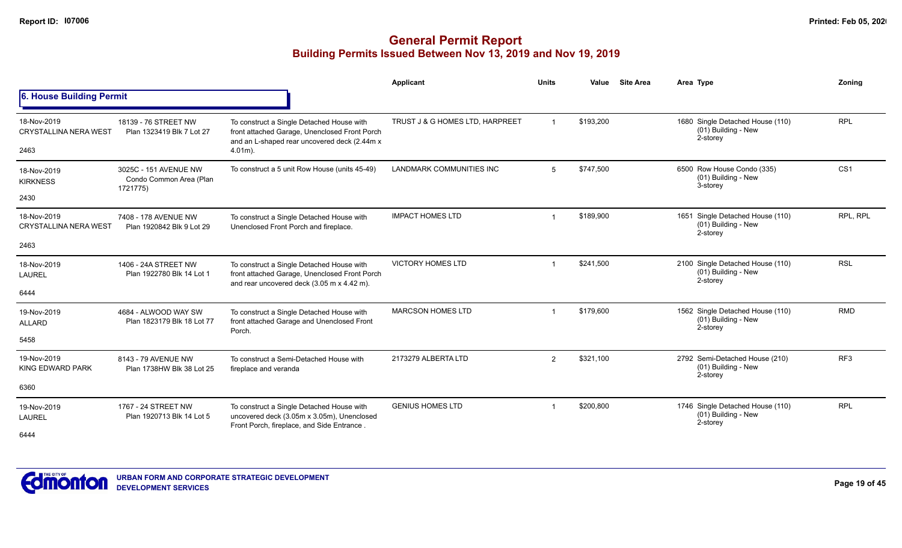# General Permit Report
## Building Permits Issued Between Nov 13, 2019 and Nov 19, 2019

### 6. House Building Permit

| Date / Neighbourhood | Address / Legal | Description | Applicant | Units | Value | Site Area | Area Type | Zoning |
|---|---|---|---|---|---|---|---|---|
| 18-Nov-2019 CRYSTALLINA NERA WEST 2463 | 18139 - 76 STREET NW Plan 1323419 Blk 7 Lot 27 | To construct a Single Detached House with front attached Garage, Unenclosed Front Porch and an L-shaped rear uncovered deck (2.44m x 4.01m). | TRUST J & G HOMES LTD, HARPREET | 1 | $193,200 | | 1680 Single Detached House (110) (01) Building - New 2-storey | RPL |
| 18-Nov-2019 KIRKNESS 2430 | 3025C - 151 AVENUE NW Condo Common Area (Plan 1721775) | To construct a 5 unit Row House (units 45-49) | LANDMARK COMMUNITIES INC | 5 | $747,500 | | 6500 Row House Condo (335) (01) Building - New 3-storey | CS1 |
| 18-Nov-2019 CRYSTALLINA NERA WEST 2463 | 7408 - 178 AVENUE NW Plan 1920842 Blk 9 Lot 29 | To construct a Single Detached House with Unenclosed Front Porch and fireplace. | IMPACT HOMES LTD | 1 | $189,900 | | 1651 Single Detached House (110) (01) Building - New 2-storey | RPL, RPL |
| 18-Nov-2019 LAUREL 6444 | 1406 - 24A STREET NW Plan 1922780 Blk 14 Lot 1 | To construct a Single Detached House with front attached Garage, Unenclosed Front Porch and rear uncovered deck (3.05 m x 4.42 m). | VICTORY HOMES LTD | 1 | $241,500 | | 2100 Single Detached House (110) (01) Building - New 2-storey | RSL |
| 19-Nov-2019 ALLARD 5458 | 4684 - ALWOOD WAY SW Plan 1823179 Blk 18 Lot 77 | To construct a Single Detached House with front attached Garage and Unenclosed Front Porch. | MARCSON HOMES LTD | 1 | $179,600 | | 1562 Single Detached House (110) (01) Building - New 2-storey | RMD |
| 19-Nov-2019 KING EDWARD PARK 6360 | 8143 - 79 AVENUE NW Plan 1738HW Blk 38 Lot 25 | To construct a Semi-Detached House with fireplace and veranda | 2173279 ALBERTA LTD | 2 | $321,100 | | 2792 Semi-Detached House (210) (01) Building - New 2-storey | RF3 |
| 19-Nov-2019 LAUREL 6444 | 1767 - 24 STREET NW Plan 1920713 Blk 14 Lot 5 | To construct a Single Detached House with uncovered deck (3.05m x 3.05m), Unenclosed Front Porch, fireplace, and Side Entrance . | GENIUS HOMES LTD | 1 | $200,800 | | 1746 Single Detached House (110) (01) Building - New 2-storey | RPL |

URBAN FORM AND CORPORATE STRATEGIC DEVELOPMENT
DEVELOPMENT SERVICES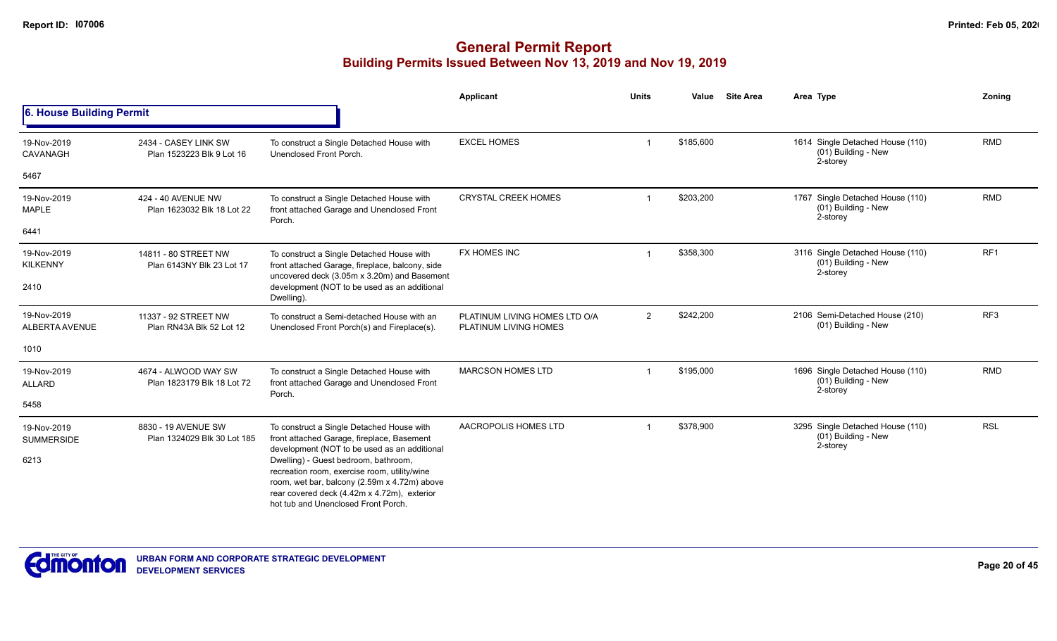# General Permit Report

## Building Permits Issued Between Nov 13, 2019 and Nov 19, 2019

### 6. House Building Permit

| Date / Neighbourhood | Address / Legal | Description | Applicant | Units | Value | Site Area | Area | Type | Zoning |
|---|---|---|---|---|---|---|---|---|---|
| 19-Nov-2019 CAVANAGH 5467 | 2434 - CASEY LINK SW Plan 1523223 Blk 9 Lot 16 | To construct a Single Detached House with Unenclosed Front Porch. | EXCEL HOMES | 1 | $185,600 | | 1614 | Single Detached House (110) (01) Building - New 2-storey | RMD |
| 19-Nov-2019 MAPLE 6441 | 424 - 40 AVENUE NW Plan 1623032 Blk 18 Lot 22 | To construct a Single Detached House with front attached Garage and Unenclosed Front Porch. | CRYSTAL CREEK HOMES | 1 | $203,200 | | 1767 | Single Detached House (110) (01) Building - New 2-storey | RMD |
| 19-Nov-2019 KILKENNY 2410 | 14811 - 80 STREET NW Plan 6143NY Blk 23 Lot 17 | To construct a Single Detached House with front attached Garage, fireplace, balcony, side uncovered deck (3.05m x 3.20m) and Basement development (NOT to be used as an additional Dwelling). | FX HOMES INC | 1 | $358,300 | | 3116 | Single Detached House (110) (01) Building - New 2-storey | RF1 |
| 19-Nov-2019 ALBERTA AVENUE 1010 | 11337 - 92 STREET NW Plan RN43A Blk 52 Lot 12 | To construct a Semi-detached House with an Unenclosed Front Porch(s) and Fireplace(s). | PLATINUM LIVING HOMES LTD O/A PLATINUM LIVING HOMES | 2 | $242,200 | | 2106 | Semi-Detached House (210) (01) Building - New | RF3 |
| 19-Nov-2019 ALLARD 5458 | 4674 - ALWOOD WAY SW Plan 1823179 Blk 18 Lot 72 | To construct a Single Detached House with front attached Garage and Unenclosed Front Porch. | MARCSON HOMES LTD | 1 | $195,000 | | 1696 | Single Detached House (110) (01) Building - New 2-storey | RMD |
| 19-Nov-2019 SUMMERSIDE 6213 | 8830 - 19 AVENUE SW Plan 1324029 Blk 30 Lot 185 | To construct a Single Detached House with front attached Garage, fireplace, Basement development (NOT to be used as an additional Dwelling) - Guest bedroom, bathroom, recreation room, exercise room, utility/wine room, wet bar, balcony (2.59m x 4.72m) above rear covered deck (4.42m x 4.72m), exterior hot tub and Unenclosed Front Porch. | AACROPOLIS HOMES LTD | 1 | $378,900 | | 3295 | Single Detached House (110) (01) Building - New 2-storey | RSL |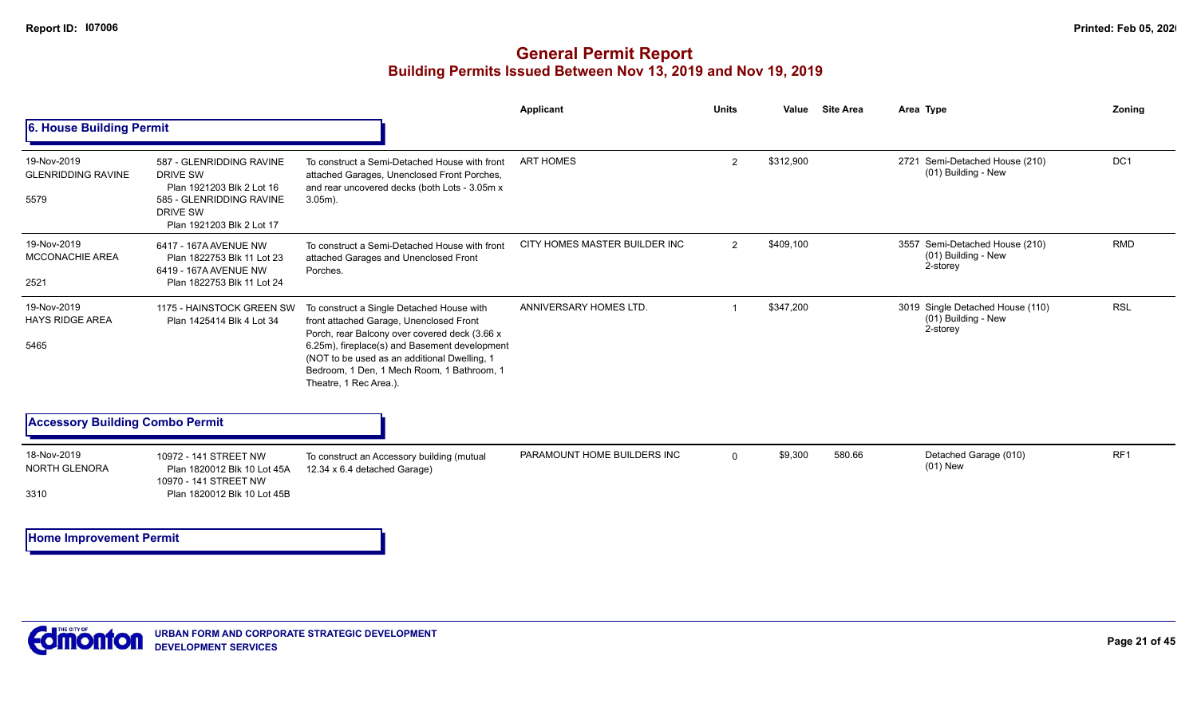# General Permit Report
## Building Permits Issued Between Nov 13, 2019 and Nov 19, 2019

### 6. House Building Permit

| Date / Neighbourhood | Address / Legal | Description | Applicant | Units | Value | Site Area | Area | Type | Zoning |
|---|---|---|---|---|---|---|---|---|---|
| 19-Nov-2019 GLENRIDDING RAVINE 5579 | 587 - GLENRIDDING RAVINE DRIVE SW Plan 1921203 Blk 2 Lot 16 585 - GLENRIDDING RAVINE DRIVE SW Plan 1921203 Blk 2 Lot 17 | To construct a Semi-Detached House with front attached Garages, Unenclosed Front Porches, and rear uncovered decks (both Lots - 3.05m x 3.05m). | ART HOMES | 2 | $312,900 | | 2721 | Semi-Detached House (210) (01) Building - New | DC1 |
| 19-Nov-2019 MCCONACHIE AREA 2521 | 6417 - 167A AVENUE NW Plan 1822753 Blk 11 Lot 23 6419 - 167A AVENUE NW Plan 1822753 Blk 11 Lot 24 | To construct a Semi-Detached House with front attached Garages and Unenclosed Front Porches. | CITY HOMES MASTER BUILDER INC | 2 | $409,100 | | 3557 | Semi-Detached House (210) (01) Building - New 2-storey | RMD |
| 19-Nov-2019 HAYS RIDGE AREA 5465 | 1175 - HAINSTOCK GREEN SW Plan 1425414 Blk 4 Lot 34 | To construct a Single Detached House with front attached Garage, Unenclosed Front Porch, rear Balcony over covered deck (3.66 x 6.25m), fireplace(s) and Basement development (NOT to be used as an additional Dwelling, 1 Bedroom, 1 Den, 1 Mech Room, 1 Bathroom, 1 Theatre, 1 Rec Area.). | ANNIVERSARY HOMES LTD. | 1 | $347,200 | | 3019 | Single Detached House (110) (01) Building - New 2-storey | RSL |

### Accessory Building Combo Permit

| Date / Neighbourhood | Address / Legal | Description | Applicant | Units | Value | Site Area | Area | Type | Zoning |
|---|---|---|---|---|---|---|---|---|---|
| 18-Nov-2019 NORTH GLENORA 3310 | 10972 - 141 STREET NW Plan 1820012 Blk 10 Lot 45A 10970 - 141 STREET NW Plan 1820012 Blk 10 Lot 45B | To construct an Accessory building (mutual 12.34 x 6.4 detached Garage) | PARAMOUNT HOME BUILDERS INC | 0 | $9,300 | 580.66 | | Detached Garage (010) (01) New | RF1 |

### Home Improvement Permit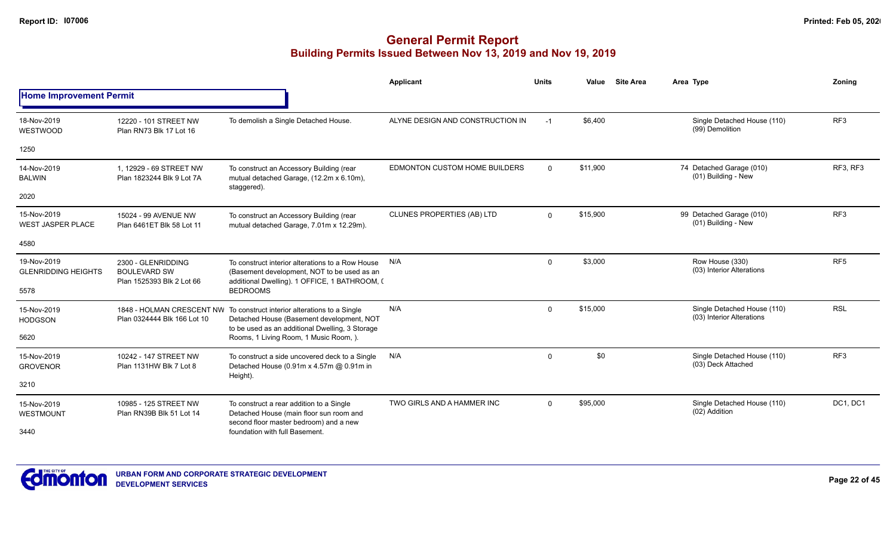# General Permit Report
## Building Permits Issued Between Nov 13, 2019 and Nov 19, 2019

### Home Improvement Permit

| Date / Neighbourhood | Address / Legal | Description | Applicant | Units | Value | Site Area | Area | Type | Zoning |
|---|---|---|---|---|---|---|---|---|---|
| 18-Nov-2019 WESTWOOD 1250 | 12220 - 101 STREET NW Plan RN73 Blk 17 Lot 16 | To demolish a Single Detached House. | ALYNE DESIGN AND CONSTRUCTION IN | -1 | $6,400 | | | Single Detached House (110) (99) Demolition | RF3 |
| 14-Nov-2019 BALWIN 2020 | 1, 12929 - 69 STREET NW Plan 1823244 Blk 9 Lot 7A | To construct an Accessory Building (rear mutual detached Garage, (12.2m x 6.10m), staggered). | EDMONTON CUSTOM HOME BUILDERS | 0 | $11,900 | | 74 | Detached Garage (010) (01) Building - New | RF3, RF3 |
| 15-Nov-2019 WEST JASPER PLACE 4580 | 15024 - 99 AVENUE NW Plan 6461ET Blk 58 Lot 11 | To construct an Accessory Building (rear mutual detached Garage, 7.01m x 12.29m). | CLUNES PROPERTIES (AB) LTD | 0 | $15,900 | | 99 | Detached Garage (010) (01) Building - New | RF3 |
| 19-Nov-2019 GLENRIDDING HEIGHTS 5578 | 2300 - GLENRIDDING BOULEVARD SW Plan 1525393 Blk 2 Lot 66 | To construct interior alterations to a Row House (Basement development, NOT to be used as an additional Dwelling). 1 OFFICE, 1 BATHROOM, ( BEDROOMS | N/A | 0 | $3,000 | | | Row House (330) (03) Interior Alterations | RF5 |
| 15-Nov-2019 HODGSON 5620 | 1848 - HOLMAN CRESCENT NW Plan 0324444 Blk 166 Lot 10 | To construct interior alterations to a Single Detached House (Basement development, NOT to be used as an additional Dwelling, 3 Storage Rooms, 1 Living Room, 1 Music Room, ). | N/A | 0 | $15,000 | | | Single Detached House (110) (03) Interior Alterations | RSL |
| 15-Nov-2019 GROVENOR 3210 | 10242 - 147 STREET NW Plan 1131HW Blk 7 Lot 8 | To construct a side uncovered deck to a Single Detached House (0.91m x 4.57m @ 0.91m in Height). | N/A | 0 | $0 | | | Single Detached House (110) (03) Deck Attached | RF3 |
| 15-Nov-2019 WESTMOUNT 3440 | 10985 - 125 STREET NW Plan RN39B Blk 51 Lot 14 | To construct a rear addition to a Single Detached House (main floor sun room and second floor master bedroom) and a new foundation with full Basement. | TWO GIRLS AND A HAMMER INC | 0 | $95,000 | | | Single Detached House (110) (02) Addition | DC1, DC1 |

URBAN FORM AND CORPORATE STRATEGIC DEVELOPMENT
DEVELOPMENT SERVICES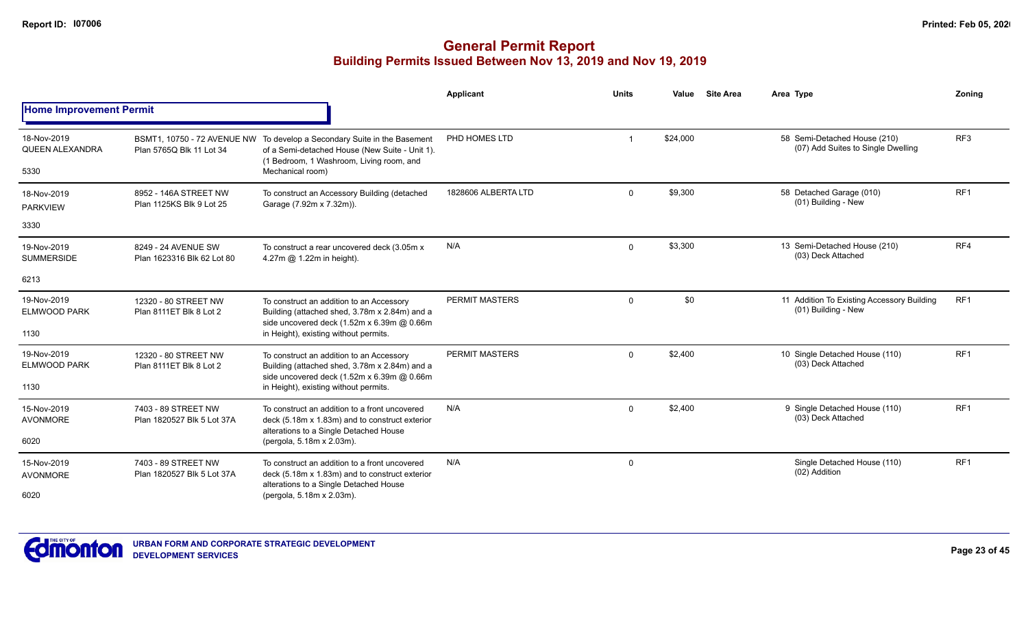# General Permit Report
## Building Permits Issued Between Nov 13, 2019 and Nov 19, 2019

| | | | Applicant | Units | Value | Site Area | Area Type | Zoning |
|---|---|---|---|---|---|---|---|---|
| **Home Improvement Permit** | | | | | | | | |
| 18-Nov-2019 QUEEN ALEXANDRA 5330 | BSMT1, 10750 - 72 AVENUE NW Plan 5765Q Blk 11 Lot 34 | To develop a Secondary Suite in the Basement of a Semi-detached House (New Suite - Unit 1). (1 Bedroom, 1 Washroom, Living room, and Mechanical room) | PHD HOMES LTD | 1 | $24,000 | | 58 Semi-Detached House (210) (07) Add Suites to Single Dwelling | RF3 |
| 18-Nov-2019 PARKVIEW 3330 | 8952 - 146A STREET NW Plan 1125KS Blk 9 Lot 25 | To construct an Accessory Building (detached Garage (7.92m x 7.32m)). | 1828606 ALBERTA LTD | 0 | $9,300 | | 58 Detached Garage (010) (01) Building - New | RF1 |
| 19-Nov-2019 SUMMERSIDE 6213 | 8249 - 24 AVENUE SW Plan 1623316 Blk 62 Lot 80 | To construct a rear uncovered deck (3.05m x 4.27m @ 1.22m in height). | N/A | 0 | $3,300 | | 13 Semi-Detached House (210) (03) Deck Attached | RF4 |
| 19-Nov-2019 ELMWOOD PARK 1130 | 12320 - 80 STREET NW Plan 8111ET Blk 8 Lot 2 | To construct an addition to an Accessory Building (attached shed, 3.78m x 2.84m) and a side uncovered deck (1.52m x 6.39m @ 0.66m in Height), existing without permits. | PERMIT MASTERS | 0 | $0 | | 11 Addition To Existing Accessory Building (01) Building - New | RF1 |
| 19-Nov-2019 ELMWOOD PARK 1130 | 12320 - 80 STREET NW Plan 8111ET Blk 8 Lot 2 | To construct an addition to an Accessory Building (attached shed, 3.78m x 2.84m) and a side uncovered deck (1.52m x 6.39m @ 0.66m in Height), existing without permits. | PERMIT MASTERS | 0 | $2,400 | | 10 Single Detached House (110) (03) Deck Attached | RF1 |
| 15-Nov-2019 AVONMORE 6020 | 7403 - 89 STREET NW Plan 1820527 Blk 5 Lot 37A | To construct an addition to a front uncovered deck (5.18m x 1.83m) and to construct exterior alterations to a Single Detached House (pergola, 5.18m x 2.03m). | N/A | 0 | $2,400 | | 9 Single Detached House (110) (03) Deck Attached | RF1 |
| 15-Nov-2019 AVONMORE 6020 | 7403 - 89 STREET NW Plan 1820527 Blk 5 Lot 37A | To construct an addition to a front uncovered deck (5.18m x 1.83m) and to construct exterior alterations to a Single Detached House (pergola, 5.18m x 2.03m). | N/A | 0 | | | Single Detached House (110) (02) Addition | RF1 |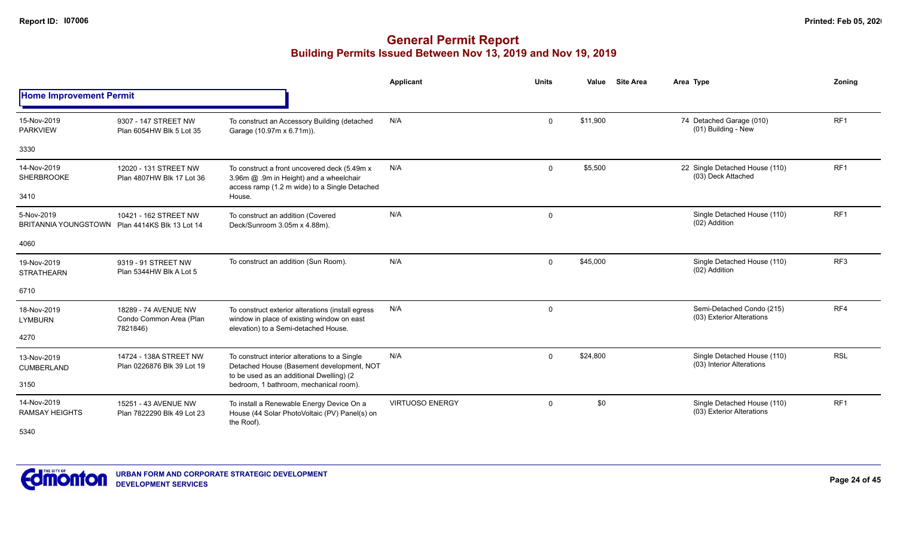# General Permit Report

## Building Permits Issued Between Nov 13, 2019 and Nov 19, 2019

### Home Improvement Permit

| Date / Neighbourhood | Address / Legal | Description | Applicant | Units | Value | Site Area | Area Type | Zoning |
|---|---|---|---|---|---|---|---|---|
| 15-Nov-2019 PARKVIEW 3330 | 9307 - 147 STREET NW Plan 6054HW Blk 5 Lot 35 | To construct an Accessory Building (detached Garage (10.97m x 6.71m)). | N/A | 0 | $11,900 | | 74 Detached Garage (010) (01) Building - New | RF1 |
| 14-Nov-2019 SHERBROOKE 3410 | 12020 - 131 STREET NW Plan 4807HW Blk 17 Lot 36 | To construct a front uncovered deck (5.49m x 3.96m @ .9m in Height) and a wheelchair access ramp (1.2 m wide) to a Single Detached House. | N/A | 0 | $5,500 | | 22 Single Detached House (110) (03) Deck Attached | RF1 |
| 5-Nov-2019 BRITANNIA YOUNGSTOWN 4060 | 10421 - 162 STREET NW Plan 4414KS Blk 13 Lot 14 | To construct an addition (Covered Deck/Sunroom 3.05m x 4.88m). | N/A | 0 | | | Single Detached House (110) (02) Addition | RF1 |
| 19-Nov-2019 STRATHEARN 6710 | 9319 - 91 STREET NW Plan 5344HW Blk A Lot 5 | To construct an addition (Sun Room). | N/A | 0 | $45,000 | | Single Detached House (110) (02) Addition | RF3 |
| 18-Nov-2019 LYMBURN 4270 | 18289 - 74 AVENUE NW Condo Common Area (Plan 7821846) | To construct exterior alterations (install egress window in place of existing window on east elevation) to a Semi-detached House. | N/A | 0 | | | Semi-Detached Condo (215) (03) Exterior Alterations | RF4 |
| 13-Nov-2019 CUMBERLAND 3150 | 14724 - 138A STREET NW Plan 0226876 Blk 39 Lot 19 | To construct interior alterations to a Single Detached House (Basement development, NOT to be used as an additional Dwelling) (2 bedroom, 1 bathroom, mechanical room). | N/A | 0 | $24,800 | | Single Detached House (110) (03) Interior Alterations | RSL |
| 14-Nov-2019 RAMSAY HEIGHTS 5340 | 15251 - 43 AVENUE NW Plan 7822290 Blk 49 Lot 23 | To install a Renewable Energy Device On a House (44 Solar PhotoVoltaic (PV) Panel(s) on the Roof). | VIRTUOSO ENERGY | 0 | $0 | | Single Detached House (110) (03) Exterior Alterations | RF1 |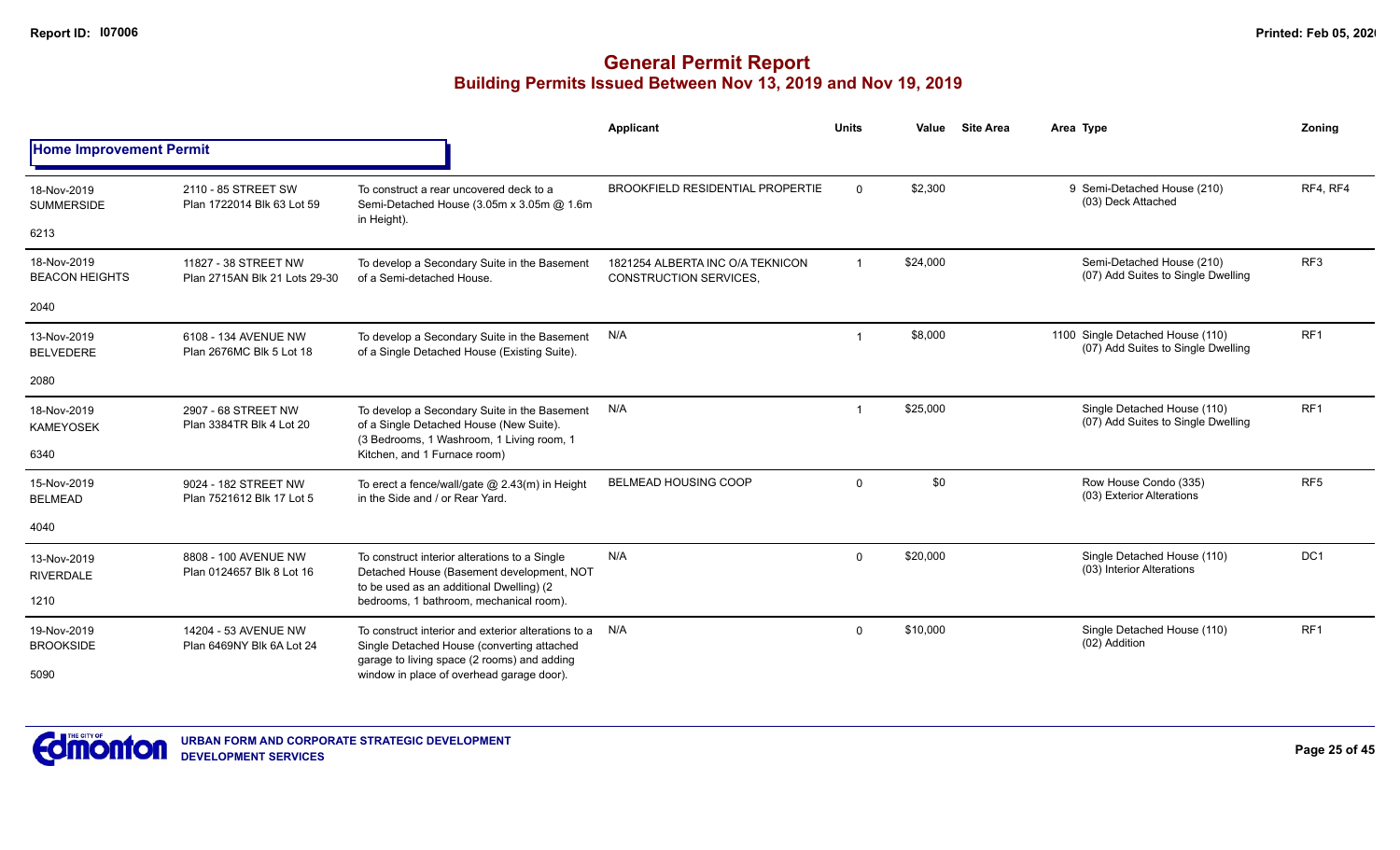# General Permit Report

## Building Permits Issued Between Nov 13, 2019 and Nov 19, 2019

### Home Improvement Permit

| Date / Neighbourhood | Address / Legal | Description | Applicant | Units | Value | Site Area | Area | Type | Zoning |
|---|---|---|---|---|---|---|---|---|---|
| 18-Nov-2019 SUMMERSIDE 6213 | 2110 - 85 STREET SW Plan 1722014 Blk 63 Lot 59 | To construct a rear uncovered deck to a Semi-Detached House (3.05m x 3.05m @ 1.6m in Height). | BROOKFIELD RESIDENTIAL PROPERTIE | 0 | $2,300 | | 9 | Semi-Detached House (210) (03) Deck Attached | RF4, RF4 |
| 18-Nov-2019 BEACON HEIGHTS 2040 | 11827 - 38 STREET NW Plan 2715AN Blk 21 Lots 29-30 | To develop a Secondary Suite in the Basement of a Semi-detached House. | 1821254 ALBERTA INC O/A TEKNICON CONSTRUCTION SERVICES, | 1 | $24,000 | | | Semi-Detached House (210) (07) Add Suites to Single Dwelling | RF3 |
| 13-Nov-2019 BELVEDERE 2080 | 6108 - 134 AVENUE NW Plan 2676MC Blk 5 Lot 18 | To develop a Secondary Suite in the Basement of a Single Detached House (Existing Suite). | N/A | 1 | $8,000 | | 1100 | Single Detached House (110) (07) Add Suites to Single Dwelling | RF1 |
| 18-Nov-2019 KAMEYOSEK 6340 | 2907 - 68 STREET NW Plan 3384TR Blk 4 Lot 20 | To develop a Secondary Suite in the Basement of a Single Detached House (New Suite). (3 Bedrooms, 1 Washroom, 1 Living room, 1 Kitchen, and 1 Furnace room) | N/A | 1 | $25,000 | | | Single Detached House (110) (07) Add Suites to Single Dwelling | RF1 |
| 15-Nov-2019 BELMEAD 4040 | 9024 - 182 STREET NW Plan 7521612 Blk 17 Lot 5 | To erect a fence/wall/gate @ 2.43(m) in Height in the Side and / or Rear Yard. | BELMEAD HOUSING COOP | 0 | $0 | | | Row House Condo (335) (03) Exterior Alterations | RF5 |
| 13-Nov-2019 RIVERDALE 1210 | 8808 - 100 AVENUE NW Plan 0124657 Blk 8 Lot 16 | To construct interior alterations to a Single Detached House (Basement development, NOT to be used as an additional Dwelling) (2 bedrooms, 1 bathroom, mechanical room). | N/A | 0 | $20,000 | | | Single Detached House (110) (03) Interior Alterations | DC1 |
| 19-Nov-2019 BROOKSIDE 5090 | 14204 - 53 AVENUE NW Plan 6469NY Blk 6A Lot 24 | To construct interior and exterior alterations to a Single Detached House (converting attached garage to living space (2 rooms) and adding window in place of overhead garage door). | N/A | 0 | $10,000 | | | Single Detached House (110) (02) Addition | RF1 |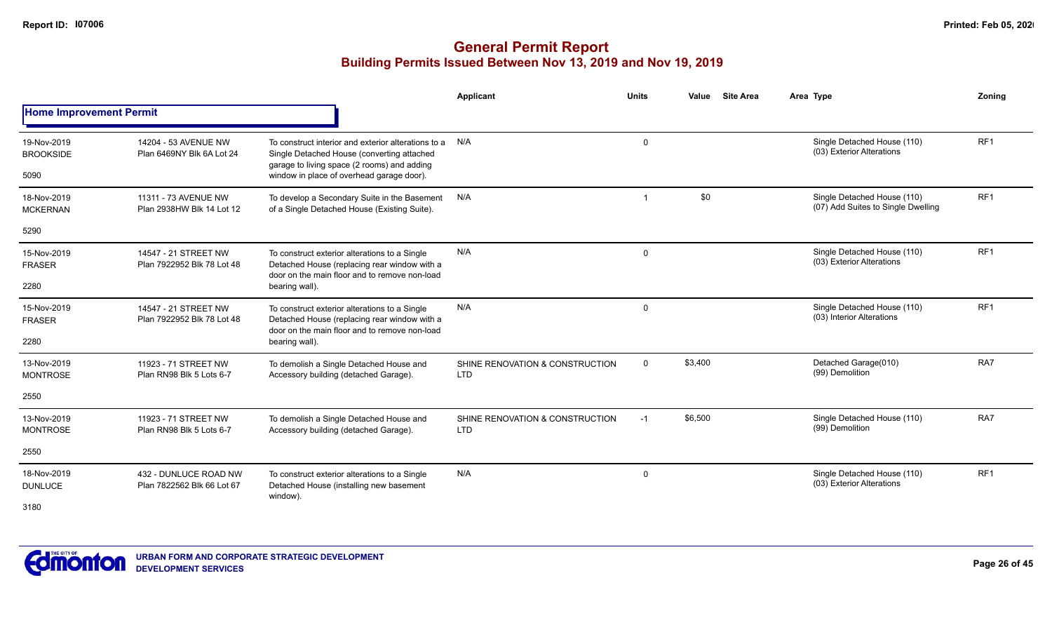# General Permit Report
## Building Permits Issued Between Nov 13, 2019 and Nov 19, 2019

### Home Improvement Permit

| Date / Neighbourhood / Code | Address / Legal | Description | Applicant | Units | Value | Site Area | Area Type | Zoning |
|---|---|---|---|---|---|---|---|---|
| 19-Nov-2019<br>BROOKSIDE<br>5090 | 14204 - 53 AVENUE NW<br>Plan 6469NY Blk 6A Lot 24 | To construct interior and exterior alterations to a Single Detached House (converting attached garage to living space (2 rooms) and adding window in place of overhead garage door). | N/A | 0 | | | Single Detached House (110)<br>(03) Exterior Alterations | RF1 |
| 18-Nov-2019<br>MCKERNAN<br>5290 | 11311 - 73 AVENUE NW<br>Plan 2938HW Blk 14 Lot 12 | To develop a Secondary Suite in the Basement of a Single Detached House (Existing Suite). | N/A | 1 | $0 | | Single Detached House (110)<br>(07) Add Suites to Single Dwelling | RF1 |
| 15-Nov-2019<br>FRASER<br>2280 | 14547 - 21 STREET NW<br>Plan 7922952 Blk 78 Lot 48 | To construct exterior alterations to a Single Detached House (replacing rear window with a door on the main floor and to remove non-load bearing wall). | N/A | 0 | | | Single Detached House (110)<br>(03) Exterior Alterations | RF1 |
| 15-Nov-2019<br>FRASER<br>2280 | 14547 - 21 STREET NW<br>Plan 7922952 Blk 78 Lot 48 | To construct exterior alterations to a Single Detached House (replacing rear window with a door on the main floor and to remove non-load bearing wall). | N/A | 0 | | | Single Detached House (110)<br>(03) Interior Alterations | RF1 |
| 13-Nov-2019<br>MONTROSE<br>2550 | 11923 - 71 STREET NW<br>Plan RN98 Blk 5 Lots 6-7 | To demolish a Single Detached House and Accessory building (detached Garage). | SHINE RENOVATION & CONSTRUCTION LTD | 0 | $3,400 | | Detached Garage(010)<br>(99) Demolition | RA7 |
| 13-Nov-2019<br>MONTROSE<br>2550 | 11923 - 71 STREET NW<br>Plan RN98 Blk 5 Lots 6-7 | To demolish a Single Detached House and Accessory building (detached Garage). | SHINE RENOVATION & CONSTRUCTION LTD | -1 | $6,500 | | Single Detached House (110)<br>(99) Demolition | RA7 |
| 18-Nov-2019<br>DUNLUCE<br>3180 | 432 - DUNLUCE ROAD NW<br>Plan 7822562 Blk 66 Lot 67 | To construct exterior alterations to a Single Detached House (installing new basement window). | N/A | 0 | | | Single Detached House (110)<br>(03) Exterior Alterations | RF1 |

URBAN FORM AND CORPORATE STRATEGIC DEVELOPMENT
DEVELOPMENT SERVICES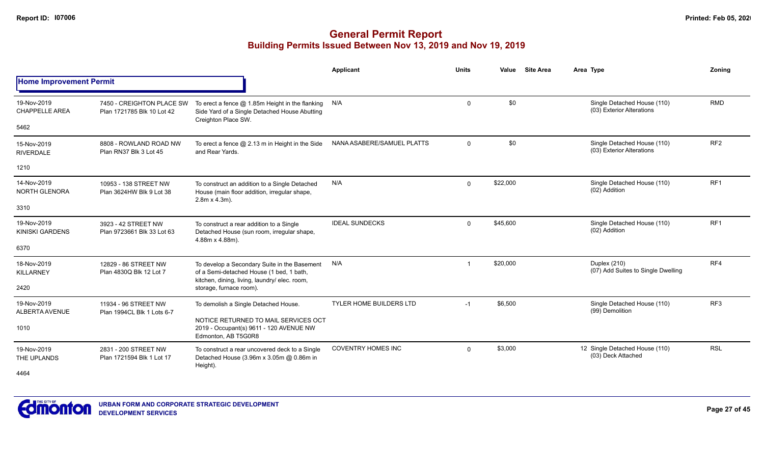# General Permit Report

## Building Permits Issued Between Nov 13, 2019 and Nov 19, 2019

### Home Improvement Permit

| Date / Neighbourhood | Address / Legal | Description | Applicant | Units | Value | Site Area | Area | Type | Zoning |
|---|---|---|---|---|---|---|---|---|---|
| 19-Nov-2019 CHAPPELLE AREA 5462 | 7450 - CREIGHTON PLACE SW Plan 1721785 Blk 10 Lot 42 | To erect a fence @ 1.85m Height in the flanking Side Yard of a Single Detached House Abutting Creighton Place SW. | N/A | 0 | $0 | | | Single Detached House (110) (03) Exterior Alterations | RMD |
| 15-Nov-2019 RIVERDALE 1210 | 8808 - ROWLAND ROAD NW Plan RN37 Blk 3 Lot 45 | To erect a fence @ 2.13 m in Height in the Side and Rear Yards. | NANA ASABERE/SAMUEL PLATTS | 0 | $0 | | | Single Detached House (110) (03) Exterior Alterations | RF2 |
| 14-Nov-2019 NORTH GLENORA 3310 | 10953 - 138 STREET NW Plan 3624HW Blk 9 Lot 38 | To construct an addition to a Single Detached House (main floor addition, irregular shape, 2.8m x 4.3m). | N/A | 0 | $22,000 | | | Single Detached House (110) (02) Addition | RF1 |
| 19-Nov-2019 KINISKI GARDENS 6370 | 3923 - 42 STREET NW Plan 9723661 Blk 33 Lot 63 | To construct a rear addition to a Single Detached House (sun room, irregular shape, 4.88m x 4.88m). | IDEAL SUNDECKS | 0 | $45,600 | | | Single Detached House (110) (02) Addition | RF1 |
| 18-Nov-2019 KILLARNEY 2420 | 12829 - 86 STREET NW Plan 4830Q Blk 12 Lot 7 | To develop a Secondary Suite in the Basement of a Semi-detached House (1 bed, 1 bath, kitchen, dining, living, laundry/ elec. room, storage, furnace room). | N/A | 1 | $20,000 | | | Duplex (210) (07) Add Suites to Single Dwelling | RF4 |
| 19-Nov-2019 ALBERTA AVENUE 1010 | 11934 - 96 STREET NW Plan 1994CL Blk 1 Lots 6-7 | To demolish a Single Detached House. NOTICE RETURNED TO MAIL SERVICES OCT 2019 - Occupant(s) 9611 - 120 AVENUE NW Edmonton, AB T5G0R8 | TYLER HOME BUILDERS LTD | -1 | $6,500 | | | Single Detached House (110) (99) Demolition | RF3 |
| 19-Nov-2019 THE UPLANDS 4464 | 2831 - 200 STREET NW Plan 1721594 Blk 1 Lot 17 | To construct a rear uncovered deck to a Single Detached House (3.96m x 3.05m @ 0.86m in Height). | COVENTRY HOMES INC | 0 | $3,000 | | 12 | Single Detached House (110) (03) Deck Attached | RSL |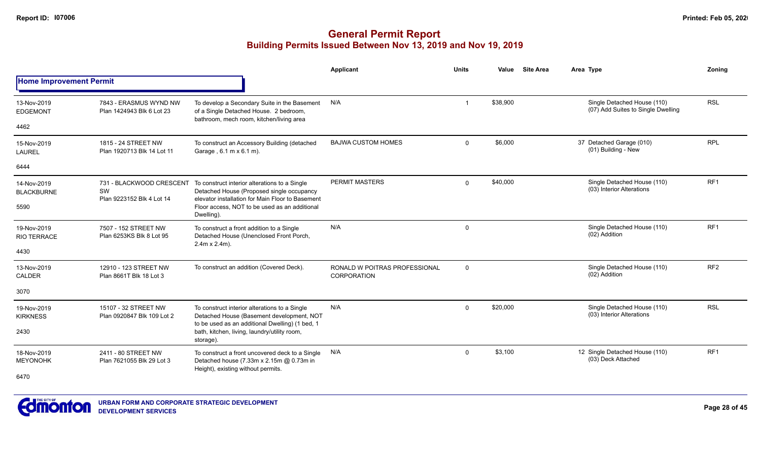# General Permit Report

## Building Permits Issued Between Nov 13, 2019 and Nov 19, 2019

| | | | Applicant | Units | Value | Site Area | Area | Type | Zoning |
|---|---|---|---|---|---|---|---|---|---|
| **Home Improvement Permit** | | | | | | | | | |
| 13-Nov-2019<br>EDGEMONT<br>4462 | 7843 - ERASMUS WYND NW<br>Plan 1424943 Blk 6 Lot 23 | To develop a Secondary Suite in the Basement of a Single Detached House. 2 bedroom, bathroom, mech room, kitchen/living area | N/A | 1 | $38,900 | | | Single Detached House (110)<br>(07) Add Suites to Single Dwelling | RSL |
| 15-Nov-2019<br>LAUREL<br>6444 | 1815 - 24 STREET NW<br>Plan 1920713 Blk 14 Lot 11 | To construct an Accessory Building (detached Garage , 6.1 m x 6.1 m). | BAJWA CUSTOM HOMES | 0 | $6,000 | | 37 | Detached Garage (010)<br>(01) Building - New | RPL |
| 14-Nov-2019<br>BLACKBURNE<br>5590 | 731 - BLACKWOOD CRESCENT SW<br>Plan 9223152 Blk 4 Lot 14 | To construct interior alterations to a Single Detached House (Proposed single occupancy elevator installation for Main Floor to Basement Floor access, NOT to be used as an additional Dwelling). | PERMIT MASTERS | 0 | $40,000 | | | Single Detached House (110)<br>(03) Interior Alterations | RF1 |
| 19-Nov-2019<br>RIO TERRACE<br>4430 | 7507 - 152 STREET NW<br>Plan 6253KS Blk 8 Lot 95 | To construct a front addition to a Single Detached House (Unenclosed Front Porch, 2.4m x 2.4m). | N/A | 0 | | | | Single Detached House (110)<br>(02) Addition | RF1 |
| 13-Nov-2019<br>CALDER<br>3070 | 12910 - 123 STREET NW<br>Plan 8661T Blk 18 Lot 3 | To construct an addition (Covered Deck). | RONALD W POITRAS PROFESSIONAL CORPORATION | 0 | | | | Single Detached House (110)<br>(02) Addition | RF2 |
| 19-Nov-2019<br>KIRKNESS<br>2430 | 15107 - 32 STREET NW<br>Plan 0920847 Blk 109 Lot 2 | To construct interior alterations to a Single Detached House (Basement development, NOT to be used as an additional Dwelling) (1 bed, 1 bath, kitchen, living, laundry/utility room, storage). | N/A | 0 | $20,000 | | | Single Detached House (110)<br>(03) Interior Alterations | RSL |
| 18-Nov-2019<br>MEYONOHK<br>6470 | 2411 - 80 STREET NW<br>Plan 7621055 Blk 29 Lot 3 | To construct a front uncovered deck to a Single Detached house (7.33m x 2.15m @ 0.73m in Height), existing without permits. | N/A | 0 | $3,100 | | 12 | Single Detached House (110)<br>(03) Deck Attached | RF1 |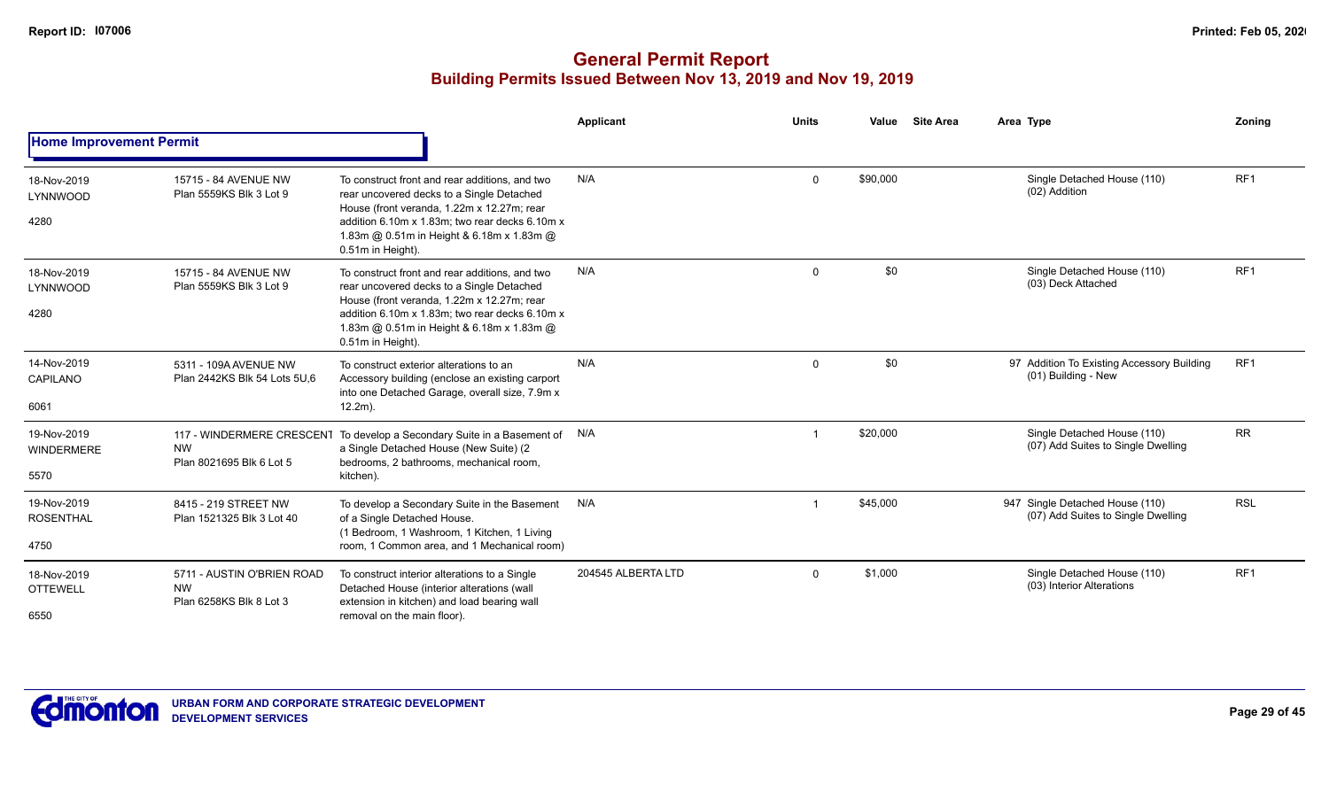# General Permit Report

## Building Permits Issued Between Nov 13, 2019 and Nov 19, 2019

### Home Improvement Permit

| Date / Neighbourhood | Address / Legal | Description | Applicant | Units | Value | Site Area | Area | Type | Zoning |
|---|---|---|---|---|---|---|---|---|---|
| 18-Nov-2019 LYNNWOOD 4280 | 15715 - 84 AVENUE NW Plan 5559KS Blk 3 Lot 9 | To construct front and rear additions, and two rear uncovered decks to a Single Detached House (front veranda, 1.22m x 12.27m; rear addition 6.10m x 1.83m; two rear decks 6.10m x 1.83m @ 0.51m in Height & 6.18m x 1.83m @ 0.51m in Height). | N/A | 0 | $90,000 | | | Single Detached House (110) (02) Addition | RF1 |
| 18-Nov-2019 LYNNWOOD 4280 | 15715 - 84 AVENUE NW Plan 5559KS Blk 3 Lot 9 | To construct front and rear additions, and two rear uncovered decks to a Single Detached House (front veranda, 1.22m x 12.27m; rear addition 6.10m x 1.83m; two rear decks 6.10m x 1.83m @ 0.51m in Height & 6.18m x 1.83m @ 0.51m in Height). | N/A | 0 | $0 | | | Single Detached House (110) (03) Deck Attached | RF1 |
| 14-Nov-2019 CAPILANO 6061 | 5311 - 109A AVENUE NW Plan 2442KS Blk 54 Lots 5U,6 | To construct exterior alterations to an Accessory building (enclose an existing carport into one Detached Garage, overall size, 7.9m x 12.2m). | N/A | 0 | $0 | | 97 | Addition To Existing Accessory Building (01) Building - New | RF1 |
| 19-Nov-2019 WINDERMERE 5570 | 117 - WINDERMERE CRESCENT NW Plan 8021695 Blk 6 Lot 5 | To develop a Secondary Suite in a Basement of a Single Detached House (New Suite) (2 bedrooms, 2 bathrooms, mechanical room, kitchen). | N/A | 1 | $20,000 | | | Single Detached House (110) (07) Add Suites to Single Dwelling | RR |
| 19-Nov-2019 ROSENTHAL 4750 | 8415 - 219 STREET NW Plan 1521325 Blk 3 Lot 40 | To develop a Secondary Suite in the Basement of a Single Detached House. (1 Bedroom, 1 Washroom, 1 Kitchen, 1 Living room, 1 Common area, and 1 Mechanical room) | N/A | 1 | $45,000 | | 947 | Single Detached House (110) (07) Add Suites to Single Dwelling | RSL |
| 18-Nov-2019 OTTEWELL 6550 | 5711 - AUSTIN O'BRIEN ROAD NW Plan 6258KS Blk 8 Lot 3 | To construct interior alterations to a Single Detached House (interior alterations (wall extension in kitchen) and load bearing wall removal on the main floor). | 204545 ALBERTA LTD | 0 | $1,000 | | | Single Detached House (110) (03) Interior Alterations | RF1 |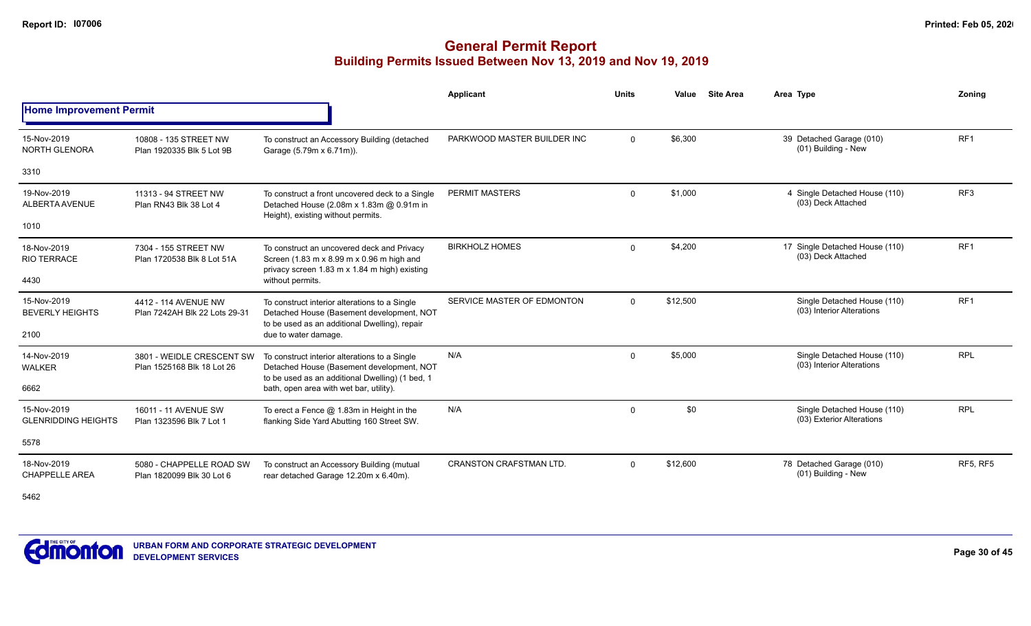## General Permit Report
### Building Permits Issued Between Nov 13, 2019 and Nov 19, 2019

**Home Improvement Permit**

| Date / Neighbourhood | Address / Legal | Description | Applicant | Units | Value | Site Area | Area Type | Zoning |
|---|---|---|---|---|---|---|---|---|
| 15-Nov-2019 NORTH GLENORA 3310 | 10808 - 135 STREET NW Plan 1920335 Blk 5 Lot 9B | To construct an Accessory Building (detached Garage (5.79m x 6.71m)). | PARKWOOD MASTER BUILDER INC | 0 | $6,300 | | 39 Detached Garage (010) (01) Building - New | RF1 |
| 19-Nov-2019 ALBERTA AVENUE 1010 | 11313 - 94 STREET NW Plan RN43 Blk 38 Lot 4 | To construct a front uncovered deck to a Single Detached House (2.08m x 1.83m @ 0.91m in Height), existing without permits. | PERMIT MASTERS | 0 | $1,000 | | 4 Single Detached House (110) (03) Deck Attached | RF3 |
| 18-Nov-2019 RIO TERRACE 4430 | 7304 - 155 STREET NW Plan 1720538 Blk 8 Lot 51A | To construct an uncovered deck and Privacy Screen (1.83 m x 8.99 m x 0.96 m high and privacy screen 1.83 m x 1.84 m high) existing without permits. | BIRKHOLZ HOMES | 0 | $4,200 | | 17 Single Detached House (110) (03) Deck Attached | RF1 |
| 15-Nov-2019 BEVERLY HEIGHTS 2100 | 4412 - 114 AVENUE NW Plan 7242AH Blk 22 Lots 29-31 | To construct interior alterations to a Single Detached House (Basement development, NOT to be used as an additional Dwelling), repair due to water damage. | SERVICE MASTER OF EDMONTON | 0 | $12,500 | | Single Detached House (110) (03) Interior Alterations | RF1 |
| 14-Nov-2019 WALKER 6662 | 3801 - WEIDLE CRESCENT SW Plan 1525168 Blk 18 Lot 26 | To construct interior alterations to a Single Detached House (Basement development, NOT to be used as an additional Dwelling) (1 bed, 1 bath, open area with wet bar, utility). | N/A | 0 | $5,000 | | Single Detached House (110) (03) Interior Alterations | RPL |
| 15-Nov-2019 GLENRIDDING HEIGHTS 5578 | 16011 - 11 AVENUE SW Plan 1323596 Blk 7 Lot 1 | To erect a Fence @ 1.83m in Height in the flanking Side Yard Abutting 160 Street SW. | N/A | 0 | $0 | | Single Detached House (110) (03) Exterior Alterations | RPL |
| 18-Nov-2019 CHAPPELLE AREA 5462 | 5080 - CHAPPELLE ROAD SW Plan 1820099 Blk 30 Lot 6 | To construct an Accessory Building (mutual rear detached Garage 12.20m x 6.40m). | CRANSTON CRAFTSMAN LTD. | 0 | $12,600 | | 78 Detached Garage (010) (01) Building - New | RF5, RF5 |

URBAN FORM AND CORPORATE STRATEGIC DEVELOPMENT
DEVELOPMENT SERVICES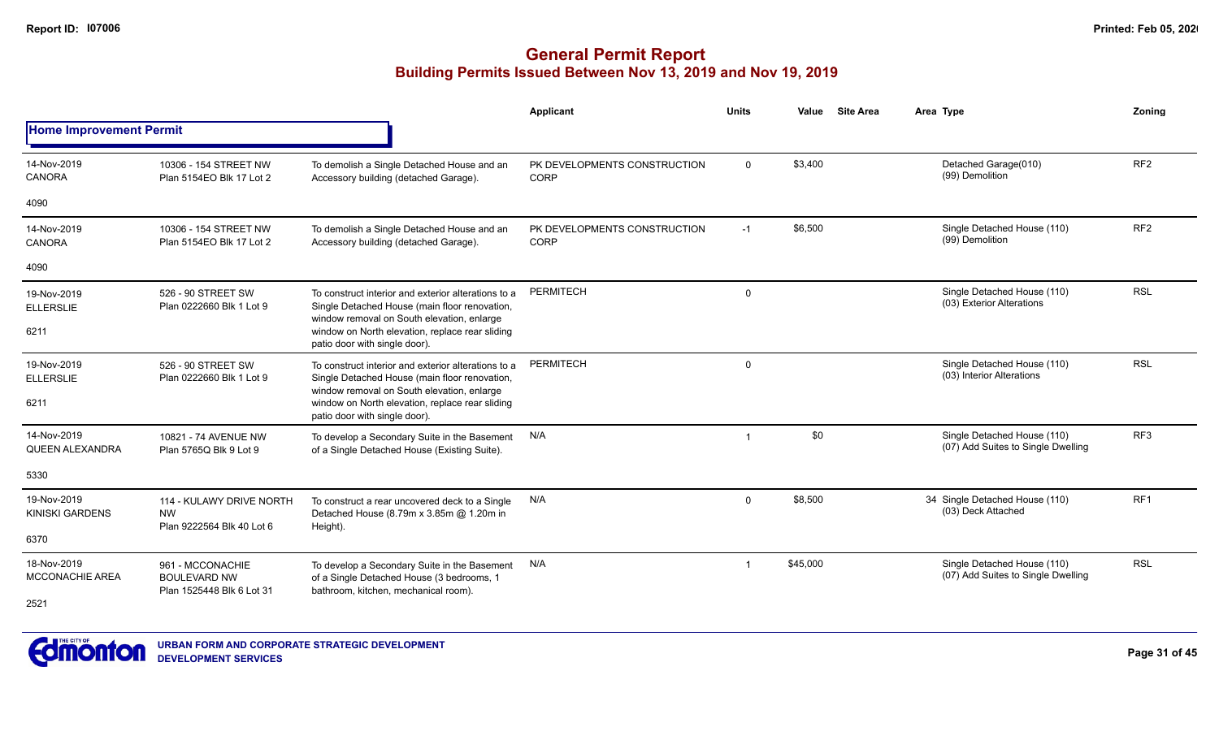# General Permit Report

## Building Permits Issued Between Nov 13, 2019 and Nov 19, 2019

### Home Improvement Permit

| Date / Neighbourhood | Address / Legal | Description | Applicant | Units | Value | Site Area | Area | Type | Zoning |
|---|---|---|---|---|---|---|---|---|---|
| 14-Nov-2019 CANORA 4090 | 10306 - 154 STREET NW Plan 5154EO Blk 17 Lot 2 | To demolish a Single Detached House and an Accessory building (detached Garage). | PK DEVELOPMENTS CONSTRUCTION CORP | 0 | $3,400 | | | Detached Garage(010) (99) Demolition | RF2 |
| 14-Nov-2019 CANORA 4090 | 10306 - 154 STREET NW Plan 5154EO Blk 17 Lot 2 | To demolish a Single Detached House and an Accessory building (detached Garage). | PK DEVELOPMENTS CONSTRUCTION CORP | -1 | $6,500 | | | Single Detached House (110) (99) Demolition | RF2 |
| 19-Nov-2019 ELLERSLIE 6211 | 526 - 90 STREET SW Plan 0222660 Blk 1 Lot 9 | To construct interior and exterior alterations to a Single Detached House (main floor renovation, window removal on South elevation, enlarge window on North elevation, replace rear sliding patio door with single door). | PERMITECH | 0 | | | | Single Detached House (110) (03) Exterior Alterations | RSL |
| 19-Nov-2019 ELLERSLIE 6211 | 526 - 90 STREET SW Plan 0222660 Blk 1 Lot 9 | To construct interior and exterior alterations to a Single Detached House (main floor renovation, window removal on South elevation, enlarge window on North elevation, replace rear sliding patio door with single door). | PERMITECH | 0 | | | | Single Detached House (110) (03) Interior Alterations | RSL |
| 14-Nov-2019 QUEEN ALEXANDRA 5330 | 10821 - 74 AVENUE NW Plan 5765Q Blk 9 Lot 9 | To develop a Secondary Suite in the Basement of a Single Detached House (Existing Suite). | N/A | 1 | $0 | | | Single Detached House (110) (07) Add Suites to Single Dwelling | RF3 |
| 19-Nov-2019 KINISKI GARDENS 6370 | 114 - KULAWY DRIVE NORTH NW Plan 9222564 Blk 40 Lot 6 | To construct a rear uncovered deck to a Single Detached House (8.79m x 3.85m @ 1.20m in Height). | N/A | 0 | $8,500 | | 34 | Single Detached House (110) (03) Deck Attached | RF1 |
| 18-Nov-2019 MCCONACHIE AREA 2521 | 961 - MCCONACHIE BOULEVARD NW Plan 1525448 Blk 6 Lot 31 | To develop a Secondary Suite in the Basement of a Single Detached House (3 bedrooms, 1 bathroom, kitchen, mechanical room). | N/A | 1 | $45,000 | | | Single Detached House (110) (07) Add Suites to Single Dwelling | RSL |

URBAN FORM AND CORPORATE STRATEGIC DEVELOPMENT
DEVELOPMENT SERVICES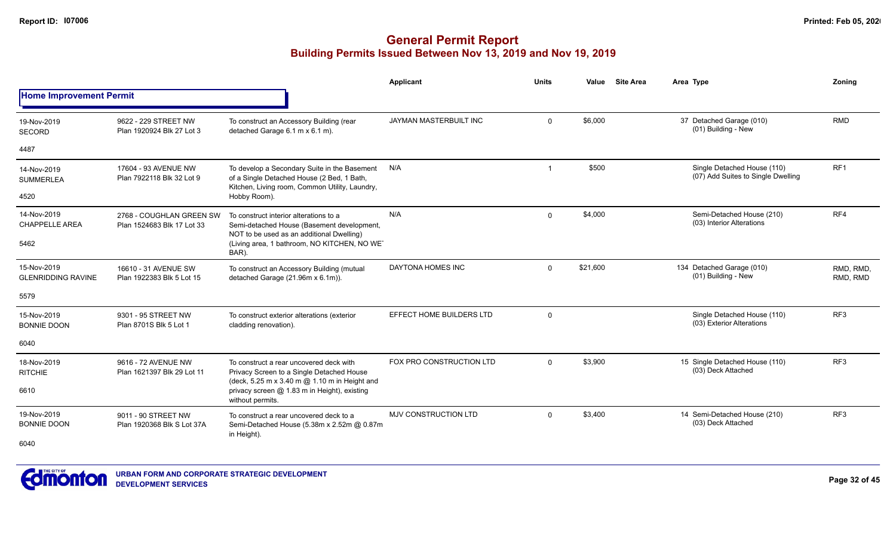# General Permit Report

## Building Permits Issued Between Nov 13, 2019 and Nov 19, 2019

### Home Improvement Permit

| Date / Neighbourhood | Address / Legal | Description | Applicant | Units | Value | Site Area | Area | Type | Zoning |
|---|---|---|---|---|---|---|---|---|---|
| 19-Nov-2019 SECORD 4487 | 9622 - 229 STREET NW Plan 1920924 Blk 27 Lot 3 | To construct an Accessory Building (rear detached Garage 6.1 m x 6.1 m). | JAYMAN MASTERBUILT INC | 0 | $6,000 | | 37 | Detached Garage (010) (01) Building - New | RMD |
| 14-Nov-2019 SUMMERLEA 4520 | 17604 - 93 AVENUE NW Plan 7922118 Blk 32 Lot 9 | To develop a Secondary Suite in the Basement of a Single Detached House (2 Bed, 1 Bath, Kitchen, Living room, Common Utility, Laundry, Hobby Room). | N/A | 1 | $500 | | | Single Detached House (110) (07) Add Suites to Single Dwelling | RF1 |
| 14-Nov-2019 CHAPPELLE AREA 5462 | 2768 - COUGHLAN GREEN SW Plan 1524683 Blk 17 Lot 33 | To construct interior alterations to a Semi-detached House (Basement development, NOT to be used as an additional Dwelling) (Living area, 1 bathroom, NO KITCHEN, NO WET BAR). | N/A | 0 | $4,000 | | | Semi-Detached House (210) (03) Interior Alterations | RF4 |
| 15-Nov-2019 GLENRIDDING RAVINE 5579 | 16610 - 31 AVENUE SW Plan 1922383 Blk 5 Lot 15 | To construct an Accessory Building (mutual detached Garage (21.96m x 6.1m)). | DAYTONA HOMES INC | 0 | $21,600 | | 134 | Detached Garage (010) (01) Building - New | RMD, RMD, RMD, RMD |
| 15-Nov-2019 BONNIE DOON 6040 | 9301 - 95 STREET NW Plan 8701S Blk 5 Lot 1 | To construct exterior alterations (exterior cladding renovation). | EFFECT HOME BUILDERS LTD | 0 | | | | Single Detached House (110) (03) Exterior Alterations | RF3 |
| 18-Nov-2019 RITCHIE 6610 | 9616 - 72 AVENUE NW Plan 1621397 Blk 29 Lot 11 | To construct a rear uncovered deck with Privacy Screen to a Single Detached House (deck, 5.25 m x 3.40 m @ 1.10 m in Height and privacy screen @ 1.83 m in Height), existing without permits. | FOX PRO CONSTRUCTION LTD | 0 | $3,900 | | 15 | Single Detached House (110) (03) Deck Attached | RF3 |
| 19-Nov-2019 BONNIE DOON 6040 | 9011 - 90 STREET NW Plan 1920368 Blk S Lot 37A | To construct a rear uncovered deck to a Semi-Detached House (5.38m x 2.52m @ 0.87m in Height). | MJV CONSTRUCTION LTD | 0 | $3,400 | | 14 | Semi-Detached House (210) (03) Deck Attached | RF3 |

URBAN FORM AND CORPORATE STRATEGIC DEVELOPMENT
DEVELOPMENT SERVICES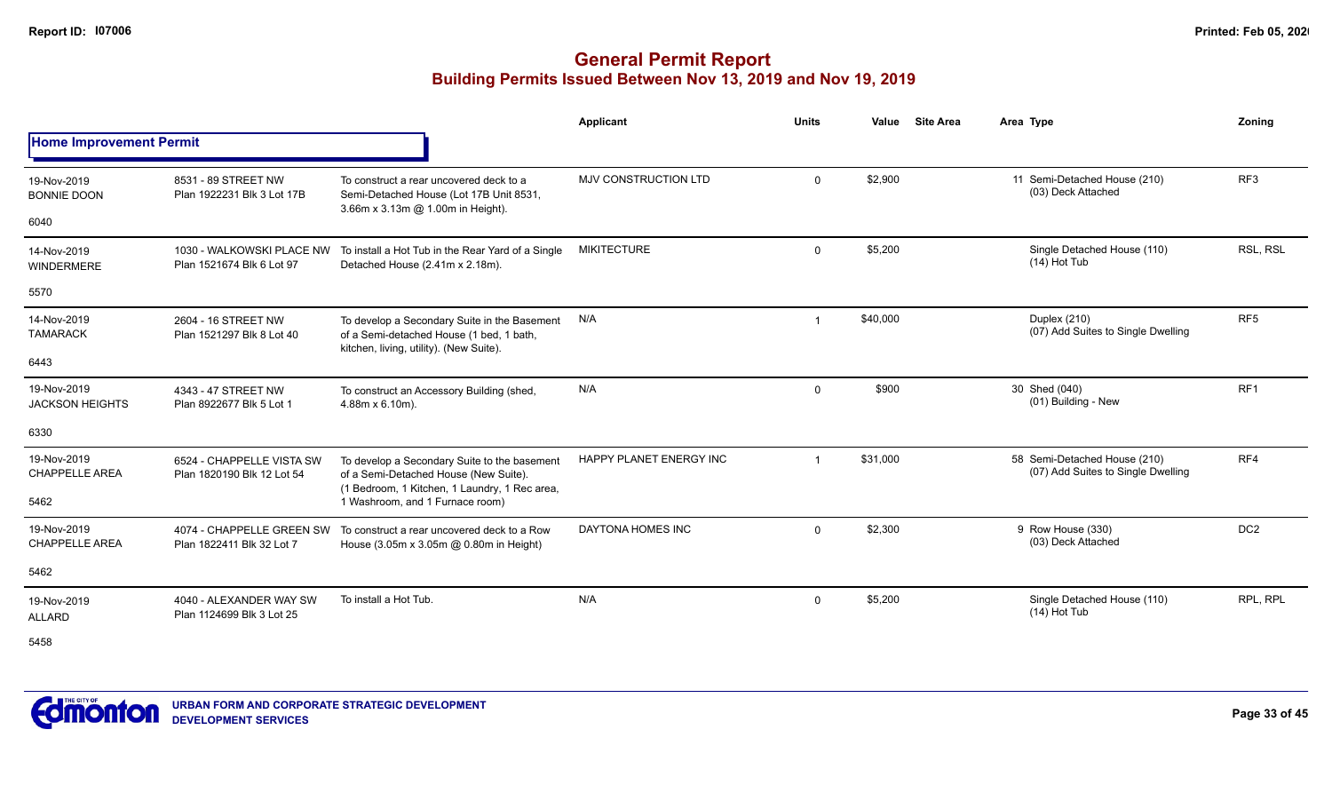# General Permit Report

## Building Permits Issued Between Nov 13, 2019 and Nov 19, 2019

| | | | Applicant | Units | Value | Site Area | Area | Type | Zoning |
|---|---|---|---|---|---|---|---|---|---|
| **Home Improvement Permit** | | | | | | | | | |
| 19-Nov-2019 BONNIE DOON 6040 | 8531 - 89 STREET NW Plan 1922231 Blk 3 Lot 17B | To construct a rear uncovered deck to a Semi-Detached House (Lot 17B Unit 8531, 3.66m x 3.13m @ 1.00m in Height). | MJV CONSTRUCTION LTD | 0 | $2,900 | | 11 | Semi-Detached House (210) (03) Deck Attached | RF3 |
| 14-Nov-2019 WINDERMERE 5570 | 1030 - WALKOWSKI PLACE NW Plan 1521674 Blk 6 Lot 97 | To install a Hot Tub in the Rear Yard of a Single Detached House (2.41m x 2.18m). | MIKITECTURE | 0 | $5,200 | | | Single Detached House (110) (14) Hot Tub | RSL, RSL |
| 14-Nov-2019 TAMARACK 6443 | 2604 - 16 STREET NW Plan 1521297 Blk 8 Lot 40 | To develop a Secondary Suite in the Basement of a Semi-detached House (1 bed, 1 bath, kitchen, living, utility). (New Suite). | N/A | 1 | $40,000 | | | Duplex (210) (07) Add Suites to Single Dwelling | RF5 |
| 19-Nov-2019 JACKSON HEIGHTS 6330 | 4343 - 47 STREET NW Plan 8922677 Blk 5 Lot 1 | To construct an Accessory Building (shed, 4.88m x 6.10m). | N/A | 0 | $900 | | 30 | Shed (040) (01) Building - New | RF1 |
| 19-Nov-2019 CHAPPELLE AREA 5462 | 6524 - CHAPPELLE VISTA SW Plan 1820190 Blk 12 Lot 54 | To develop a Secondary Suite to the basement of a Semi-Detached House (New Suite). (1 Bedroom, 1 Kitchen, 1 Laundry, 1 Rec area, 1 Washroom, and 1 Furnace room) | HAPPY PLANET ENERGY INC | 1 | $31,000 | | 58 | Semi-Detached House (210) (07) Add Suites to Single Dwelling | RF4 |
| 19-Nov-2019 CHAPPELLE AREA 5462 | 4074 - CHAPPELLE GREEN SW Plan 1822411 Blk 32 Lot 7 | To construct a rear uncovered deck to a Row House (3.05m x 3.05m @ 0.80m in Height) | DAYTONA HOMES INC | 0 | $2,300 | | 9 | Row House (330) (03) Deck Attached | DC2 |
| 19-Nov-2019 ALLARD 5458 | 4040 - ALEXANDER WAY SW Plan 1124699 Blk 3 Lot 25 | To install a Hot Tub. | N/A | 0 | $5,200 | | | Single Detached House (110) (14) Hot Tub | RPL, RPL |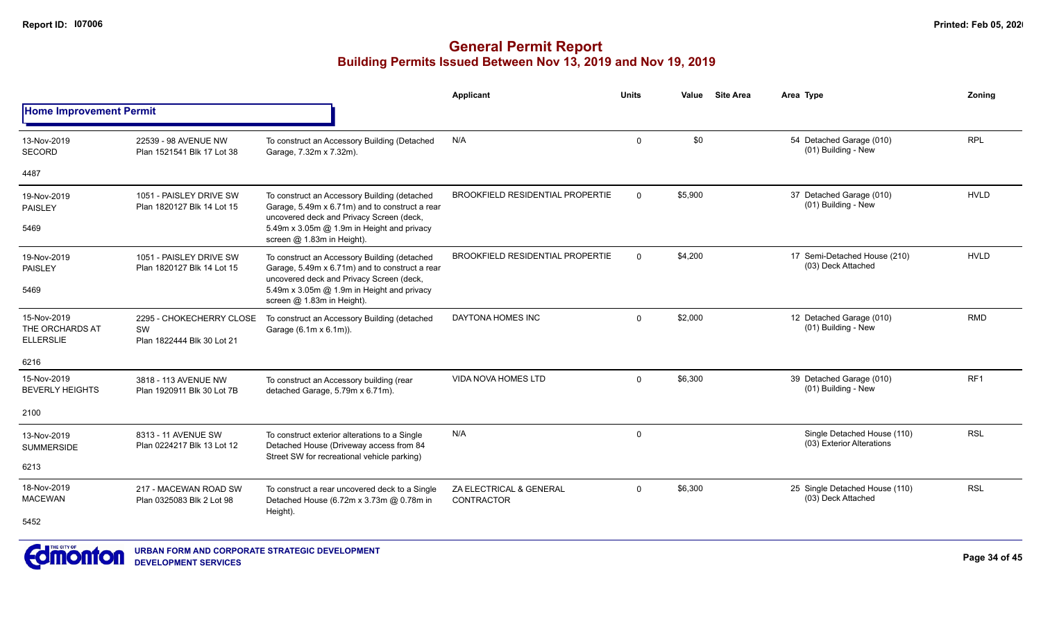## General Permit Report
### Building Permits Issued Between Nov 13, 2019 and Nov 19, 2019

**Home Improvement Permit**

| Date / Neighbourhood | Address / Legal | Description | Applicant | Units | Value | Site Area | Area | Type | Zoning |
|---|---|---|---|---|---|---|---|---|---|
| 13-Nov-2019 SECORD 4487 | 22539 - 98 AVENUE NW Plan 1521541 Blk 17 Lot 38 | To construct an Accessory Building (Detached Garage, 7.32m x 7.32m). | N/A | 0 | $0 | | 54 | Detached Garage (010) (01) Building - New | RPL |
| 19-Nov-2019 PAISLEY 5469 | 1051 - PAISLEY DRIVE SW Plan 1820127 Blk 14 Lot 15 | To construct an Accessory Building (detached Garage, 5.49m x 6.71m) and to construct a rear uncovered deck and Privacy Screen (deck, 5.49m x 3.05m @ 1.9m in Height and privacy screen @ 1.83m in Height). | BROOKFIELD RESIDENTIAL PROPERTIE | 0 | $5,900 | | 37 | Detached Garage (010) (01) Building - New | HVLD |
| 19-Nov-2019 PAISLEY 5469 | 1051 - PAISLEY DRIVE SW Plan 1820127 Blk 14 Lot 15 | To construct an Accessory Building (detached Garage, 5.49m x 6.71m) and to construct a rear uncovered deck and Privacy Screen (deck, 5.49m x 3.05m @ 1.9m in Height and privacy screen @ 1.83m in Height). | BROOKFIELD RESIDENTIAL PROPERTIE | 0 | $4,200 | | 17 | Semi-Detached House (210) (03) Deck Attached | HVLD |
| 15-Nov-2019 THE ORCHARDS AT ELLERSLIE 6216 | 2295 - CHOKECHERRY CLOSE SW Plan 1822444 Blk 30 Lot 21 | To construct an Accessory Building (detached Garage (6.1m x 6.1m)). | DAYTONA HOMES INC | 0 | $2,000 | | 12 | Detached Garage (010) (01) Building - New | RMD |
| 15-Nov-2019 BEVERLY HEIGHTS 2100 | 3818 - 113 AVENUE NW Plan 1920911 Blk 30 Lot 7B | To construct an Accessory building (rear detached Garage, 5.79m x 6.71m). | VIDA NOVA HOMES LTD | 0 | $6,300 | | 39 | Detached Garage (010) (01) Building - New | RF1 |
| 13-Nov-2019 SUMMERSIDE 6213 | 8313 - 11 AVENUE SW Plan 0224217 Blk 13 Lot 12 | To construct exterior alterations to a Single Detached House (Driveway access from 84 Street SW for recreational vehicle parking) | N/A | 0 | | | | Single Detached House (110) (03) Exterior Alterations | RSL |
| 18-Nov-2019 MACEWAN 5452 | 217 - MACEWAN ROAD SW Plan 0325083 Blk 2 Lot 98 | To construct a rear uncovered deck to a Single Detached House (6.72m x 3.73m @ 0.78m in Height). | ZA ELECTRICAL & GENERAL CONTRACTOR | 0 | $6,300 | | 25 | Single Detached House (110) (03) Deck Attached | RSL |

URBAN FORM AND CORPORATE STRATEGIC DEVELOPMENT
DEVELOPMENT SERVICES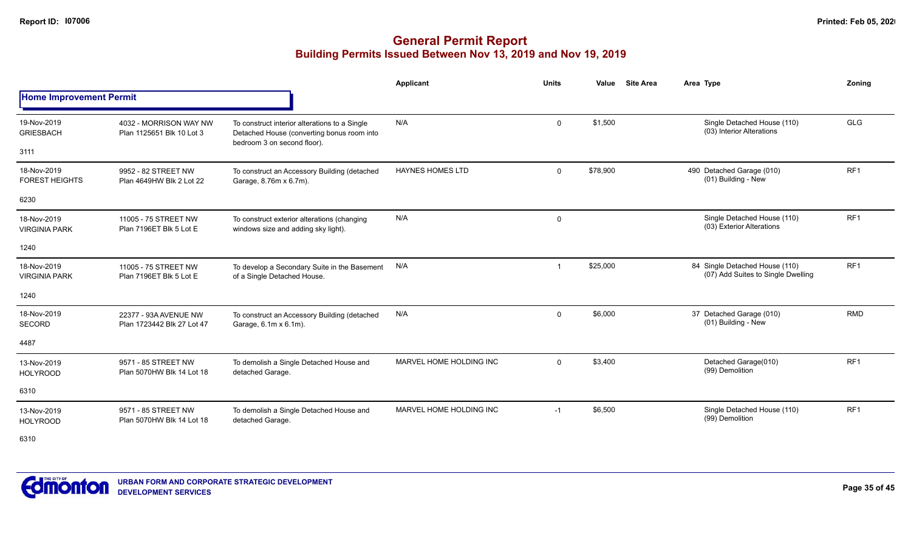# General Permit Report
## Building Permits Issued Between Nov 13, 2019 and Nov 19, 2019

### Home Improvement Permit

| Date / Neighbourhood | Address / Legal | Description | Applicant | Units | Value | Site Area | Area | Type | Zoning |
|---|---|---|---|---|---|---|---|---|---|
| 19-Nov-2019 GRIESBACH 3111 | 4032 - MORRISON WAY NW Plan 1125651 Blk 10 Lot 3 | To construct interior alterations to a Single Detached House (converting bonus room into bedroom 3 on second floor). | N/A | 0 | $1,500 | | | Single Detached House (110) (03) Interior Alterations | GLG |
| 18-Nov-2019 FOREST HEIGHTS 6230 | 9952 - 82 STREET NW Plan 4649HW Blk 2 Lot 22 | To construct an Accessory Building (detached Garage, 8.76m x 6.7m). | HAYNES HOMES LTD | 0 | $78,900 | | 490 | Detached Garage (010) (01) Building - New | RF1 |
| 18-Nov-2019 VIRGINIA PARK 1240 | 11005 - 75 STREET NW Plan 7196ET Blk 5 Lot E | To construct exterior alterations (changing windows size and adding sky light). | N/A | 0 | | | | Single Detached House (110) (03) Exterior Alterations | RF1 |
| 18-Nov-2019 VIRGINIA PARK 1240 | 11005 - 75 STREET NW Plan 7196ET Blk 5 Lot E | To develop a Secondary Suite in the Basement of a Single Detached House. | N/A | 1 | $25,000 | | 84 | Single Detached House (110) (07) Add Suites to Single Dwelling | RF1 |
| 18-Nov-2019 SECORD 4487 | 22377 - 93A AVENUE NW Plan 1723442 Blk 27 Lot 47 | To construct an Accessory Building (detached Garage, 6.1m x 6.1m). | N/A | 0 | $6,000 | | 37 | Detached Garage (010) (01) Building - New | RMD |
| 13-Nov-2019 HOLYROOD 6310 | 9571 - 85 STREET NW Plan 5070HW Blk 14 Lot 18 | To demolish a Single Detached House and detached Garage. | MARVEL HOME HOLDING INC | 0 | $3,400 | | | Detached Garage(010) (99) Demolition | RF1 |
| 13-Nov-2019 HOLYROOD 6310 | 9571 - 85 STREET NW Plan 5070HW Blk 14 Lot 18 | To demolish a Single Detached House and detached Garage. | MARVEL HOME HOLDING INC | -1 | $6,500 | | | Single Detached House (110) (99) Demolition | RF1 |

URBAN FORM AND CORPORATE STRATEGIC DEVELOPMENT
DEVELOPMENT SERVICES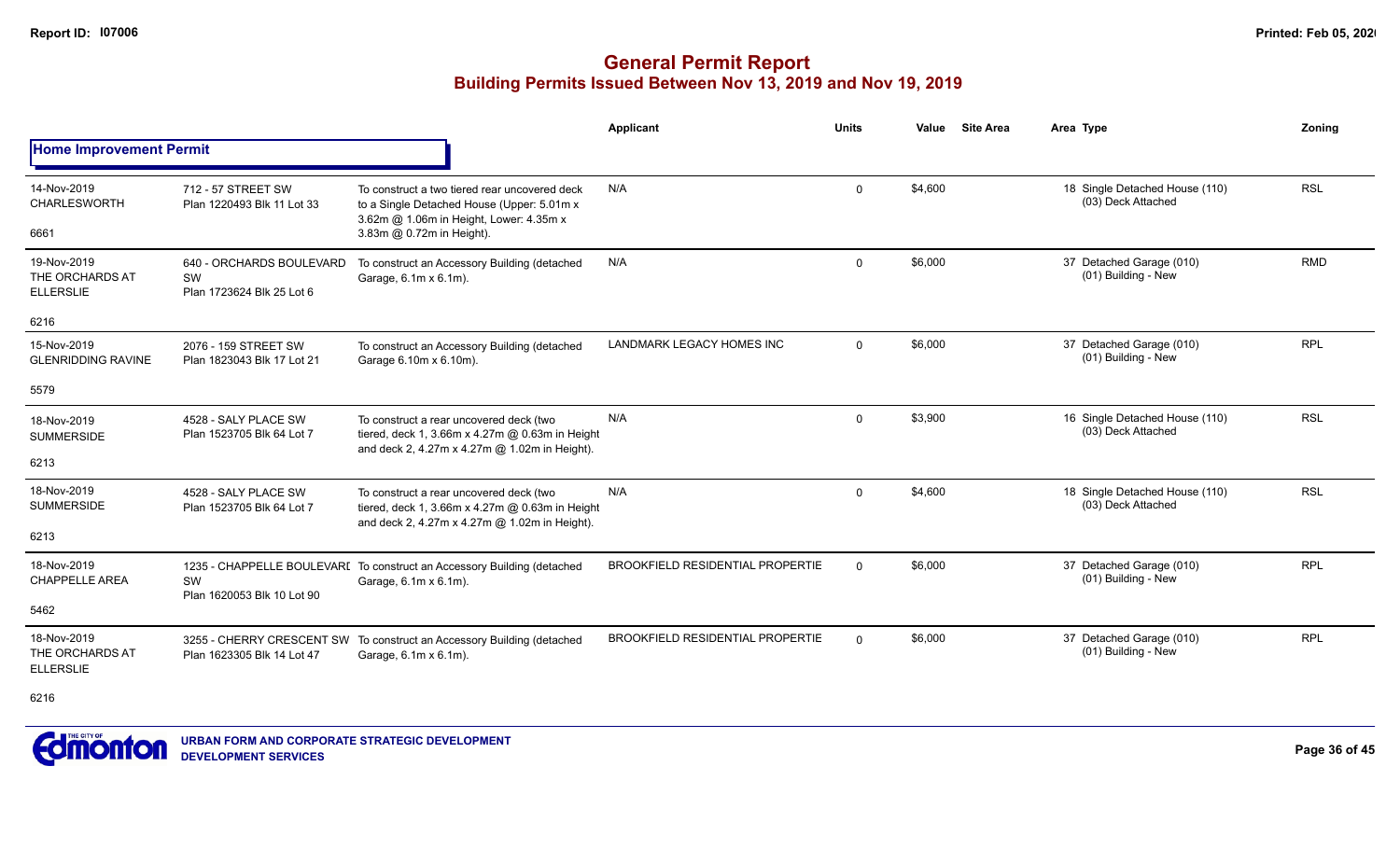# General Permit Report

## Building Permits Issued Between Nov 13, 2019 and Nov 19, 2019

### Home Improvement Permit

| | | | Applicant | Units | Value | Site Area | Area Type | Zoning |
|---|---|---|---|---|---|---|---|---|
| 14-Nov-2019 CHARLESWORTH 6661 | 712 - 57 STREET SW Plan 1220493 Blk 11 Lot 33 | To construct a two tiered rear uncovered deck to a Single Detached House (Upper: 5.01m x 3.62m @ 1.06m in Height, Lower: 4.35m x 3.83m @ 0.72m in Height). | N/A | 0 | $4,600 | | 18 Single Detached House (110) (03) Deck Attached | RSL |
| 19-Nov-2019 THE ORCHARDS AT ELLERSLIE 6216 | 640 - ORCHARDS BOULEVARD SW Plan 1723624 Blk 25 Lot 6 | To construct an Accessory Building (detached Garage, 6.1m x 6.1m). | N/A | 0 | $6,000 | | 37 Detached Garage (010) (01) Building - New | RMD |
| 15-Nov-2019 GLENRIDDING RAVINE 5579 | 2076 - 159 STREET SW Plan 1823043 Blk 17 Lot 21 | To construct an Accessory Building (detached Garage 6.10m x 6.10m). | LANDMARK LEGACY HOMES INC | 0 | $6,000 | | 37 Detached Garage (010) (01) Building - New | RPL |
| 18-Nov-2019 SUMMERSIDE 6213 | 4528 - SALY PLACE SW Plan 1523705 Blk 64 Lot 7 | To construct a rear uncovered deck (two tiered, deck 1, 3.66m x 4.27m @ 0.63m in Height and deck 2, 4.27m x 4.27m @ 1.02m in Height). | N/A | 0 | $3,900 | | 16 Single Detached House (110) (03) Deck Attached | RSL |
| 18-Nov-2019 SUMMERSIDE 6213 | 4528 - SALY PLACE SW Plan 1523705 Blk 64 Lot 7 | To construct a rear uncovered deck (two tiered, deck 1, 3.66m x 4.27m @ 0.63m in Height and deck 2, 4.27m x 4.27m @ 1.02m in Height). | N/A | 0 | $4,600 | | 18 Single Detached House (110) (03) Deck Attached | RSL |
| 18-Nov-2019 CHAPPELLE AREA 5462 | 1235 - CHAPPELLE BOULEVARD SW Plan 1620053 Blk 10 Lot 90 | To construct an Accessory Building (detached Garage, 6.1m x 6.1m). | BROOKFIELD RESIDENTIAL PROPERTIE | 0 | $6,000 | | 37 Detached Garage (010) (01) Building - New | RPL |
| 18-Nov-2019 THE ORCHARDS AT ELLERSLIE 6216 | 3255 - CHERRY CRESCENT SW Plan 1623305 Blk 14 Lot 47 | To construct an Accessory Building (detached Garage, 6.1m x 6.1m). | BROOKFIELD RESIDENTIAL PROPERTIE | 0 | $6,000 | | 37 Detached Garage (010) (01) Building - New | RPL |

URBAN FORM AND CORPORATE STRATEGIC DEVELOPMENT
DEVELOPMENT SERVICES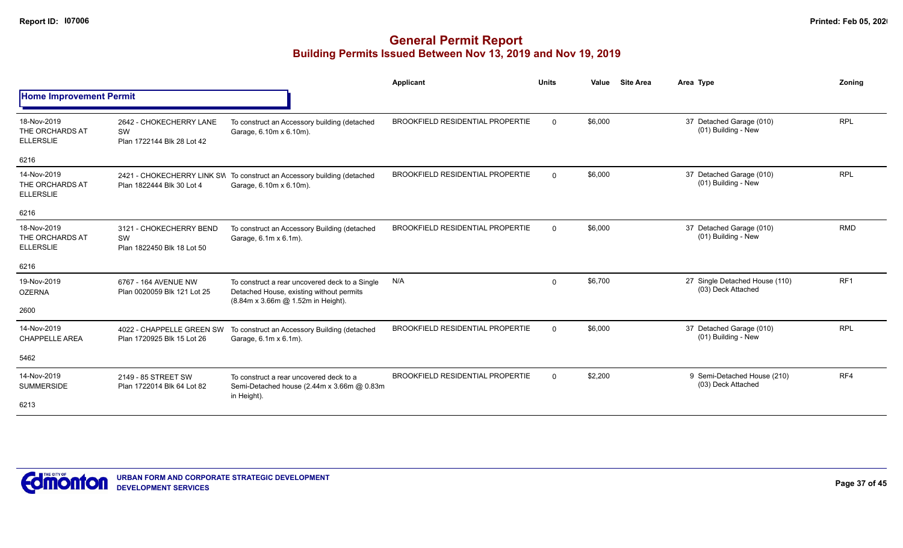# General Permit Report

## Building Permits Issued Between Nov 13, 2019 and Nov 19, 2019

| | | | Applicant | Units | Value | Site Area | Area Type | Zoning |
|---|---|---|---|---|---|---|---|---|
| **Home Improvement Permit** | | | | | | | | |
| 18-Nov-2019<br>THE ORCHARDS AT ELLERSLIE<br>6216 | 2642 - CHOKECHERRY LANE SW<br>Plan 1722144 Blk 28 Lot 42 | To construct an Accessory building (detached Garage, 6.10m x 6.10m). | BROOKFIELD RESIDENTIAL PROPERTIE | 0 | $6,000 | | 37 Detached Garage (010)<br>(01) Building - New | RPL |
| 14-Nov-2019<br>THE ORCHARDS AT ELLERSLIE<br>6216 | 2421 - CHOKECHERRY LINK SW<br>Plan 1822444 Blk 30 Lot 4 | To construct an Accessory building (detached Garage, 6.10m x 6.10m). | BROOKFIELD RESIDENTIAL PROPERTIE | 0 | $6,000 | | 37 Detached Garage (010)<br>(01) Building - New | RPL |
| 18-Nov-2019<br>THE ORCHARDS AT ELLERSLIE<br>6216 | 3121 - CHOKECHERRY BEND SW<br>Plan 1822450 Blk 18 Lot 50 | To construct an Accessory Building (detached Garage, 6.1m x 6.1m). | BROOKFIELD RESIDENTIAL PROPERTIE | 0 | $6,000 | | 37 Detached Garage (010)<br>(01) Building - New | RMD |
| 19-Nov-2019<br>OZERNA<br>2600 | 6767 - 164 AVENUE NW<br>Plan 0020059 Blk 121 Lot 25 | To construct a rear uncovered deck to a Single Detached House, existing without permits (8.84m x 3.66m @ 1.52m in Height). | N/A | 0 | $6,700 | | 27 Single Detached House (110)<br>(03) Deck Attached | RF1 |
| 14-Nov-2019<br>CHAPPELLE AREA<br>5462 | 4022 - CHAPPELLE GREEN SW<br>Plan 1720925 Blk 15 Lot 26 | To construct an Accessory Building (detached Garage, 6.1m x 6.1m). | BROOKFIELD RESIDENTIAL PROPERTIE | 0 | $6,000 | | 37 Detached Garage (010)<br>(01) Building - New | RPL |
| 14-Nov-2019<br>SUMMERSIDE<br>6213 | 2149 - 85 STREET SW<br>Plan 1722014 Blk 64 Lot 82 | To construct a rear uncovered deck to a Semi-Detached house (2.44m x 3.66m @ 0.83m in Height). | BROOKFIELD RESIDENTIAL PROPERTIE | 0 | $2,200 | | 9 Semi-Detached House (210)<br>(03) Deck Attached | RF4 |

URBAN FORM AND CORPORATE STRATEGIC DEVELOPMENT
DEVELOPMENT SERVICES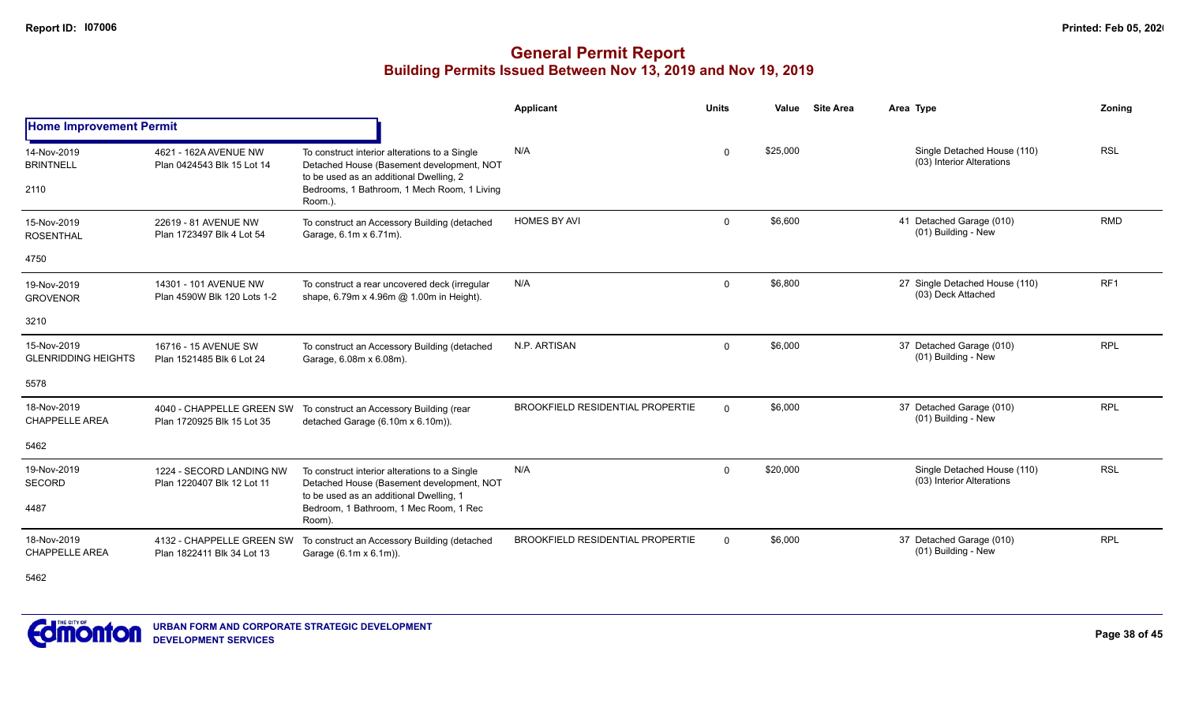# General Permit Report

## Building Permits Issued Between Nov 13, 2019 and Nov 19, 2019

| | | | Applicant | Units | Value | Site Area | Area Type | Zoning |
|---|---|---|---|---|---|---|---|---|
| **Home Improvement Permit** | | | | | | | | |
| 14-Nov-2019 BRINTNELL 2110 | 4621 - 162A AVENUE NW Plan 0424543 Blk 15 Lot 14 | To construct interior alterations to a Single Detached House (Basement development, NOT to be used as an additional Dwelling, 2 Bedrooms, 1 Bathroom, 1 Mech Room, 1 Living Room.). | N/A | 0 | $25,000 | | Single Detached House (110) (03) Interior Alterations | RSL |
| 15-Nov-2019 ROSENTHAL 4750 | 22619 - 81 AVENUE NW Plan 1723497 Blk 4 Lot 54 | To construct an Accessory Building (detached Garage, 6.1m x 6.71m). | HOMES BY AVI | 0 | $6,600 | | 41 Detached Garage (010) (01) Building - New | RMD |
| 19-Nov-2019 GROVENOR 3210 | 14301 - 101 AVENUE NW Plan 4590W Blk 120 Lots 1-2 | To construct a rear uncovered deck (irregular shape, 6.79m x 4.96m @ 1.00m in Height). | N/A | 0 | $6,800 | | 27 Single Detached House (110) (03) Deck Attached | RF1 |
| 15-Nov-2019 GLENRIDDING HEIGHTS 5578 | 16716 - 15 AVENUE SW Plan 1521485 Blk 6 Lot 24 | To construct an Accessory Building (detached Garage, 6.08m x 6.08m). | N.P. ARTISAN | 0 | $6,000 | | 37 Detached Garage (010) (01) Building - New | RPL |
| 18-Nov-2019 CHAPPELLE AREA 5462 | 4040 - CHAPPELLE GREEN SW Plan 1720925 Blk 15 Lot 35 | To construct an Accessory Building (rear detached Garage (6.10m x 6.10m)). | BROOKFIELD RESIDENTIAL PROPERTIE | 0 | $6,000 | | 37 Detached Garage (010) (01) Building - New | RPL |
| 19-Nov-2019 SECORD 4487 | 1224 - SECORD LANDING NW Plan 1220407 Blk 12 Lot 11 | To construct interior alterations to a Single Detached House (Basement development, NOT to be used as an additional Dwelling, 1 Bedroom, 1 Bathroom, 1 Mec Room, 1 Rec Room). | N/A | 0 | $20,000 | | Single Detached House (110) (03) Interior Alterations | RSL |
| 18-Nov-2019 CHAPPELLE AREA 5462 | 4132 - CHAPPELLE GREEN SW Plan 1822411 Blk 34 Lot 13 | To construct an Accessory Building (detached Garage (6.1m x 6.1m)). | BROOKFIELD RESIDENTIAL PROPERTIE | 0 | $6,000 | | 37 Detached Garage (010) (01) Building - New | RPL |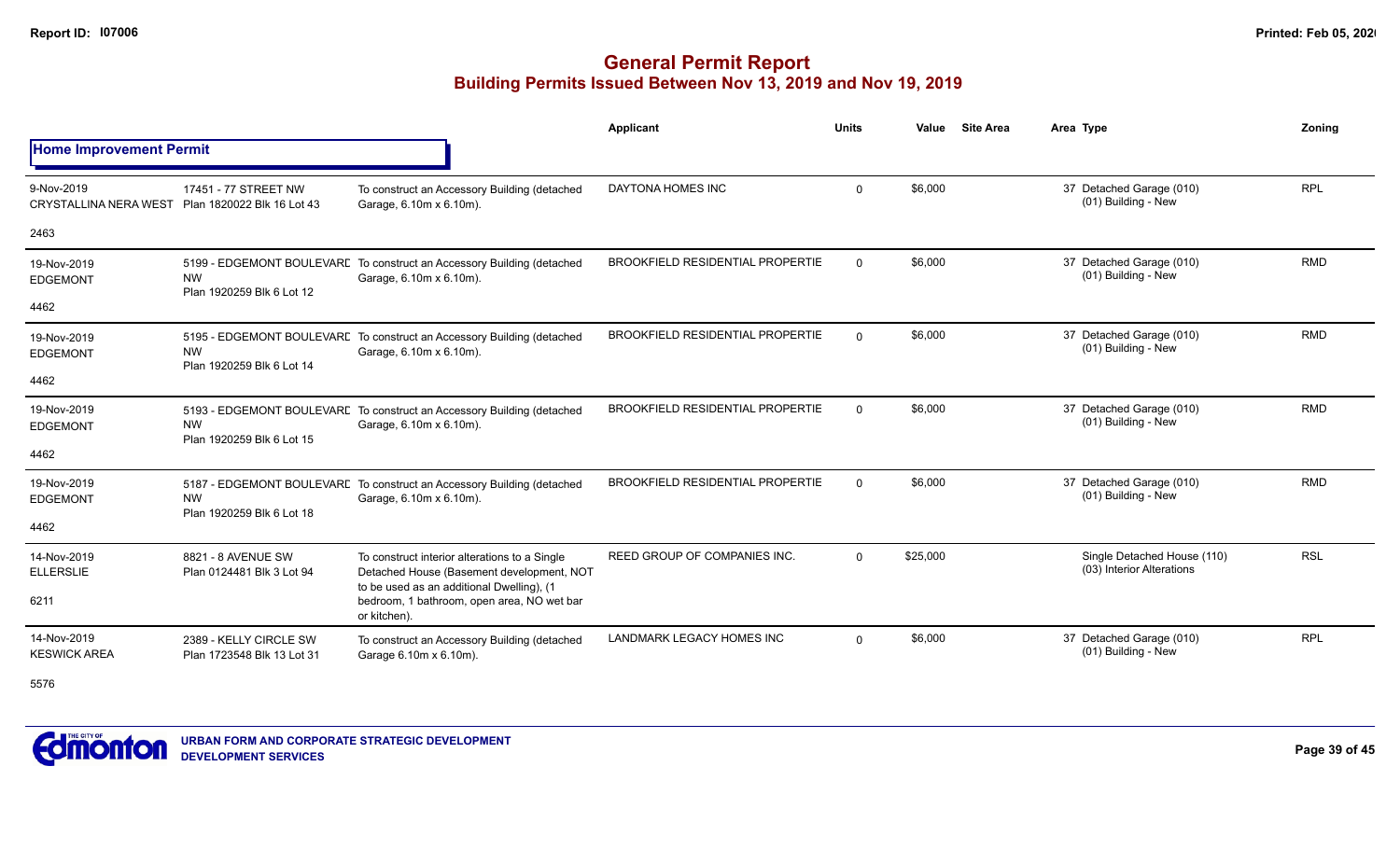## General Permit Report

### Building Permits Issued Between Nov 13, 2019 and Nov 19, 2019

| | | | Applicant | Units | Value | Site Area | Area Type | Zoning |
|---|---|---|---|---|---|---|---|---|
| **Home Improvement Permit** | | | | | | | | |
| 9-Nov-2019<br>CRYSTALLINA NERA WEST<br>2463 | 17451 - 77 STREET NW<br>Plan 1820022 Blk 16 Lot 43 | To construct an Accessory Building (detached Garage, 6.10m x 6.10m). | DAYTONA HOMES INC | 0 | $6,000 | | 37 Detached Garage (010)<br>(01) Building - New | RPL |
| 19-Nov-2019<br>EDGEMONT<br>4462 | 5199 - EDGEMONT BOULEVARD NW<br>Plan 1920259 Blk 6 Lot 12 | To construct an Accessory Building (detached Garage, 6.10m x 6.10m). | BROOKFIELD RESIDENTIAL PROPERTIE | 0 | $6,000 | | 37 Detached Garage (010)<br>(01) Building - New | RMD |
| 19-Nov-2019<br>EDGEMONT<br>4462 | 5195 - EDGEMONT BOULEVARD NW<br>Plan 1920259 Blk 6 Lot 14 | To construct an Accessory Building (detached Garage, 6.10m x 6.10m). | BROOKFIELD RESIDENTIAL PROPERTIE | 0 | $6,000 | | 37 Detached Garage (010)<br>(01) Building - New | RMD |
| 19-Nov-2019<br>EDGEMONT<br>4462 | 5193 - EDGEMONT BOULEVARD NW<br>Plan 1920259 Blk 6 Lot 15 | To construct an Accessory Building (detached Garage, 6.10m x 6.10m). | BROOKFIELD RESIDENTIAL PROPERTIE | 0 | $6,000 | | 37 Detached Garage (010)<br>(01) Building - New | RMD |
| 19-Nov-2019<br>EDGEMONT<br>4462 | 5187 - EDGEMONT BOULEVARD NW<br>Plan 1920259 Blk 6 Lot 18 | To construct an Accessory Building (detached Garage, 6.10m x 6.10m). | BROOKFIELD RESIDENTIAL PROPERTIE | 0 | $6,000 | | 37 Detached Garage (010)<br>(01) Building - New | RMD |
| 14-Nov-2019<br>ELLERSLIE<br>6211 | 8821 - 8 AVENUE SW<br>Plan 0124481 Blk 3 Lot 94 | To construct interior alterations to a Single Detached House (Basement development, NOT to be used as an additional Dwelling), (1 bedroom, 1 bathroom, open area, NO wet bar or kitchen). | REED GROUP OF COMPANIES INC. | 0 | $25,000 | | Single Detached House (110)<br>(03) Interior Alterations | RSL |
| 14-Nov-2019<br>KESWICK AREA<br>5576 | 2389 - KELLY CIRCLE SW<br>Plan 1723548 Blk 13 Lot 31 | To construct an Accessory Building (detached Garage 6.10m x 6.10m). | LANDMARK LEGACY HOMES INC | 0 | $6,000 | | 37 Detached Garage (010)<br>(01) Building - New | RPL |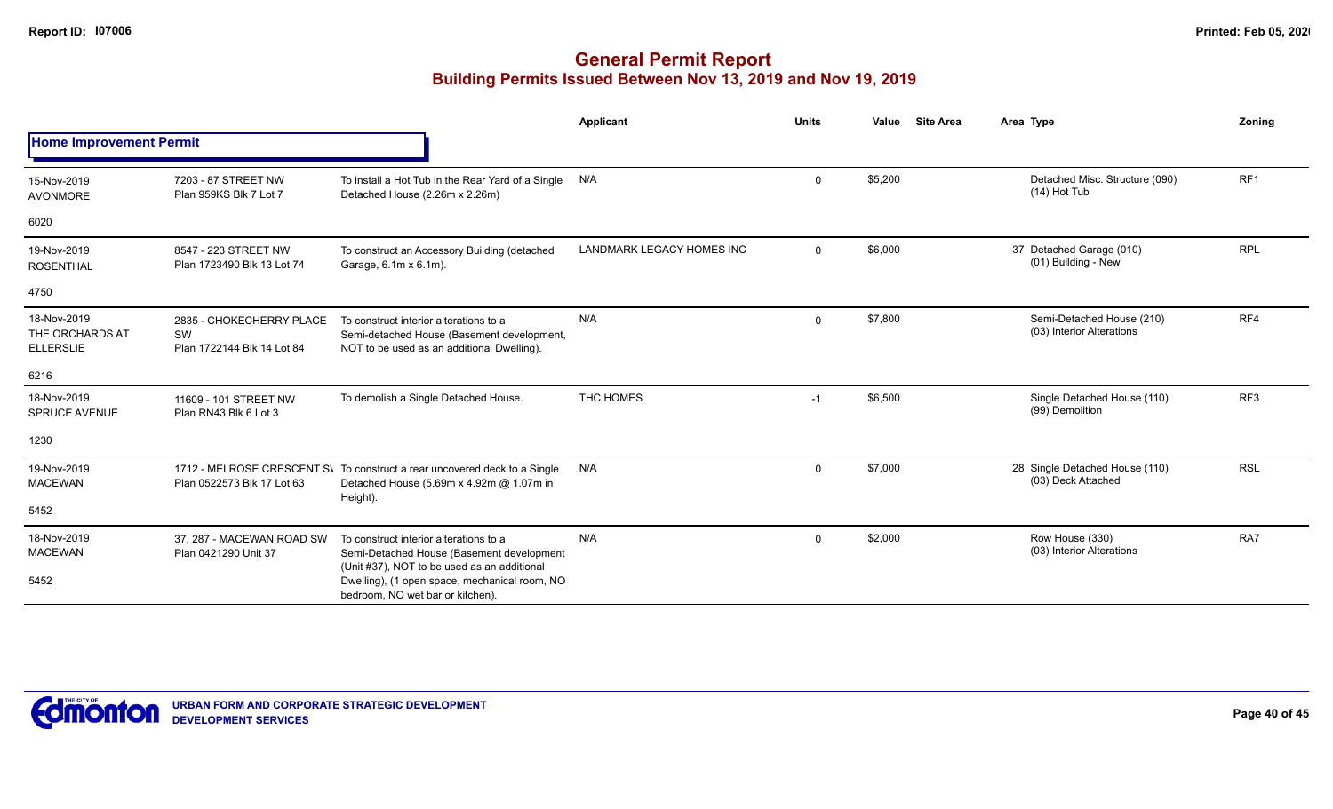# General Permit Report

## Building Permits Issued Between Nov 13, 2019 and Nov 19, 2019

| | | | Applicant | Units | Value | Site Area | Area | Type | Zoning |
|---|---|---|---|---|---|---|---|---|---|
| **Home Improvement Permit** | | | | | | | | | |
| 15-Nov-2019 AVONMORE 6020 | 7203 - 87 STREET NW Plan 959KS Blk 7 Lot 7 | To install a Hot Tub in the Rear Yard of a Single Detached House (2.26m x 2.26m) | N/A | 0 | $5,200 | | | Detached Misc. Structure (090) (14) Hot Tub | RF1 |
| 19-Nov-2019 ROSENTHAL 4750 | 8547 - 223 STREET NW Plan 1723490 Blk 13 Lot 74 | To construct an Accessory Building (detached Garage, 6.1m x 6.1m). | LANDMARK LEGACY HOMES INC | 0 | $6,000 | | 37 | Detached Garage (010) (01) Building - New | RPL |
| 18-Nov-2019 THE ORCHARDS AT ELLERSLIE 6216 | 2835 - CHOKECHERRY PLACE SW Plan 1722144 Blk 14 Lot 84 | To construct interior alterations to a Semi-detached House (Basement development, NOT to be used as an additional Dwelling). | N/A | 0 | $7,800 | | | Semi-Detached House (210) (03) Interior Alterations | RF4 |
| 18-Nov-2019 SPRUCE AVENUE 1230 | 11609 - 101 STREET NW Plan RN43 Blk 6 Lot 3 | To demolish a Single Detached House. | THC HOMES | -1 | $6,500 | | | Single Detached House (110) (99) Demolition | RF3 |
| 19-Nov-2019 MACEWAN 5452 | 1712 - MELROSE CRESCENT SW Plan 0522573 Blk 17 Lot 63 | To construct a rear uncovered deck to a Single Detached House (5.69m x 4.92m @ 1.07m in Height). | N/A | 0 | $7,000 | | 28 | Single Detached House (110) (03) Deck Attached | RSL |
| 18-Nov-2019 MACEWAN 5452 | 37, 287 - MACEWAN ROAD SW Plan 0421290 Unit 37 | To construct interior alterations to a Semi-Detached House (Basement development (Unit #37), NOT to be used as an additional Dwelling), (1 open space, mechanical room, NO bedroom, NO wet bar or kitchen). | N/A | 0 | $2,000 | | | Row House (330) (03) Interior Alterations | RA7 |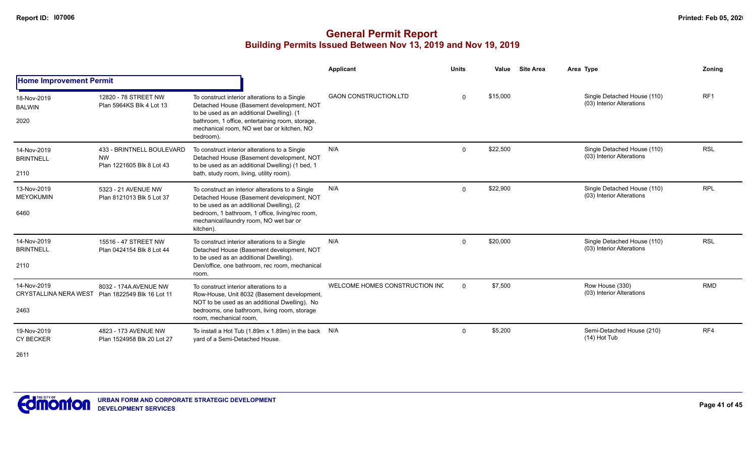# General Permit Report

## Building Permits Issued Between Nov 13, 2019 and Nov 19, 2019

| | | | Applicant | Units | Value | Site Area | Area Type | Zoning |
|---|---|---|---|---|---|---|---|---|
| **Home Improvement Permit** | | | | | | | | |
| 18-Nov-2019 BALWIN 2020 | 12820 - 78 STREET NW Plan 5964KS Blk 4 Lot 13 | To construct interior alterations to a Single Detached House (Basement development, NOT to be used as an additional Dwelling). (1 bathroom, 1 office, entertaining room, storage, mechanical room, NO wet bar or kitchen, NO bedroom). | GAON CONSTRUCTION.LTD | 0 | $15,000 | | Single Detached House (110) (03) Interior Alterations | RF1 |
| 14-Nov-2019 BRINTNELL 2110 | 433 - BRINTNELL BOULEVARD NW Plan 1221605 Blk 8 Lot 43 | To construct interior alterations to a Single Detached House (Basement development, NOT to be used as an additional Dwelling) (1 bed, 1 bath, study room, living, utility room). | N/A | 0 | $22,500 | | Single Detached House (110) (03) Interior Alterations | RSL |
| 13-Nov-2019 MEYOKUMIN 6460 | 5323 - 21 AVENUE NW Plan 8121013 Blk 5 Lot 37 | To construct an interior alterations to a Single Detached House (Basement development, NOT to be used as an additional Dwelling), (2 bedroom, 1 bathroom, 1 office, living/rec room, mechanical/laundry room, NO wet bar or kitchen). | N/A | 0 | $22,900 | | Single Detached House (110) (03) Interior Alterations | RPL |
| 14-Nov-2019 BRINTNELL 2110 | 15516 - 47 STREET NW Plan 0424154 Blk 8 Lot 44 | To construct interior alterations to a Single Detached House (Basement development, NOT to be used as an additional Dwelling). Den/office, one bathroom, rec room, mechanical room. | N/A | 0 | $20,000 | | Single Detached House (110) (03) Interior Alterations | RSL |
| 14-Nov-2019 CRYSTALLINA NERA WEST 2463 | 8032 - 174A AVENUE NW Plan 1822549 Blk 16 Lot 11 | To construct interior alterations to a Row-House, Unit 8032 (Basement development, NOT to be used as an additional Dwelling). No bedrooms, one bathroom, living room, storage room, mechanical room, | WELCOME HOMES CONSTRUCTION INC | 0 | $7,500 | | Row House (330) (03) Interior Alterations | RMD |
| 19-Nov-2019 CY BECKER 2611 | 4823 - 173 AVENUE NW Plan 1524958 Blk 20 Lot 27 | To install a Hot Tub (1.89m x 1.89m) in the back yard of a Semi-Detached House. | N/A | 0 | $5,200 | | Semi-Detached House (210) (14) Hot Tub | RF4 |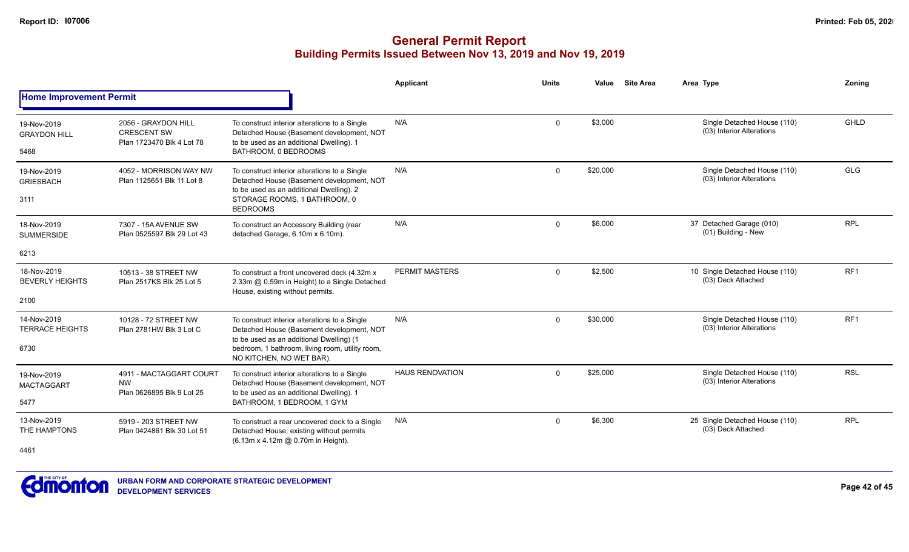## General Permit Report
### Building Permits Issued Between Nov 13, 2019 and Nov 19, 2019

**Home Improvement Permit**

| Date / Neighbourhood | Address | Description | Applicant | Units | Value | Site Area | Area | Type | Zoning |
|---|---|---|---|---|---|---|---|---|---|
| 19-Nov-2019 GRAYDON HILL 5468 | 2056 - GRAYDON HILL CRESCENT SW Plan 1723470 Blk 4 Lot 78 | To construct interior alterations to a Single Detached House (Basement development, NOT to be used as an additional Dwelling). 1 BATHROOM, 0 BEDROOMS | N/A | 0 | $3,000 | | | Single Detached House (110) (03) Interior Alterations | GHLD |
| 19-Nov-2019 GRIESBACH 3111 | 4052 - MORRISON WAY NW Plan 1125651 Blk 11 Lot 8 | To construct interior alterations to a Single Detached House (Basement development, NOT to be used as an additional Dwelling). 2 STORAGE ROOMS, 1 BATHROOM, 0 BEDROOMS | N/A | 0 | $20,000 | | | Single Detached House (110) (03) Interior Alterations | GLG |
| 18-Nov-2019 SUMMERSIDE 6213 | 7307 - 15A AVENUE SW Plan 0525597 Blk 29 Lot 43 | To construct an Accessory Building (rear detached Garage, 6.10m x 6.10m). | N/A | 0 | $6,000 | | 37 | Detached Garage (010) (01) Building - New | RPL |
| 18-Nov-2019 BEVERLY HEIGHTS 2100 | 10513 - 38 STREET NW Plan 2517KS Blk 25 Lot 5 | To construct a front uncovered deck (4.32m x 2.33m @ 0.59m in Height) to a Single Detached House, existing without permits. | PERMIT MASTERS | 0 | $2,500 | | 10 | Single Detached House (110) (03) Deck Attached | RF1 |
| 14-Nov-2019 TERRACE HEIGHTS 6730 | 10128 - 72 STREET NW Plan 2781HW Blk 3 Lot C | To construct interior alterations to a Single Detached House (Basement development, NOT to be used as an additional Dwelling) (1 bedroom, 1 bathroom, living room, utility room, NO KITCHEN, NO WET BAR). | N/A | 0 | $30,000 | | | Single Detached House (110) (03) Interior Alterations | RF1 |
| 19-Nov-2019 MACTAGGART 5477 | 4911 - MACTAGGART COURT NW Plan 0626895 Blk 9 Lot 25 | To construct interior alterations to a Single Detached House (Basement development, NOT to be used as an additional Dwelling). 1 BATHROOM, 1 BEDROOM, 1 GYM | HAUS RENOVATION | 0 | $25,000 | | | Single Detached House (110) (03) Interior Alterations | RSL |
| 13-Nov-2019 THE HAMPTONS 4461 | 5919 - 203 STREET NW Plan 0424861 Blk 30 Lot 51 | To construct a rear uncovered deck to a Single Detached House, existing without permits (6.13m x 4.12m @ 0.70m in Height). | N/A | 0 | $6,300 | | 25 | Single Detached House (110) (03) Deck Attached | RPL |

URBAN FORM AND CORPORATE STRATEGIC DEVELOPMENT
DEVELOPMENT SERVICES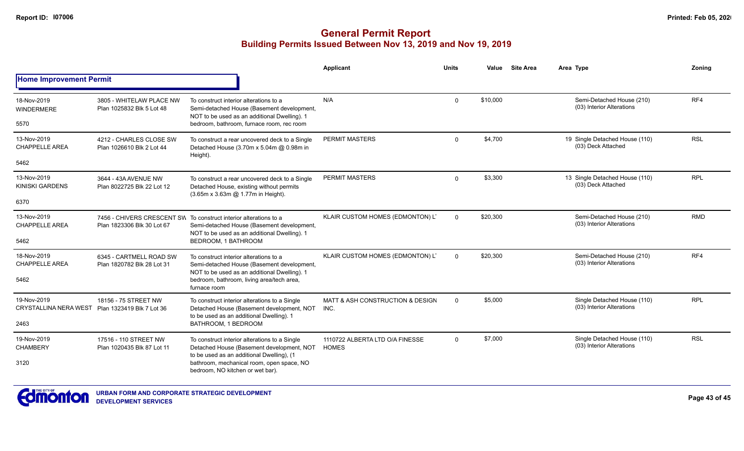# General Permit Report

## Building Permits Issued Between Nov 13, 2019 and Nov 19, 2019

### Home Improvement Permit

| | | | Applicant | Units | Value | Site Area | Area | Type | Zoning |
|---|---|---|---|---|---|---|---|---|---|
| 18-Nov-2019 WINDERMERE 5570 | 3805 - WHITELAW PLACE NW Plan 1025832 Blk 5 Lot 48 | To construct interior alterations to a Semi-detached House (Basement development, NOT to be used as an additional Dwelling). 1 bedroom, bathroom, furnace room, rec room | N/A | 0 | $10,000 | | | Semi-Detached House (210) (03) Interior Alterations | RF4 |
| 13-Nov-2019 CHAPPELLE AREA 5462 | 4212 - CHARLES CLOSE SW Plan 1026610 Blk 2 Lot 44 | To construct a rear uncovered deck to a Single Detached House (3.70m x 5.04m @ 0.98m in Height). | PERMIT MASTERS | 0 | $4,700 | | 19 | Single Detached House (110) (03) Deck Attached | RSL |
| 13-Nov-2019 KINISKI GARDENS 6370 | 3644 - 43A AVENUE NW Plan 8022725 Blk 22 Lot 12 | To construct a rear uncovered deck to a Single Detached House, existing without permits (3.65m x 3.63m @ 1.77m in Height). | PERMIT MASTERS | 0 | $3,300 | | 13 | Single Detached House (110) (03) Deck Attached | RPL |
| 13-Nov-2019 CHAPPELLE AREA 5462 | 7456 - CHIVERS CRESCENT SW Plan 1823306 Blk 30 Lot 67 | To construct interior alterations to a Semi-detached House (Basement development, NOT to be used as an additional Dwelling). 1 BEDROOM, 1 BATHROOM | KLAIR CUSTOM HOMES (EDMONTON) LT | 0 | $20,300 | | | Semi-Detached House (210) (03) Interior Alterations | RMD |
| 18-Nov-2019 CHAPPELLE AREA 5462 | 6345 - CARTMELL ROAD SW Plan 1820782 Blk 28 Lot 31 | To construct interior alterations to a Semi-detached House (Basement development, NOT to be used as an additional Dwelling). 1 bedroom, bathroom, living area/tech area, furnace room | KLAIR CUSTOM HOMES (EDMONTON) LT | 0 | $20,300 | | | Semi-Detached House (210) (03) Interior Alterations | RF4 |
| 19-Nov-2019 CRYSTALLINA NERA WEST 2463 | 18156 - 75 STREET NW Plan 1323419 Blk 7 Lot 36 | To construct interior alterations to a Single Detached House (Basement development, NOT to be used as an additional Dwelling). 1 BATHROOM, 1 BEDROOM | MATT & ASH CONSTRUCTION & DESIGN INC. | 0 | $5,000 | | | Single Detached House (110) (03) Interior Alterations | RPL |
| 19-Nov-2019 CHAMBERY 3120 | 17516 - 110 STREET NW Plan 1020435 Blk 87 Lot 11 | To construct interior alterations to a Single Detached House (Basement development, NOT to be used as an additional Dwelling), (1 bathroom, mechanical room, open space, NO bedroom, NO kitchen or wet bar). | 1110722 ALBERTA LTD O/A FINESSE HOMES | 0 | $7,000 | | | Single Detached House (110) (03) Interior Alterations | RSL |

URBAN FORM AND CORPORATE STRATEGIC DEVELOPMENT
DEVELOPMENT SERVICES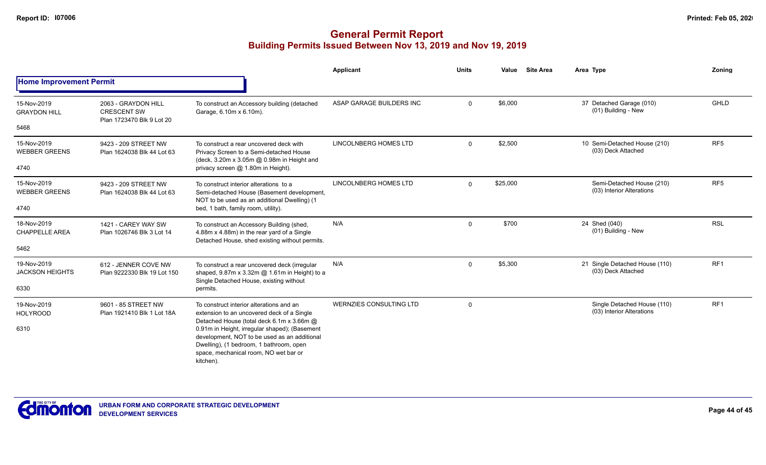# General Permit Report

## Building Permits Issued Between Nov 13, 2019 and Nov 19, 2019

### Home Improvement Permit

| Date / Neighbourhood | Address / Legal | Description | Applicant | Units | Value | Site Area | Area Type | Zoning |
|---|---|---|---|---|---|---|---|---|
| 15-Nov-2019 GRAYDON HILL 5468 | 2063 - GRAYDON HILL CRESCENT SW Plan 1723470 Blk 9 Lot 20 | To construct an Accessory building (detached Garage, 6.10m x 6.10m). | ASAP GARAGE BUILDERS INC | 0 | $6,000 | | 37 Detached Garage (010) (01) Building - New | GHLD |
| 15-Nov-2019 WEBBER GREENS 4740 | 9423 - 209 STREET NW Plan 1624038 Blk 44 Lot 63 | To construct a rear uncovered deck with Privacy Screen to a Semi-detached House (deck, 3.20m x 3.05m @ 0.98m in Height and privacy screen @ 1.80m in Height). | LINCOLNBERG HOMES LTD | 0 | $2,500 | | 10 Semi-Detached House (210) (03) Deck Attached | RF5 |
| 15-Nov-2019 WEBBER GREENS 4740 | 9423 - 209 STREET NW Plan 1624038 Blk 44 Lot 63 | To construct interior alterations to a Semi-detached House (Basement development, NOT to be used as an additional Dwelling) (1 bed, 1 bath, family room, utility). | LINCOLNBERG HOMES LTD | 0 | $25,000 | | Semi-Detached House (210) (03) Interior Alterations | RF5 |
| 18-Nov-2019 CHAPPELLE AREA 5462 | 1421 - CAREY WAY SW Plan 1026746 Blk 3 Lot 14 | To construct an Accessory Building (shed, 4.88m x 4.88m) in the rear yard of a Single Detached House, shed existing without permits. | N/A | 0 | $700 | | 24 Shed (040) (01) Building - New | RSL |
| 19-Nov-2019 JACKSON HEIGHTS 6330 | 612 - JENNER COVE NW Plan 9222330 Blk 19 Lot 150 | To construct a rear uncovered deck (irregular shaped, 9.87m x 3.32m @ 1.61m in Height) to a Single Detached House, existing without permits. | N/A | 0 | $5,300 | | 21 Single Detached House (110) (03) Deck Attached | RF1 |
| 19-Nov-2019 HOLYROOD 6310 | 9601 - 85 STREET NW Plan 1921410 Blk 1 Lot 18A | To construct interior alterations and an extension to an uncovered deck of a Single Detached House (total deck 6.1m x 3.66m @ 0.91m in Height, irregular shaped); (Basement development, NOT to be used as an additional Dwelling), (1 bedroom, 1 bathroom, open space, mechanical room, NO wet bar or kitchen). | WERNZIES CONSULTING LTD | 0 | | | Single Detached House (110) (03) Interior Alterations | RF1 |

URBAN FORM AND CORPORATE STRATEGIC DEVELOPMENT
DEVELOPMENT SERVICES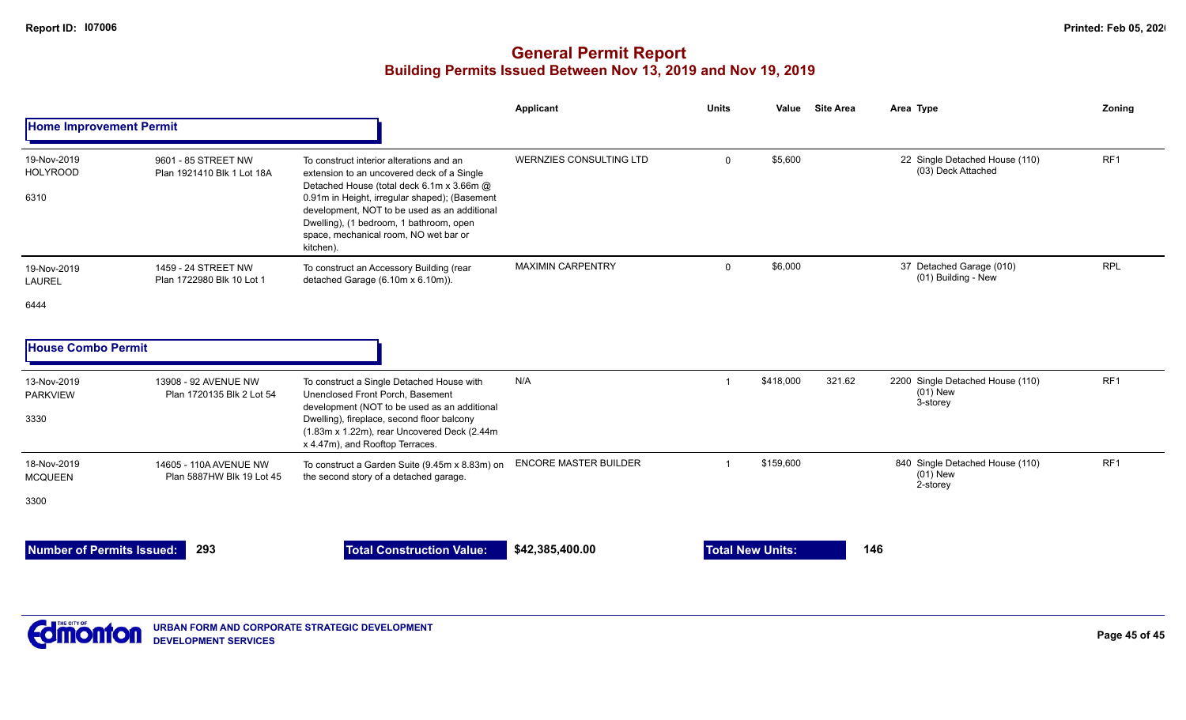## General Permit Report
### Building Permits Issued Between Nov 13, 2019 and Nov 19, 2019

**Home Improvement Permit**

| | | | Applicant | Units | Value | Site Area | Area Type | Zoning |
|---|---|---|---|---|---|---|---|---|
| 19-Nov-2019 HOLYROOD 6310 | 9601 - 85 STREET NW Plan 1921410 Blk 1 Lot 18A | To construct interior alterations and an extension to an uncovered deck of a Single Detached House (total deck 6.1m x 3.66m @ 0.91m in Height, irregular shaped); (Basement development, NOT to be used as an additional Dwelling), (1 bedroom, 1 bathroom, open space, mechanical room, NO wet bar or kitchen). | WERNZIES CONSULTING LTD | 0 | $5,600 | | 22 Single Detached House (110) (03) Deck Attached | RF1 |
| 19-Nov-2019 LAUREL 6444 | 1459 - 24 STREET NW Plan 1722980 Blk 10 Lot 1 | To construct an Accessory Building (rear detached Garage (6.10m x 6.10m)). | MAXIMIN CARPENTRY | 0 | $6,000 | | 37 Detached Garage (010) (01) Building - New | RPL |

**House Combo Permit**

| | | | Applicant | Units | Value | Site Area | Area Type | Zoning |
|---|---|---|---|---|---|---|---|---|
| 13-Nov-2019 PARKVIEW 3330 | 13908 - 92 AVENUE NW Plan 1720135 Blk 2 Lot 54 | To construct a Single Detached House with Unenclosed Front Porch, Basement development (NOT to be used as an additional Dwelling), fireplace, second floor balcony (1.83m x 1.22m), rear Uncovered Deck (2.44m x 4.47m), and Rooftop Terraces. | N/A | 1 | $418,000 | 321.62 | 2200 Single Detached House (110) (01) New 3-storey | RF1 |
| 18-Nov-2019 MCQUEEN 3300 | 14605 - 110A AVENUE NW Plan 5887HW Blk 19 Lot 45 | To construct a Garden Suite (9.45m x 8.83m) on the second story of a detached garage. | ENCORE MASTER BUILDER | 1 | $159,600 | | 840 Single Detached House (110) (01) New 2-storey | RF1 |

**Number of Permits Issued:** 293 **Total Construction Value:** $42,385,400.00 **Total New Units:** 146

URBAN FORM AND CORPORATE STRATEGIC DEVELOPMENT
DEVELOPMENT SERVICES